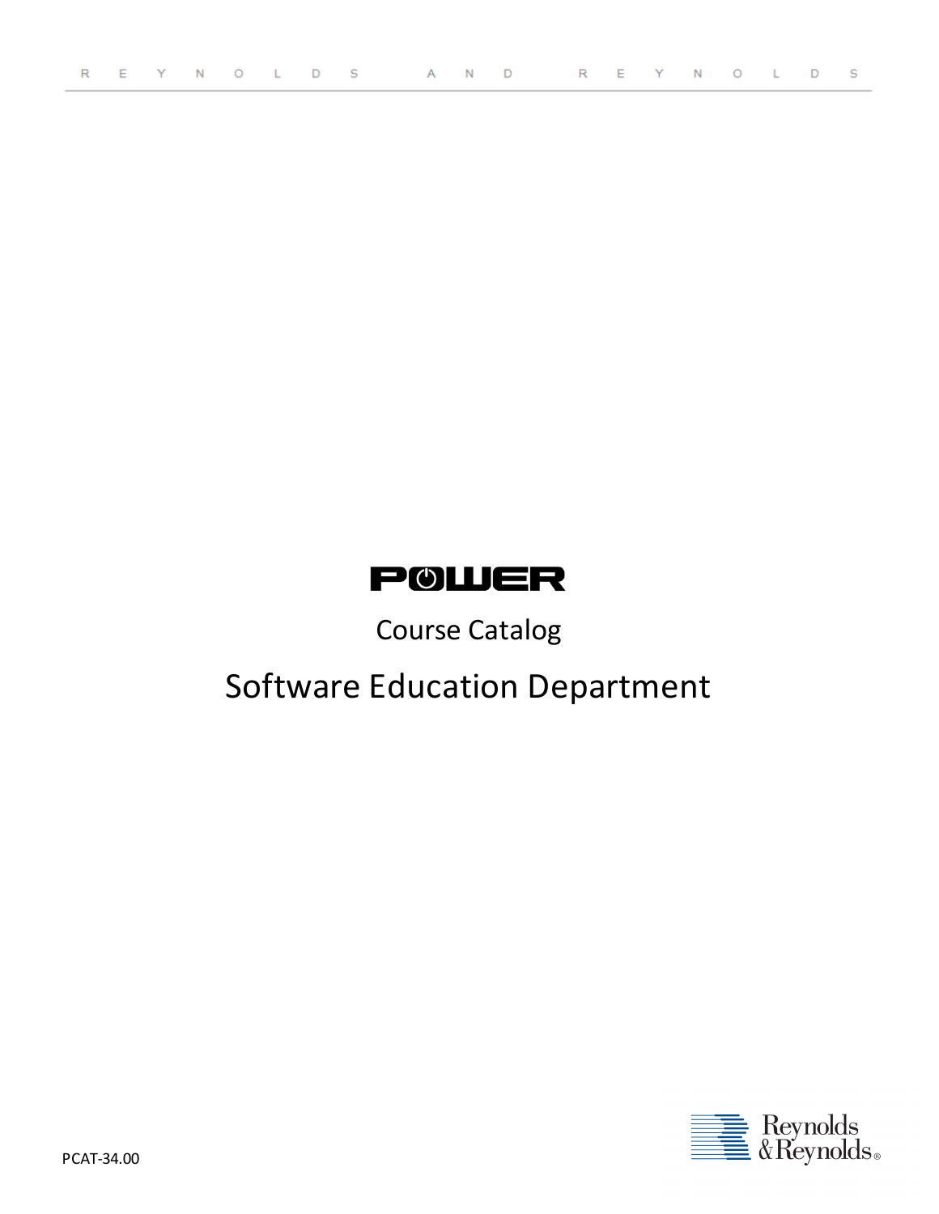R E Y N O L D S A N D R E Y N O L D S

# POWER

## Course Catalog

# Software Education Department

Reynolds & Reynolds®

PCAT-34.00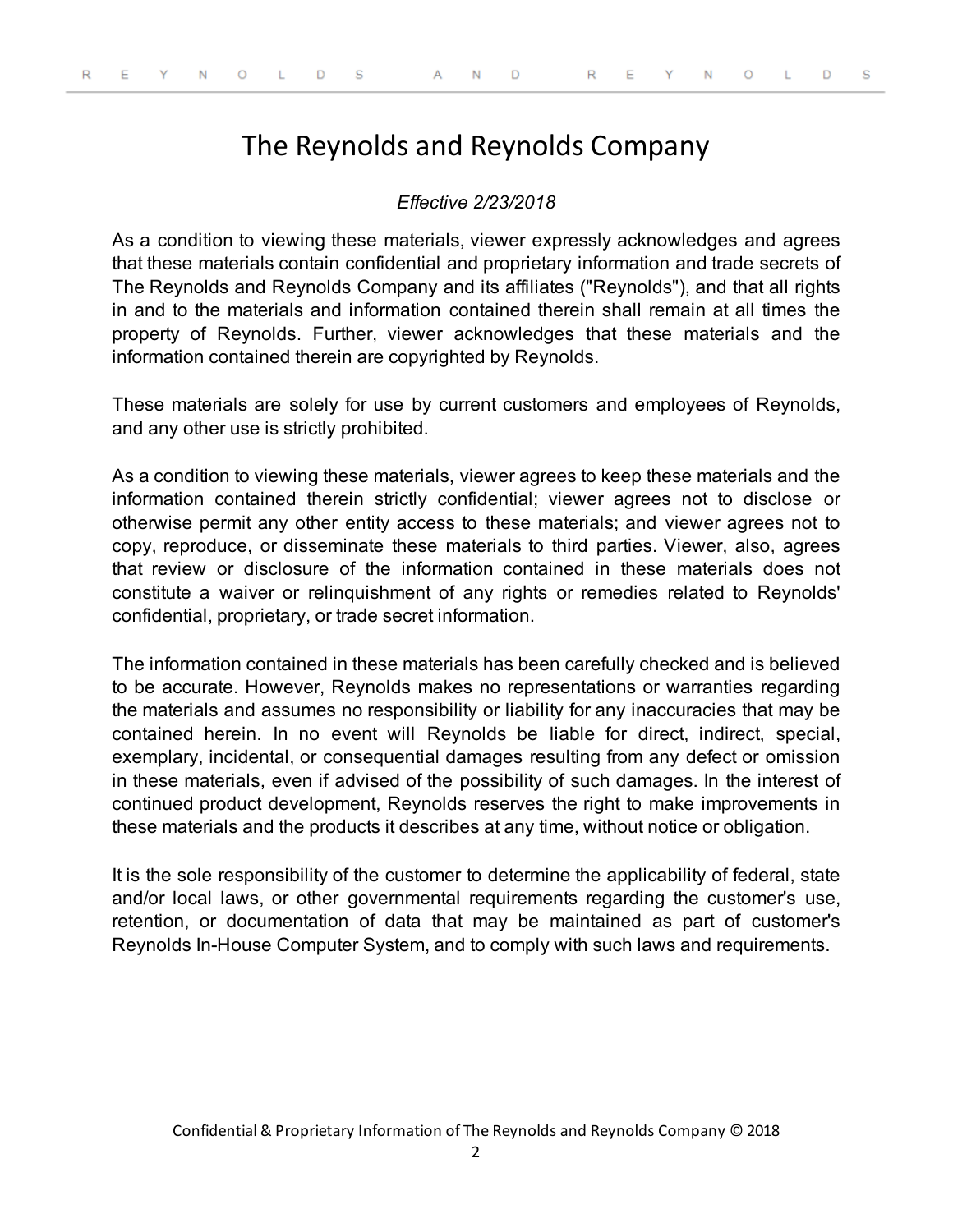# The Reynolds and Reynolds Company

*Effective 2/23/2018*

As a condition to viewing these materials, viewer expressly acknowledges and agrees that these materials contain confidential and proprietary information and trade secrets of The Reynolds and Reynolds Company and its affiliates ("Reynolds"), and that all rights in and to the materials and information contained therein shall remain at all times the property of Reynolds. Further, viewer acknowledges that these materials and the information contained therein are copyrighted by Reynolds.

These materials are solely for use by current customers and employees of Reynolds, and any other use is strictly prohibited.

As a condition to viewing these materials, viewer agrees to keep these materials and the information contained therein strictly confidential; viewer agrees not to disclose or otherwise permit any other entity access to these materials; and viewer agrees not to copy, reproduce, or disseminate these materials to third parties. Viewer, also, agrees that review or disclosure of the information contained in these materials does not constitute a waiver or relinquishment of any rights or remedies related to Reynolds' confidential, proprietary, or trade secret information.

The information contained in these materials has been carefully checked and is believed to be accurate. However, Reynolds makes no representations or warranties regarding the materials and assumes no responsibility or liability for any inaccuracies that may be contained herein. In no event will Reynolds be liable for direct, indirect, special, exemplary, incidental, or consequential damages resulting from any defect or omission in these materials, even if advised of the possibility of such damages. In the interest of continued product development, Reynolds reserves the right to make improvements in these materials and the products it describes at any time, without notice or obligation.

It is the sole responsibility of the customer to determine the applicability of federal, state and/or local laws, or other governmental requirements regarding the customer's use, retention, or documentation of data that may be maintained as part of customer's Reynolds In-House Computer System, and to comply with such laws and requirements.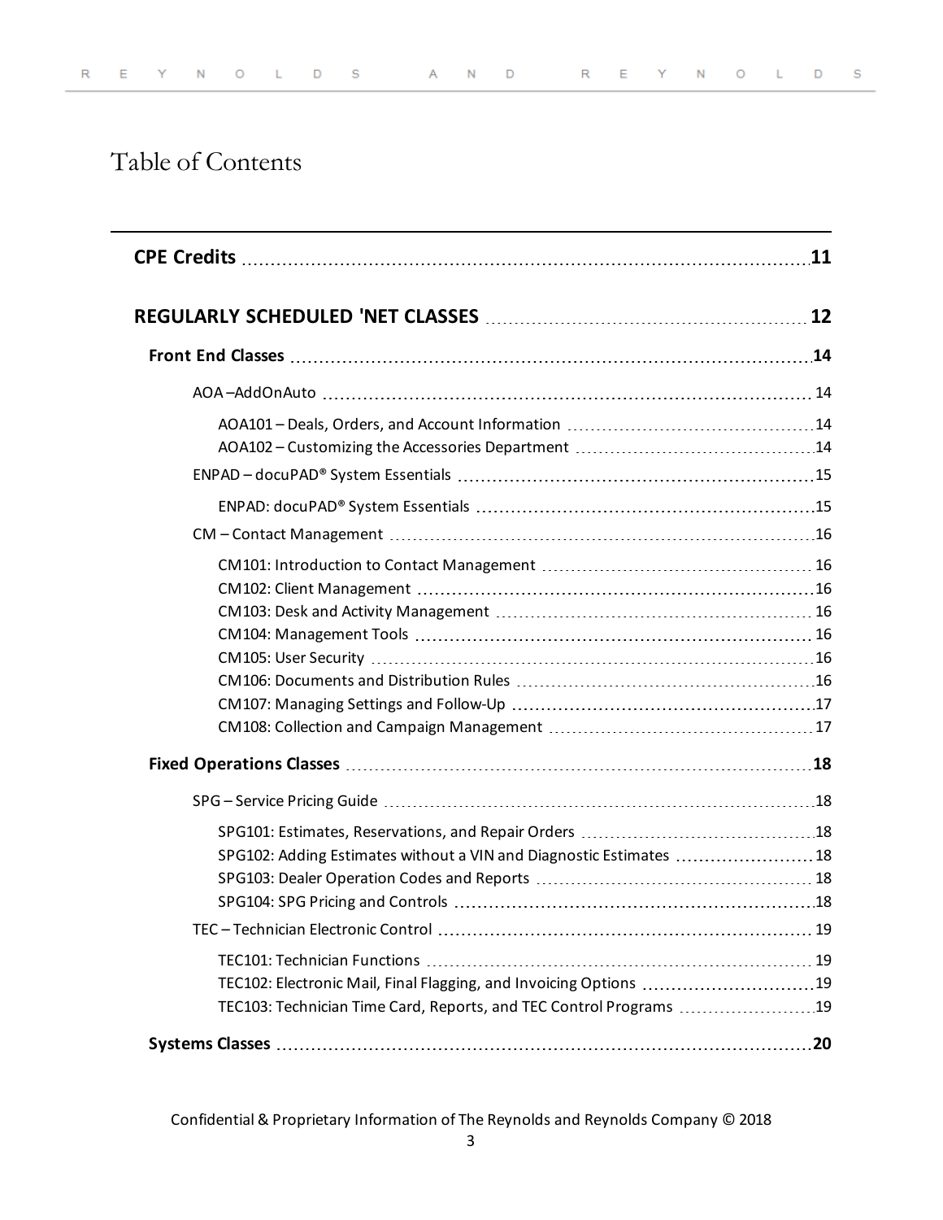# Table of Contents

**CPE Credits** ........ **11**

**REGULARLY SCHEDULED 'NET CLASSES** ........ **12**

- **Front End Classes** ........ **14**
  - AOA –AddOnAuto ........ 14
    - AOA101 – Deals, Orders, and Account Information ........ 14
    - AOA102 – Customizing the Accessories Department ........ 14
  - ENPAD – docuPAD® System Essentials ........ 15
    - ENPAD: docuPAD® System Essentials ........ 15
  - CM – Contact Management ........ 16
    - CM101: Introduction to Contact Management ........ 16
    - CM102: Client Management ........ 16
    - CM103: Desk and Activity Management ........ 16
    - CM104: Management Tools ........ 16
    - CM105: User Security ........ 16
    - CM106: Documents and Distribution Rules ........ 16
    - CM107: Managing Settings and Follow-Up ........ 17
    - CM108: Collection and Campaign Management ........ 17
- **Fixed Operations Classes** ........ **18**
  - SPG – Service Pricing Guide ........ 18
    - SPG101: Estimates, Reservations, and Repair Orders ........ 18
    - SPG102: Adding Estimates without a VIN and Diagnostic Estimates ........ 18
    - SPG103: Dealer Operation Codes and Reports ........ 18
    - SPG104: SPG Pricing and Controls ........ 18
  - TEC – Technician Electronic Control ........ 19
    - TEC101: Technician Functions ........ 19
    - TEC102: Electronic Mail, Final Flagging, and Invoicing Options ........ 19
    - TEC103: Technician Time Card, Reports, and TEC Control Programs ........ 19
- **Systems Classes** ........ **20**

Confidential & Proprietary Information of The Reynolds and Reynolds Company © 2018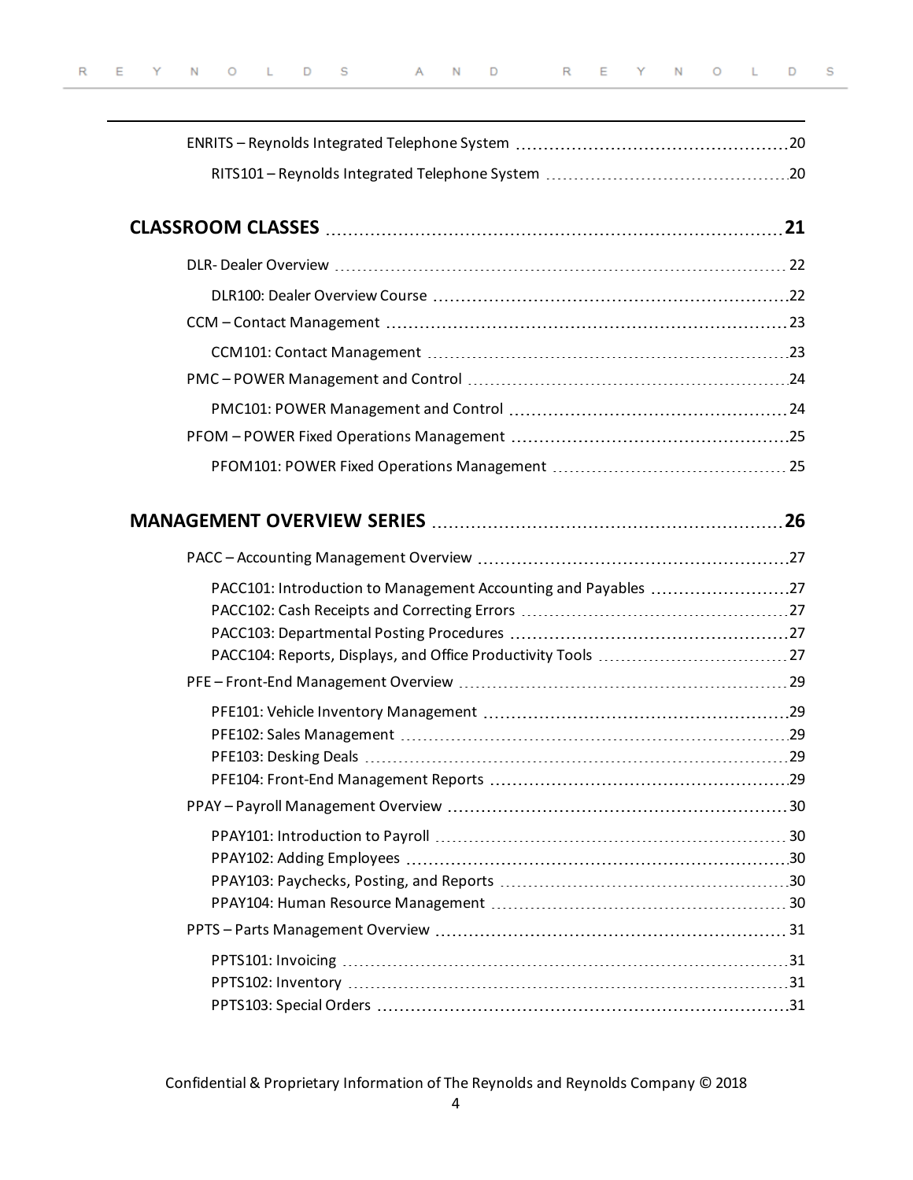ENRITS – Reynolds Integrated Telephone System .................................................20

RITS101 – Reynolds Integrated Telephone System .............................................20

**CLASSROOM CLASSES ..................................................................................21**

DLR- Dealer Overview ...................................................................................... 22

DLR100: Dealer Overview Course ................................................................22

CCM – Contact Management .........................................................................23

CCM101: Contact Management ...................................................................23

PMC – POWER Management and Control ........................................................24

PMC101: POWER Management and Control ..................................................24

PFOM – POWER Fixed Operations Management ...................................................25

PFOM101: POWER Fixed Operations Management ............................................ 25

**MANAGEMENT OVERVIEW SERIES ...............................................................26**

PACC – Accounting Management Overview .........................................................27

PACC101: Introduction to Management Accounting and Payables ..........................27
PACC102: Cash Receipts and Correcting Errors ..................................................27
PACC103: Departmental Posting Procedures ......................................................27
PACC104: Reports, Displays, and Office Productivity Tools ...................................27

PFE – Front-End Management Overview .............................................................29

PFE101: Vehicle Inventory Management .......................................................29
PFE102: Sales Management ........................................................................29
PFE103: Desking Deals ...............................................................................29
PFE104: Front-End Management Reports ......................................................29

PPAY – Payroll Management Overview ..............................................................30

PPAY101: Introduction to Payroll ................................................................. 30
PPAY102: Adding Employees .....................................................................30
PPAY103: Paychecks, Posting, and Reports .....................................................30
PPAY104: Human Resource Management ...................................................... 30

PPTS – Parts Management Overview ................................................................ 31

PPTS101: Invoicing ....................................................................................31
PPTS102: Inventory ...................................................................................31
PPTS103: Special Orders ............................................................................31

Confidential & Proprietary Information of The Reynolds and Reynolds Company © 2018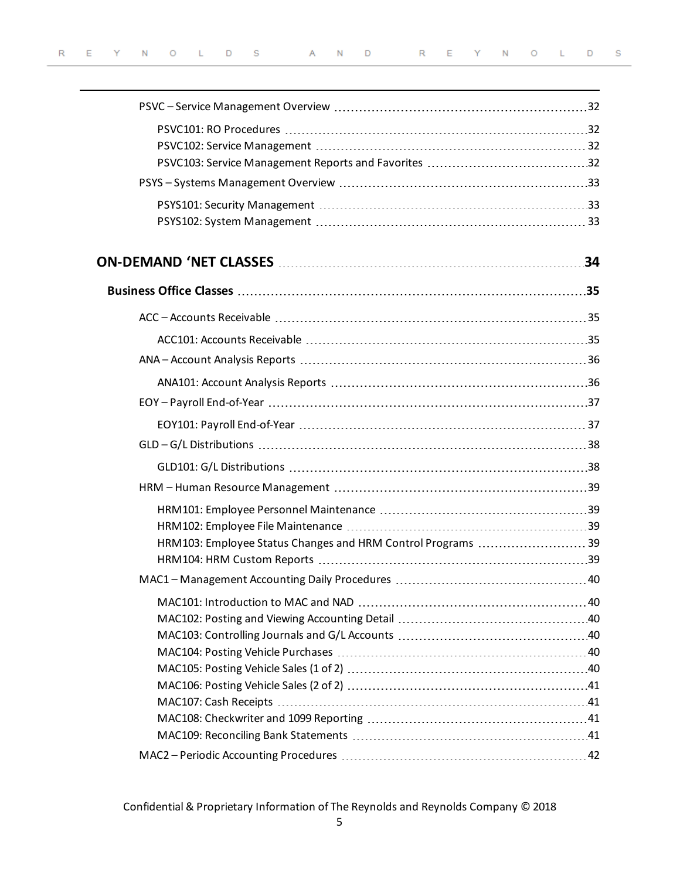PSVC – Service Management Overview ............................................................ 32

- PSVC101: RO Procedures ............................................................ 32
- PSVC102: Service Management ............................................................ 32
- PSVC103: Service Management Reports and Favorites ............................................................ 32

PSYS – Systems Management Overview ............................................................ 33

- PSYS101: Security Management ............................................................ 33
- PSYS102: System Management ............................................................ 33

## ON-DEMAND 'NET CLASSES ............................................................ 34

### Business Office Classes ............................................................ 35

ACC – Accounts Receivable ............................................................ 35

- ACC101: Accounts Receivable ............................................................ 35

ANA – Account Analysis Reports ............................................................ 36

- ANA101: Account Analysis Reports ............................................................ 36

EOY – Payroll End-of-Year ............................................................ 37

- EOY101: Payroll End-of-Year ............................................................ 37

GLD – G/L Distributions ............................................................ 38

- GLD101: G/L Distributions ............................................................ 38

HRM – Human Resource Management ............................................................ 39

- HRM101: Employee Personnel Maintenance ............................................................ 39
- HRM102: Employee File Maintenance ............................................................ 39
- HRM103: Employee Status Changes and HRM Control Programs ............................................................ 39
- HRM104: HRM Custom Reports ............................................................ 39

MAC1 – Management Accounting Daily Procedures ............................................................ 40

- MAC101: Introduction to MAC and NAD ............................................................ 40
- MAC102: Posting and Viewing Accounting Detail ............................................................ 40
- MAC103: Controlling Journals and G/L Accounts ............................................................ 40
- MAC104: Posting Vehicle Purchases ............................................................ 40
- MAC105: Posting Vehicle Sales (1 of 2) ............................................................ 40
- MAC106: Posting Vehicle Sales (2 of 2) ............................................................ 41
- MAC107: Cash Receipts ............................................................ 41
- MAC108: Checkwriter and 1099 Reporting ............................................................ 41
- MAC109: Reconciling Bank Statements ............................................................ 41

MAC2 – Periodic Accounting Procedures ............................................................ 42

Confidential & Proprietary Information of The Reynolds and Reynolds Company © 2018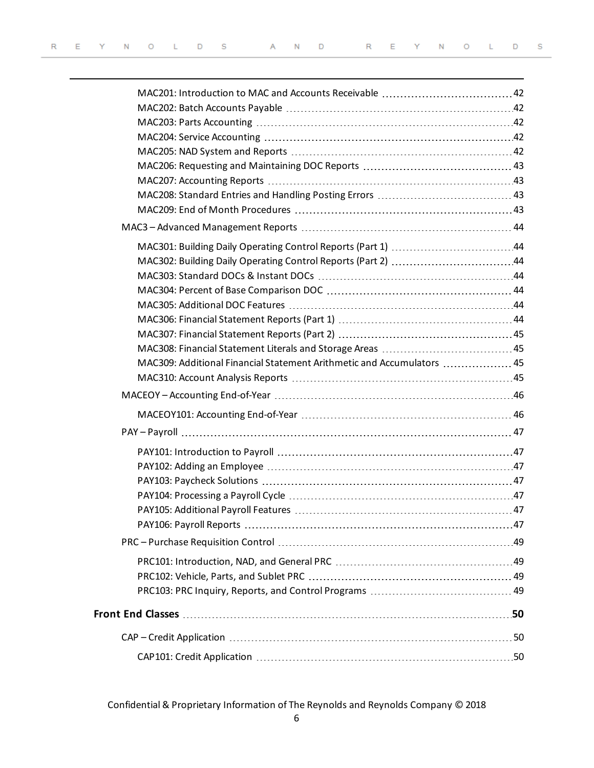- MAC201: Introduction to MAC and Accounts Receivable ........ 42
- MAC202: Batch Accounts Payable ........ 42
- MAC203: Parts Accounting ........ 42
- MAC204: Service Accounting ........ 42
- MAC205: NAD System and Reports ........ 42
- MAC206: Requesting and Maintaining DOC Reports ........ 43
- MAC207: Accounting Reports ........ 43
- MAC208: Standard Entries and Handling Posting Errors ........ 43
- MAC209: End of Month Procedures ........ 43

MAC3 – Advanced Management Reports ........ 44

- MAC301: Building Daily Operating Control Reports (Part 1) ........ 44
- MAC302: Building Daily Operating Control Reports (Part 2) ........ 44
- MAC303: Standard DOCs & Instant DOCs ........ 44
- MAC304: Percent of Base Comparison DOC ........ 44
- MAC305: Additional DOC Features ........ 44
- MAC306: Financial Statement Reports (Part 1) ........ 44
- MAC307: Financial Statement Reports (Part 2) ........ 45
- MAC308: Financial Statement Literals and Storage Areas ........ 45
- MAC309: Additional Financial Statement Arithmetic and Accumulators ........ 45
- MAC310: Account Analysis Reports ........ 45

MACEOY – Accounting End-of-Year ........ 46

- MACEOY101: Accounting End-of-Year ........ 46

PAY – Payroll ........ 47

- PAY101: Introduction to Payroll ........ 47
- PAY102: Adding an Employee ........ 47
- PAY103: Paycheck Solutions ........ 47
- PAY104: Processing a Payroll Cycle ........ 47
- PAY105: Additional Payroll Features ........ 47
- PAY106: Payroll Reports ........ 47

PRC – Purchase Requisition Control ........ 49

- PRC101: Introduction, NAD, and General PRC ........ 49
- PRC102: Vehicle, Parts, and Sublet PRC ........ 49
- PRC103: PRC Inquiry, Reports, and Control Programs ........ 49

**Front End Classes ........ 50**

CAP – Credit Application ........ 50

- CAP101: Credit Application ........ 50

Confidential & Proprietary Information of The Reynolds and Reynolds Company © 2018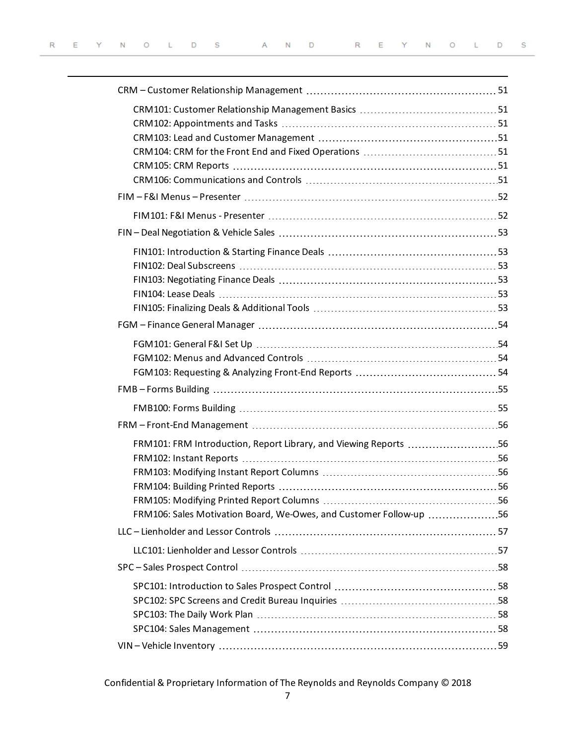- CRM – Customer Relationship Management ........ 51
  - CRM101: Customer Relationship Management Basics ........ 51
  - CRM102: Appointments and Tasks ........ 51
  - CRM103: Lead and Customer Management ........ 51
  - CRM104: CRM for the Front End and Fixed Operations ........ 51
  - CRM105: CRM Reports ........ 51
  - CRM106: Communications and Controls ........ 51
- FIM – F&I Menus – Presenter ........ 52
  - FIM101: F&I Menus - Presenter ........ 52
- FIN – Deal Negotiation & Vehicle Sales ........ 53
  - FIN101: Introduction & Starting Finance Deals ........ 53
  - FIN102: Deal Subscreens ........ 53
  - FIN103: Negotiating Finance Deals ........ 53
  - FIN104: Lease Deals ........ 53
  - FIN105: Finalizing Deals & Additional Tools ........ 53
- FGM – Finance General Manager ........ 54
  - FGM101: General F&I Set Up ........ 54
  - FGM102: Menus and Advanced Controls ........ 54
  - FGM103: Requesting & Analyzing Front-End Reports ........ 54
- FMB – Forms Building ........ 55
  - FMB100: Forms Building ........ 55
- FRM – Front-End Management ........ 56
  - FRM101: FRM Introduction, Report Library, and Viewing Reports ........ 56
  - FRM102: Instant Reports ........ 56
  - FRM103: Modifying Instant Report Columns ........ 56
  - FRM104: Building Printed Reports ........ 56
  - FRM105: Modifying Printed Report Columns ........ 56
  - FRM106: Sales Motivation Board, We-Owes, and Customer Follow-up ........ 56
- LLC – Lienholder and Lessor Controls ........ 57
  - LLC101: Lienholder and Lessor Controls ........ 57
- SPC – Sales Prospect Control ........ 58
  - SPC101: Introduction to Sales Prospect Control ........ 58
  - SPC102: SPC Screens and Credit Bureau Inquiries ........ 58
  - SPC103: The Daily Work Plan ........ 58
  - SPC104: Sales Management ........ 58
- VIN – Vehicle Inventory ........ 59

Confidential & Proprietary Information of The Reynolds and Reynolds Company © 2018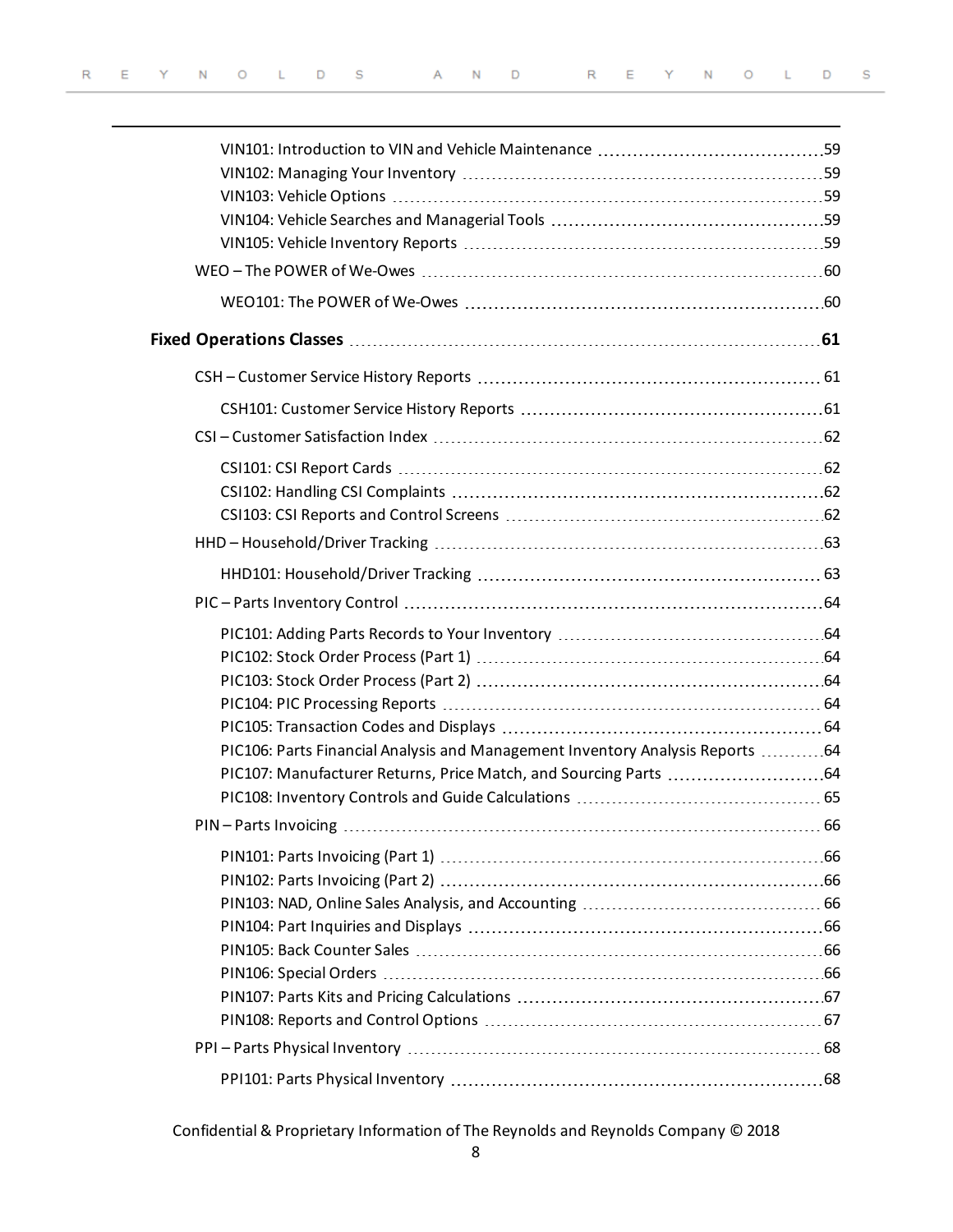VIN101: Introduction to VIN and Vehicle Maintenance ........ 59
VIN102: Managing Your Inventory ........ 59
VIN103: Vehicle Options ........ 59
VIN104: Vehicle Searches and Managerial Tools ........ 59
VIN105: Vehicle Inventory Reports ........ 59

WEO – The POWER of We-Owes ........ 60

WEO101: The POWER of We-Owes ........ 60

**Fixed Operations Classes ........ 61**

CSH – Customer Service History Reports ........ 61

CSH101: Customer Service History Reports ........ 61

CSI – Customer Satisfaction Index ........ 62

CSI101: CSI Report Cards ........ 62
CSI102: Handling CSI Complaints ........ 62
CSI103: CSI Reports and Control Screens ........ 62

HHD – Household/Driver Tracking ........ 63

HHD101: Household/Driver Tracking ........ 63

PIC – Parts Inventory Control ........ 64

PIC101: Adding Parts Records to Your Inventory ........ 64
PIC102: Stock Order Process (Part 1) ........ 64
PIC103: Stock Order Process (Part 2) ........ 64
PIC104: PIC Processing Reports ........ 64
PIC105: Transaction Codes and Displays ........ 64
PIC106: Parts Financial Analysis and Management Inventory Analysis Reports ........ 64
PIC107: Manufacturer Returns, Price Match, and Sourcing Parts ........ 64
PIC108: Inventory Controls and Guide Calculations ........ 65

PIN – Parts Invoicing ........ 66

PIN101: Parts Invoicing (Part 1) ........ 66
PIN102: Parts Invoicing (Part 2) ........ 66
PIN103: NAD, Online Sales Analysis, and Accounting ........ 66
PIN104: Part Inquiries and Displays ........ 66
PIN105: Back Counter Sales ........ 66
PIN106: Special Orders ........ 66
PIN107: Parts Kits and Pricing Calculations ........ 67
PIN108: Reports and Control Options ........ 67

PPI – Parts Physical Inventory ........ 68

PPI101: Parts Physical Inventory ........ 68

Confidential & Proprietary Information of The Reynolds and Reynolds Company © 2018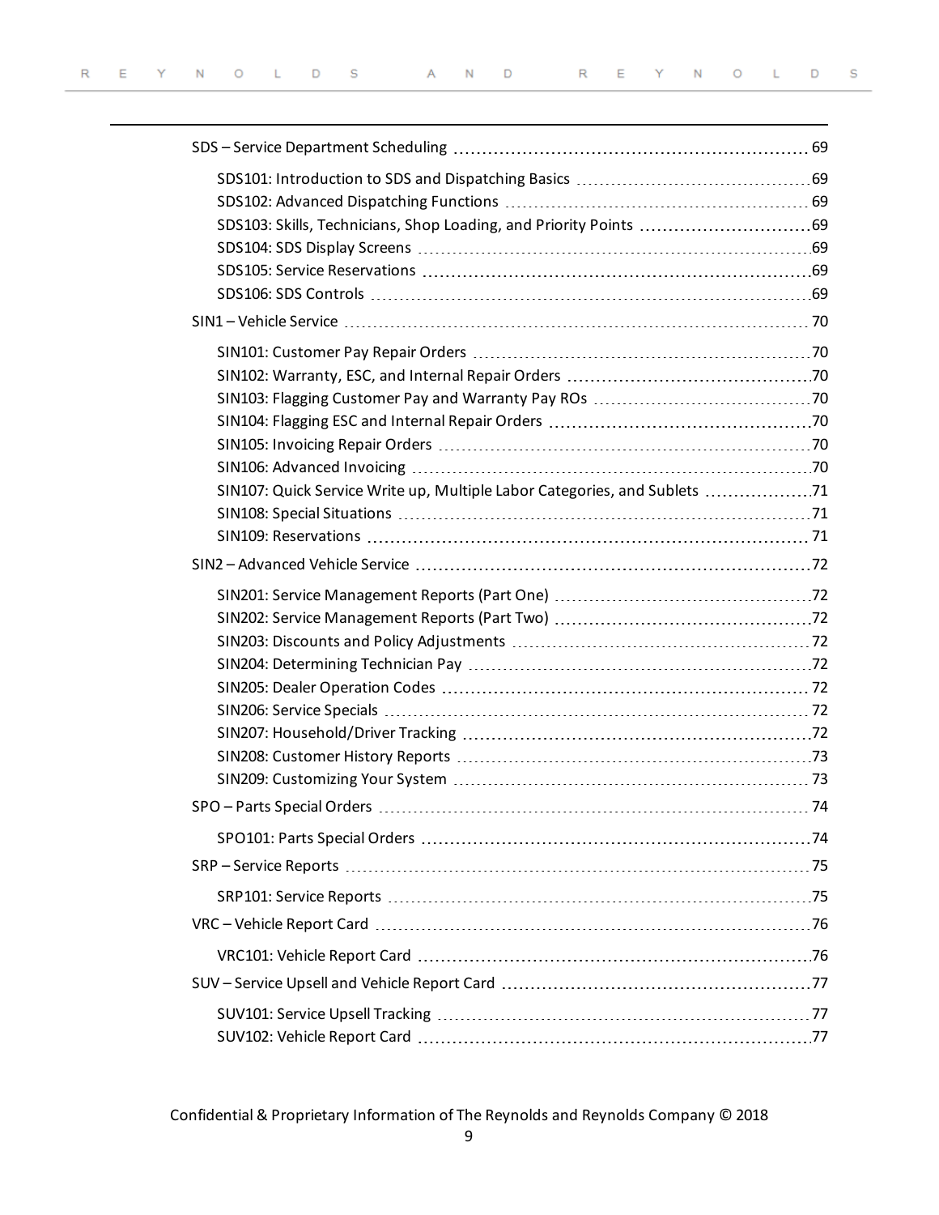SDS – Service Department Scheduling ........ 69

- SDS101: Introduction to SDS and Dispatching Basics ........ 69
- SDS102: Advanced Dispatching Functions ........ 69
- SDS103: Skills, Technicians, Shop Loading, and Priority Points ........ 69
- SDS104: SDS Display Screens ........ 69
- SDS105: Service Reservations ........ 69
- SDS106: SDS Controls ........ 69

SIN1 – Vehicle Service ........ 70

- SIN101: Customer Pay Repair Orders ........ 70
- SIN102: Warranty, ESC, and Internal Repair Orders ........ 70
- SIN103: Flagging Customer Pay and Warranty Pay ROs ........ 70
- SIN104: Flagging ESC and Internal Repair Orders ........ 70
- SIN105: Invoicing Repair Orders ........ 70
- SIN106: Advanced Invoicing ........ 70
- SIN107: Quick Service Write up, Multiple Labor Categories, and Sublets ........ 71
- SIN108: Special Situations ........ 71
- SIN109: Reservations ........ 71

SIN2 – Advanced Vehicle Service ........ 72

- SIN201: Service Management Reports (Part One) ........ 72
- SIN202: Service Management Reports (Part Two) ........ 72
- SIN203: Discounts and Policy Adjustments ........ 72
- SIN204: Determining Technician Pay ........ 72
- SIN205: Dealer Operation Codes ........ 72
- SIN206: Service Specials ........ 72
- SIN207: Household/Driver Tracking ........ 72
- SIN208: Customer History Reports ........ 73
- SIN209: Customizing Your System ........ 73

SPO – Parts Special Orders ........ 74

- SPO101: Parts Special Orders ........ 74

SRP – Service Reports ........ 75

- SRP101: Service Reports ........ 75

VRC – Vehicle Report Card ........ 76

- VRC101: Vehicle Report Card ........ 76

SUV – Service Upsell and Vehicle Report Card ........ 77

- SUV101: Service Upsell Tracking ........ 77
- SUV102: Vehicle Report Card ........ 77

Confidential & Proprietary Information of The Reynolds and Reynolds Company © 2018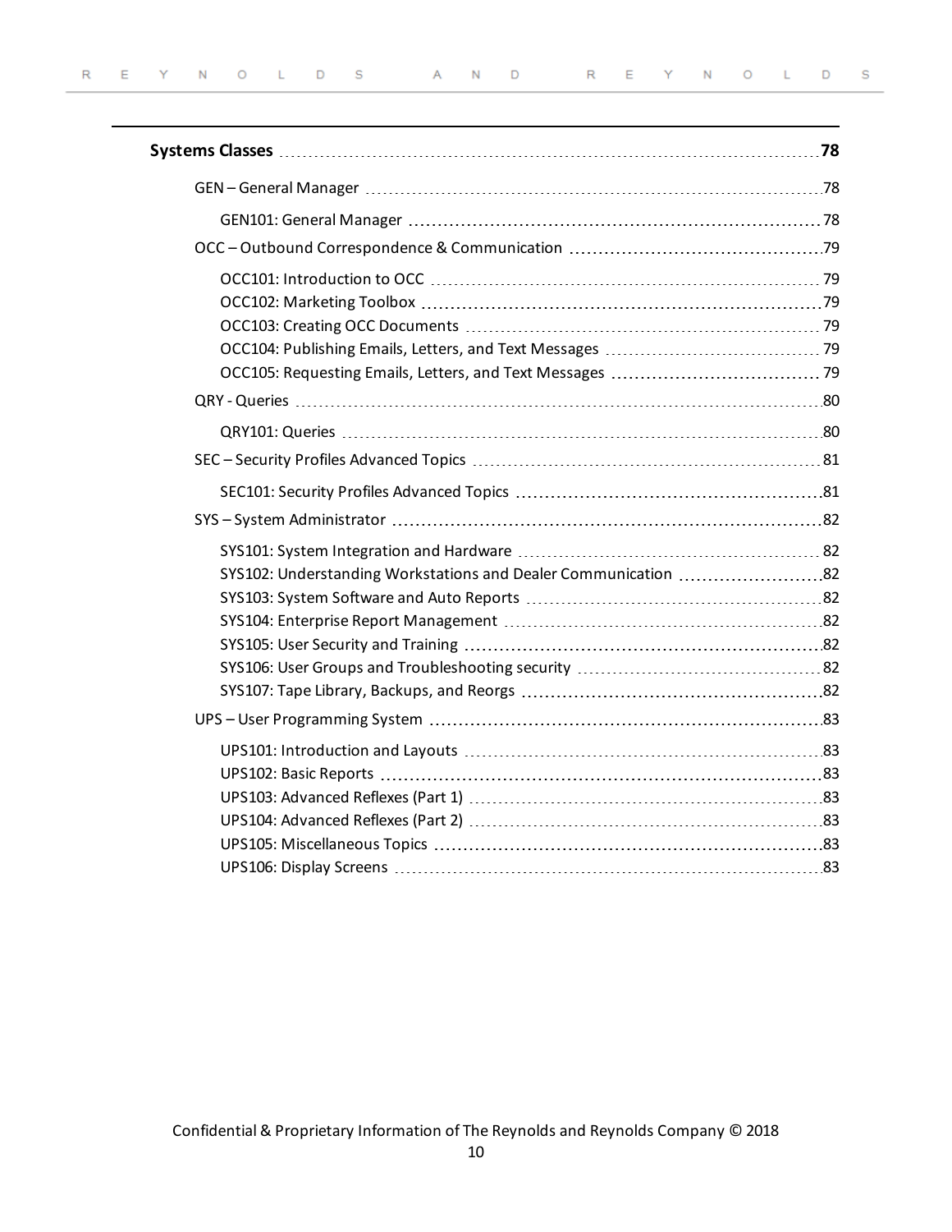**Systems Classes** ........ **78**

- GEN – General Manager ........ 78
  - GEN101: General Manager ........ 78
- OCC – Outbound Correspondence & Communication ........ 79
  - OCC101: Introduction to OCC ........ 79
  - OCC102: Marketing Toolbox ........ 79
  - OCC103: Creating OCC Documents ........ 79
  - OCC104: Publishing Emails, Letters, and Text Messages ........ 79
  - OCC105: Requesting Emails, Letters, and Text Messages ........ 79
- QRY - Queries ........ 80
  - QRY101: Queries ........ 80
- SEC – Security Profiles Advanced Topics ........ 81
  - SEC101: Security Profiles Advanced Topics ........ 81
- SYS – System Administrator ........ 82
  - SYS101: System Integration and Hardware ........ 82
  - SYS102: Understanding Workstations and Dealer Communication ........ 82
  - SYS103: System Software and Auto Reports ........ 82
  - SYS104: Enterprise Report Management ........ 82
  - SYS105: User Security and Training ........ 82
  - SYS106: User Groups and Troubleshooting security ........ 82
  - SYS107: Tape Library, Backups, and Reorgs ........ 82
- UPS – User Programming System ........ 83
  - UPS101: Introduction and Layouts ........ 83
  - UPS102: Basic Reports ........ 83
  - UPS103: Advanced Reflexes (Part 1) ........ 83
  - UPS104: Advanced Reflexes (Part 2) ........ 83
  - UPS105: Miscellaneous Topics ........ 83
  - UPS106: Display Screens ........ 83

Confidential & Proprietary Information of The Reynolds and Reynolds Company © 2018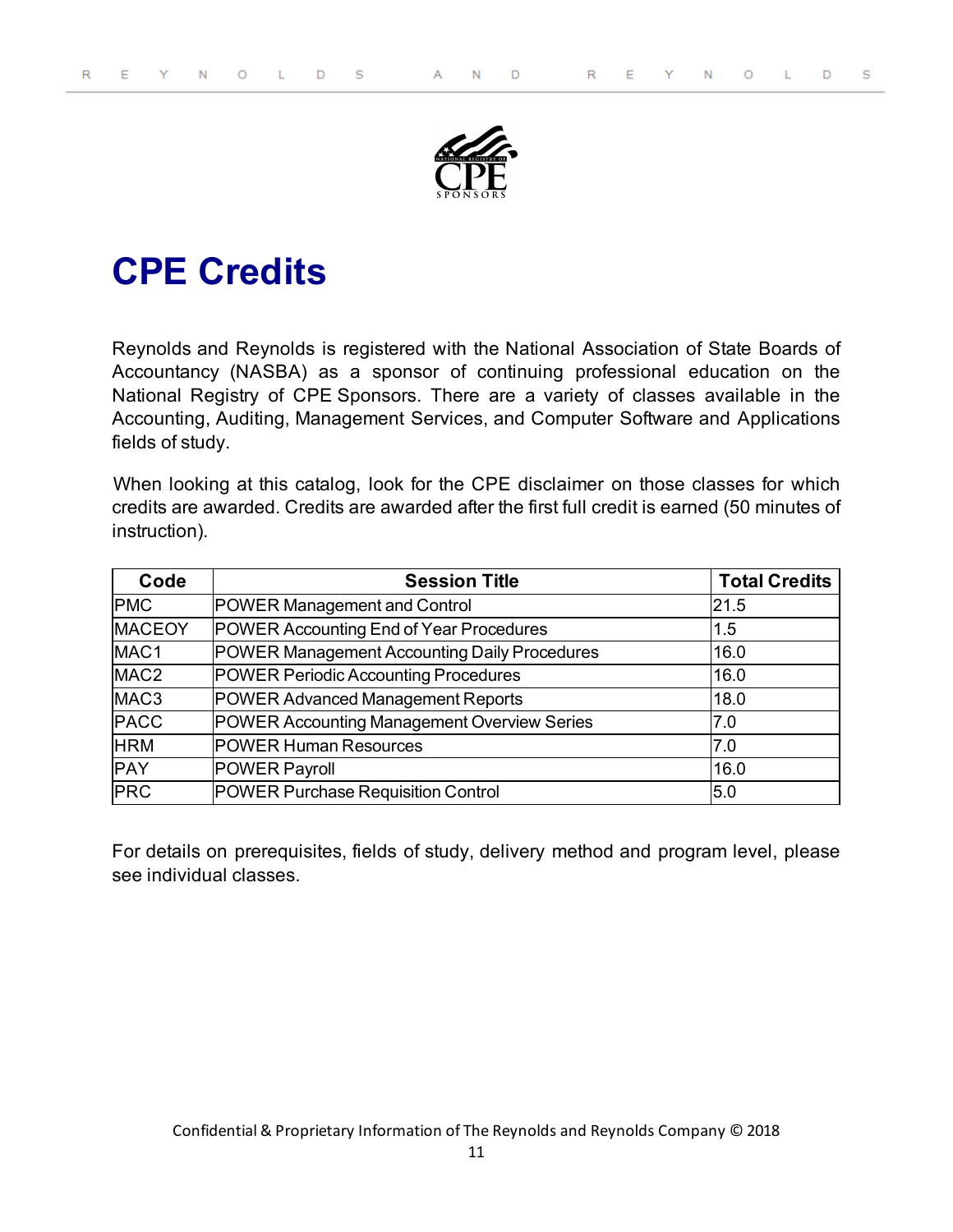# CPE Credits

Reynolds and Reynolds is registered with the National Association of State Boards of Accountancy (NASBA) as a sponsor of continuing professional education on the National Registry of CPE Sponsors. There are a variety of classes available in the Accounting, Auditing, Management Services, and Computer Software and Applications fields of study.

When looking at this catalog, look for the CPE disclaimer on those classes for which credits are awarded. Credits are awarded after the first full credit is earned (50 minutes of instruction).

| Code | Session Title | Total Credits |
|---|---|---|
| PMC | POWER Management and Control | 21.5 |
| MACEOY | POWER Accounting End of Year Procedures | 1.5 |
| MAC1 | POWER Management Accounting Daily Procedures | 16.0 |
| MAC2 | POWER Periodic Accounting Procedures | 16.0 |
| MAC3 | POWER Advanced Management Reports | 18.0 |
| PACC | POWER Accounting Management Overview Series | 7.0 |
| HRM | POWER Human Resources | 7.0 |
| PAY | POWER Payroll | 16.0 |
| PRC | POWER Purchase Requisition Control | 5.0 |

For details on prerequisites, fields of study, delivery method and program level, please see individual classes.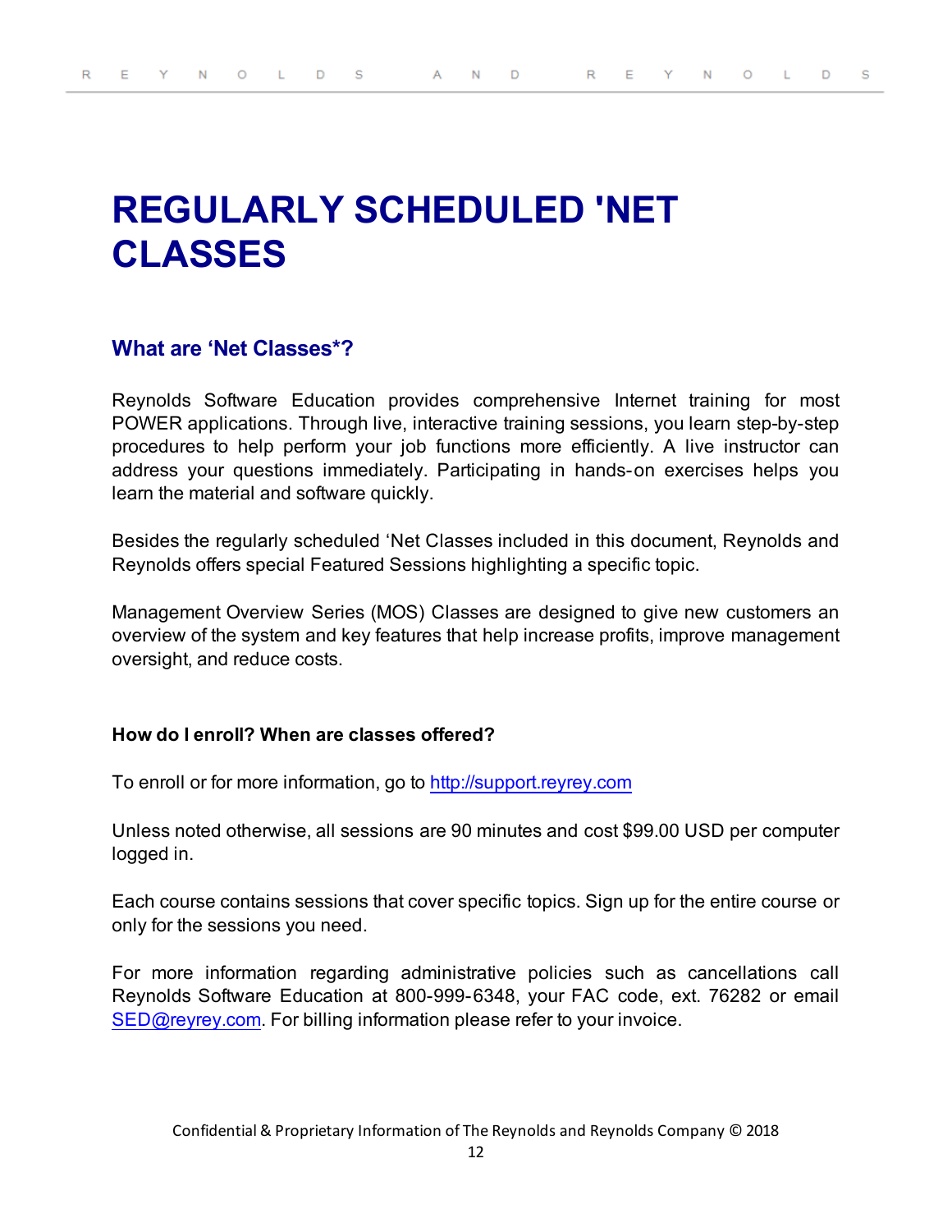# REGULARLY SCHEDULED 'NET CLASSES

## What are ‘Net Classes*?

Reynolds Software Education provides comprehensive Internet training for most POWER applications. Through live, interactive training sessions, you learn step-by-step procedures to help perform your job functions more efficiently. A live instructor can address your questions immediately. Participating in hands-on exercises helps you learn the material and software quickly.

Besides the regularly scheduled ‘Net Classes included in this document, Reynolds and Reynolds offers special Featured Sessions highlighting a specific topic.

Management Overview Series (MOS) Classes are designed to give new customers an overview of the system and key features that help increase profits, improve management oversight, and reduce costs.

**How do I enroll? When are classes offered?**

To enroll or for more information, go to http://support.reyrey.com

Unless noted otherwise, all sessions are 90 minutes and cost $99.00 USD per computer logged in.

Each course contains sessions that cover specific topics. Sign up for the entire course or only for the sessions you need.

For more information regarding administrative policies such as cancellations call Reynolds Software Education at 800-999-6348, your FAC code, ext. 76282 or email SED@reyrey.com. For billing information please refer to your invoice.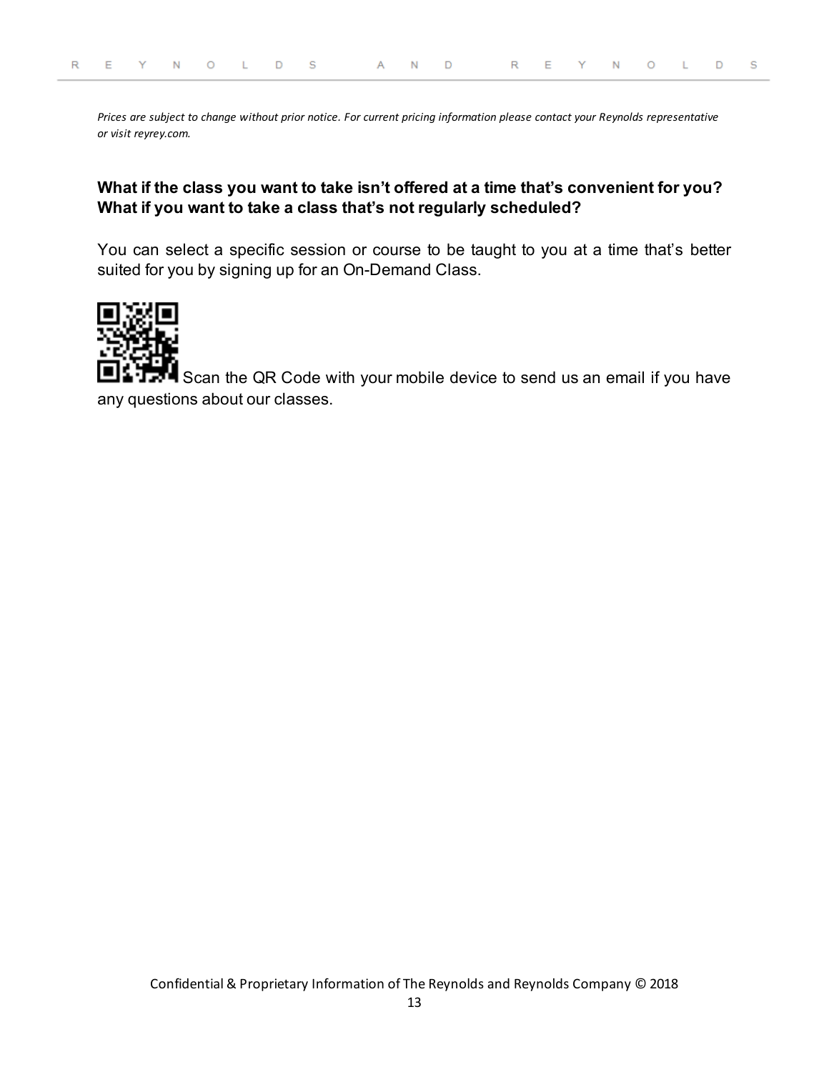*Prices are subject to change without prior notice. For current pricing information please contact your Reynolds representative or visit reyrey.com.*

**What if the class you want to take isn't offered at a time that's convenient for you? What if you want to take a class that's not regularly scheduled?**

You can select a specific session or course to be taught to you at a time that's better suited for you by signing up for an On-Demand Class.

Scan the QR Code with your mobile device to send us an email if you have any questions about our classes.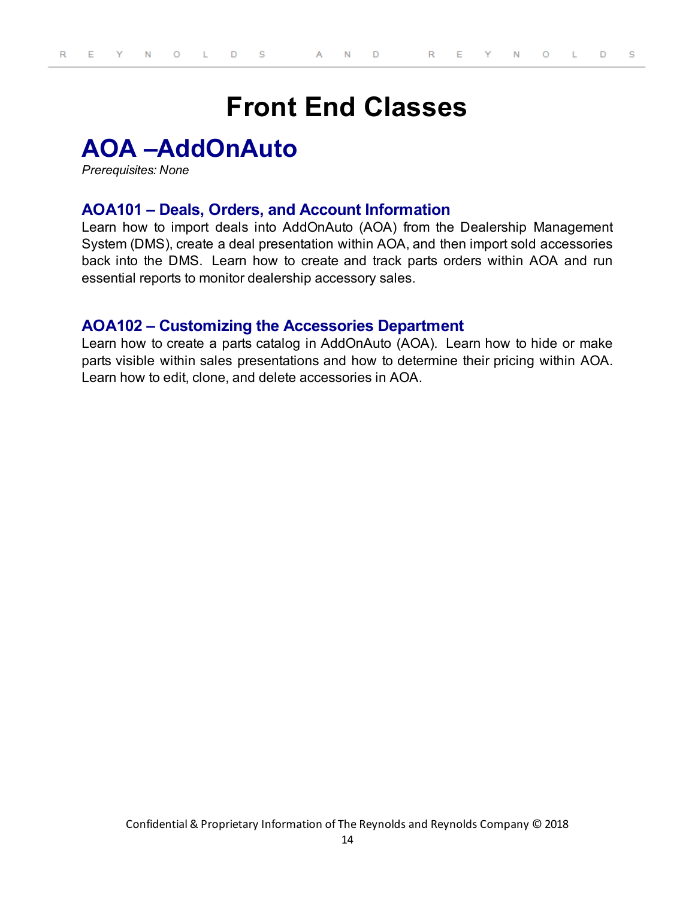# Front End Classes

## AOA –AddOnAuto

*Prerequisites: None*

### AOA101 – Deals, Orders, and Account Information

Learn how to import deals into AddOnAuto (AOA) from the Dealership Management System (DMS), create a deal presentation within AOA, and then import sold accessories back into the DMS. Learn how to create and track parts orders within AOA and run essential reports to monitor dealership accessory sales.

### AOA102 – Customizing the Accessories Department

Learn how to create a parts catalog in AddOnAuto (AOA). Learn how to hide or make parts visible within sales presentations and how to determine their pricing within AOA. Learn how to edit, clone, and delete accessories in AOA.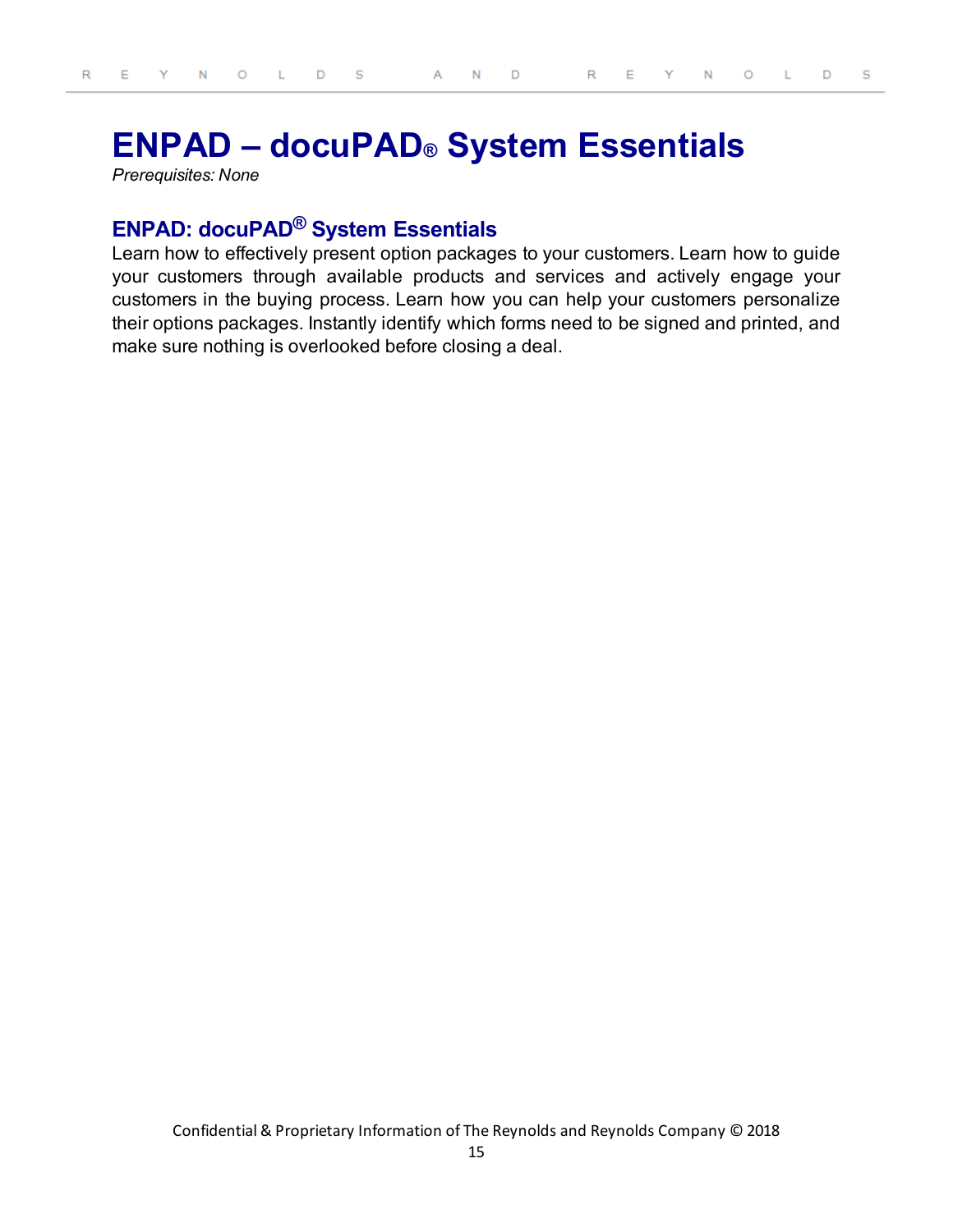# ENPAD – docuPAD® System Essentials

*Prerequisites: None*

## ENPAD: docuPAD® System Essentials

Learn how to effectively present option packages to your customers. Learn how to guide your customers through available products and services and actively engage your customers in the buying process. Learn how you can help your customers personalize their options packages. Instantly identify which forms need to be signed and printed, and make sure nothing is overlooked before closing a deal.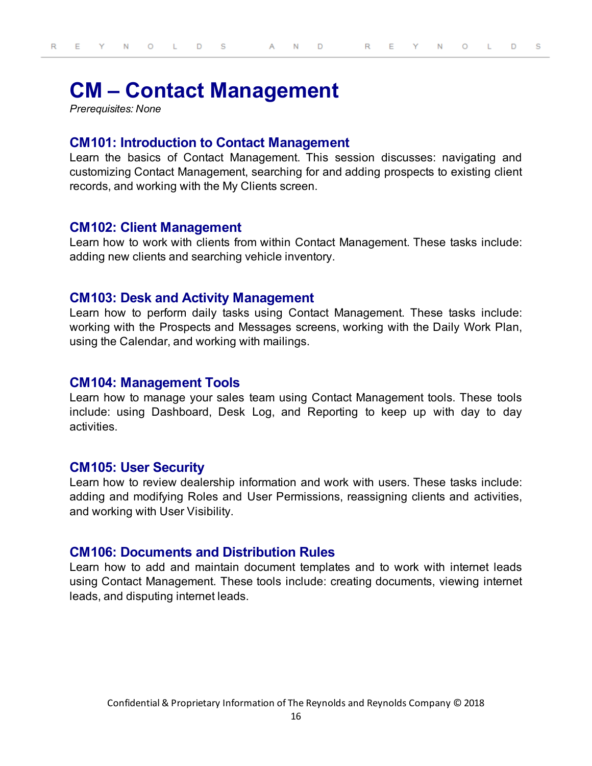# CM – Contact Management

*Prerequisites: None*

## CM101: Introduction to Contact Management

Learn the basics of Contact Management. This session discusses: navigating and customizing Contact Management, searching for and adding prospects to existing client records, and working with the My Clients screen.

## CM102: Client Management

Learn how to work with clients from within Contact Management. These tasks include: adding new clients and searching vehicle inventory.

## CM103: Desk and Activity Management

Learn how to perform daily tasks using Contact Management. These tasks include: working with the Prospects and Messages screens, working with the Daily Work Plan, using the Calendar, and working with mailings.

## CM104: Management Tools

Learn how to manage your sales team using Contact Management tools. These tools include: using Dashboard, Desk Log, and Reporting to keep up with day to day activities.

## CM105: User Security

Learn how to review dealership information and work with users. These tasks include: adding and modifying Roles and User Permissions, reassigning clients and activities, and working with User Visibility.

## CM106: Documents and Distribution Rules

Learn how to add and maintain document templates and to work with internet leads using Contact Management. These tools include: creating documents, viewing internet leads, and disputing internet leads.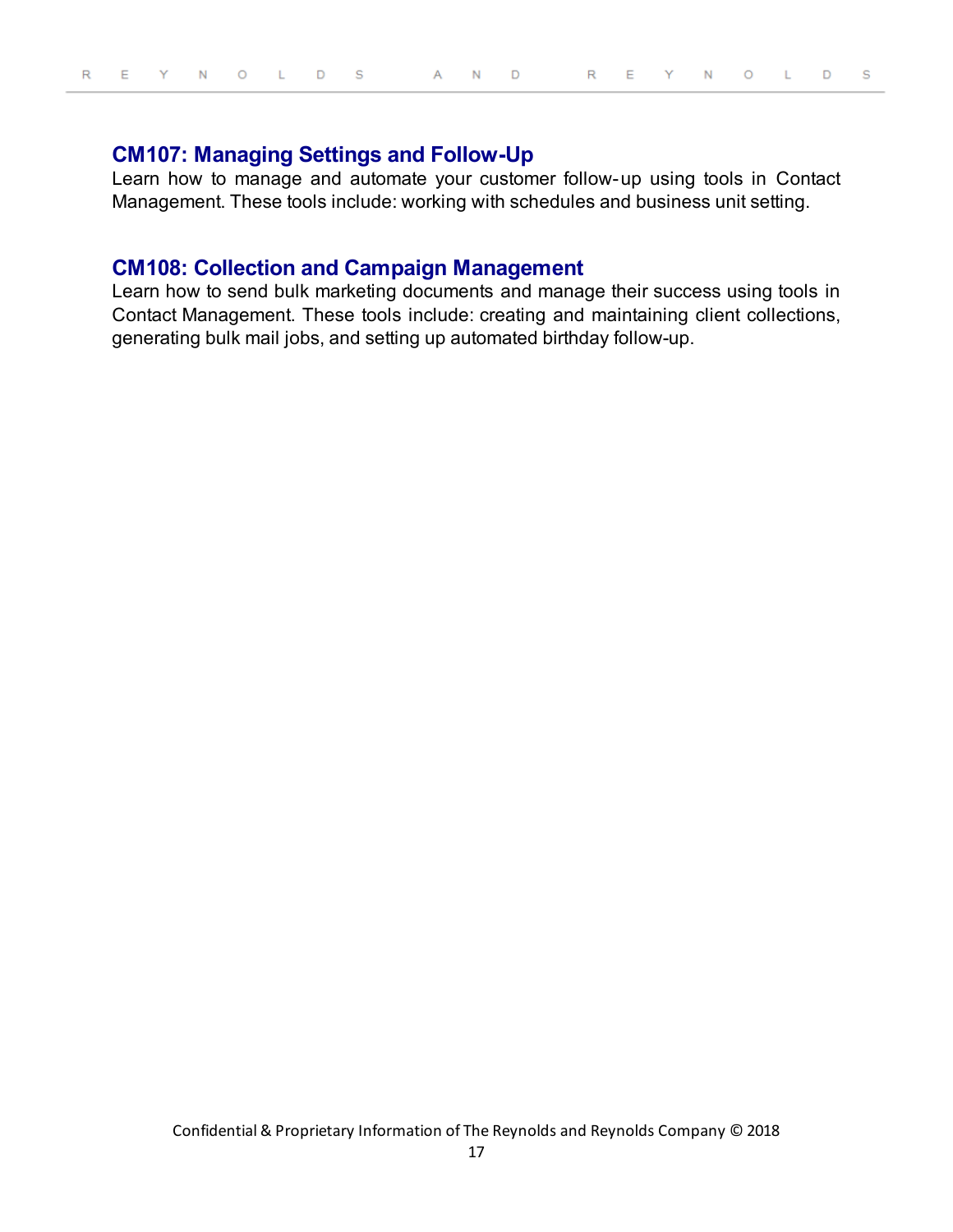### CM107: Managing Settings and Follow-Up

Learn how to manage and automate your customer follow-up using tools in Contact Management. These tools include: working with schedules and business unit setting.

### CM108: Collection and Campaign Management

Learn how to send bulk marketing documents and manage their success using tools in Contact Management. These tools include: creating and maintaining client collections, generating bulk mail jobs, and setting up automated birthday follow-up.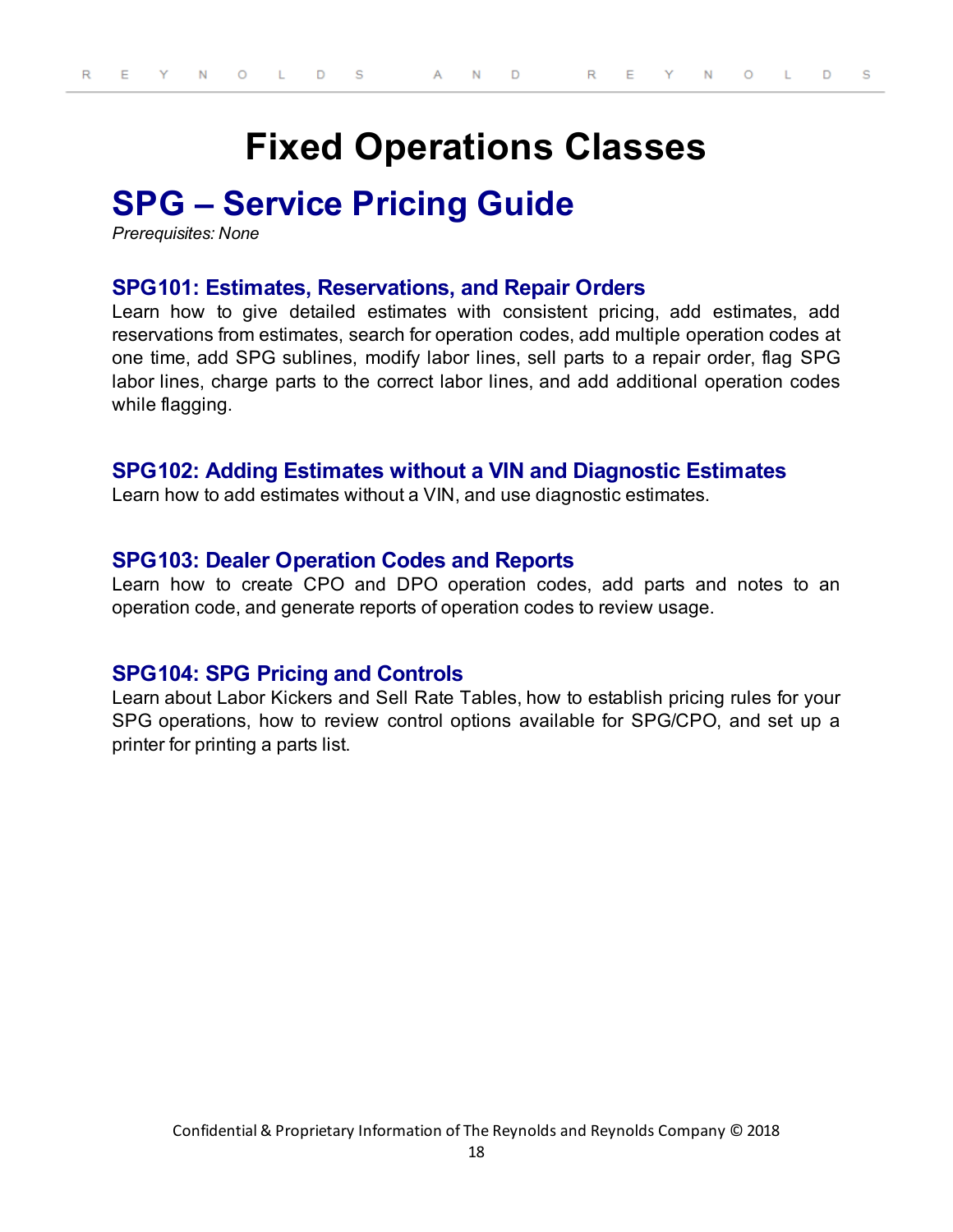# Fixed Operations Classes

## SPG – Service Pricing Guide

*Prerequisites: None*

### SPG101: Estimates, Reservations, and Repair Orders

Learn how to give detailed estimates with consistent pricing, add estimates, add reservations from estimates, search for operation codes, add multiple operation codes at one time, add SPG sublines, modify labor lines, sell parts to a repair order, flag SPG labor lines, charge parts to the correct labor lines, and add additional operation codes while flagging.

### SPG102: Adding Estimates without a VIN and Diagnostic Estimates

Learn how to add estimates without a VIN, and use diagnostic estimates.

### SPG103: Dealer Operation Codes and Reports

Learn how to create CPO and DPO operation codes, add parts and notes to an operation code, and generate reports of operation codes to review usage.

### SPG104: SPG Pricing and Controls

Learn about Labor Kickers and Sell Rate Tables, how to establish pricing rules for your SPG operations, how to review control options available for SPG/CPO, and set up a printer for printing a parts list.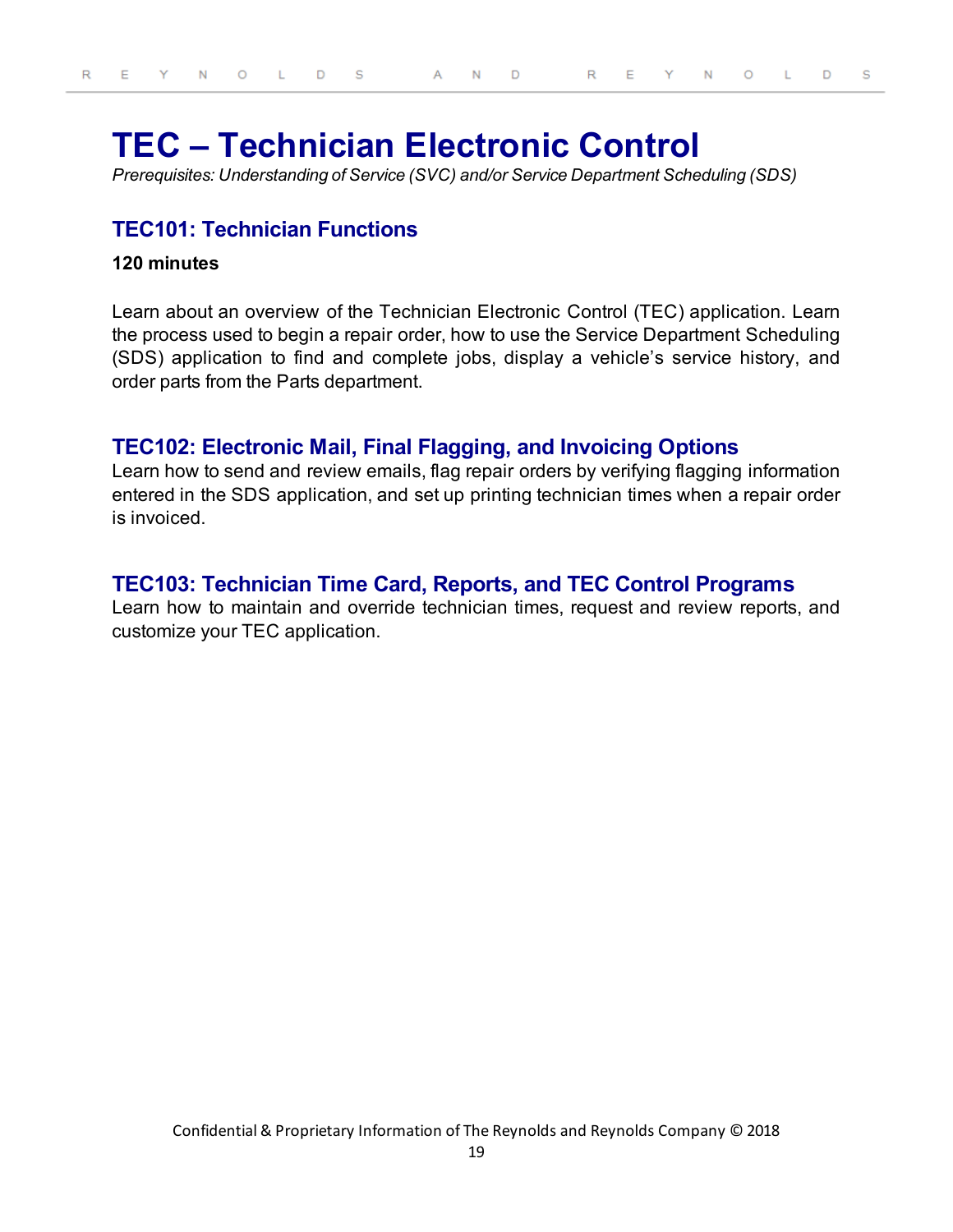# TEC – Technician Electronic Control

*Prerequisites: Understanding of Service (SVC) and/or Service Department Scheduling (SDS)*

## TEC101: Technician Functions

**120 minutes**

Learn about an overview of the Technician Electronic Control (TEC) application. Learn the process used to begin a repair order, how to use the Service Department Scheduling (SDS) application to find and complete jobs, display a vehicle's service history, and order parts from the Parts department.

## TEC102: Electronic Mail, Final Flagging, and Invoicing Options

Learn how to send and review emails, flag repair orders by verifying flagging information entered in the SDS application, and set up printing technician times when a repair order is invoiced.

## TEC103: Technician Time Card, Reports, and TEC Control Programs

Learn how to maintain and override technician times, request and review reports, and customize your TEC application.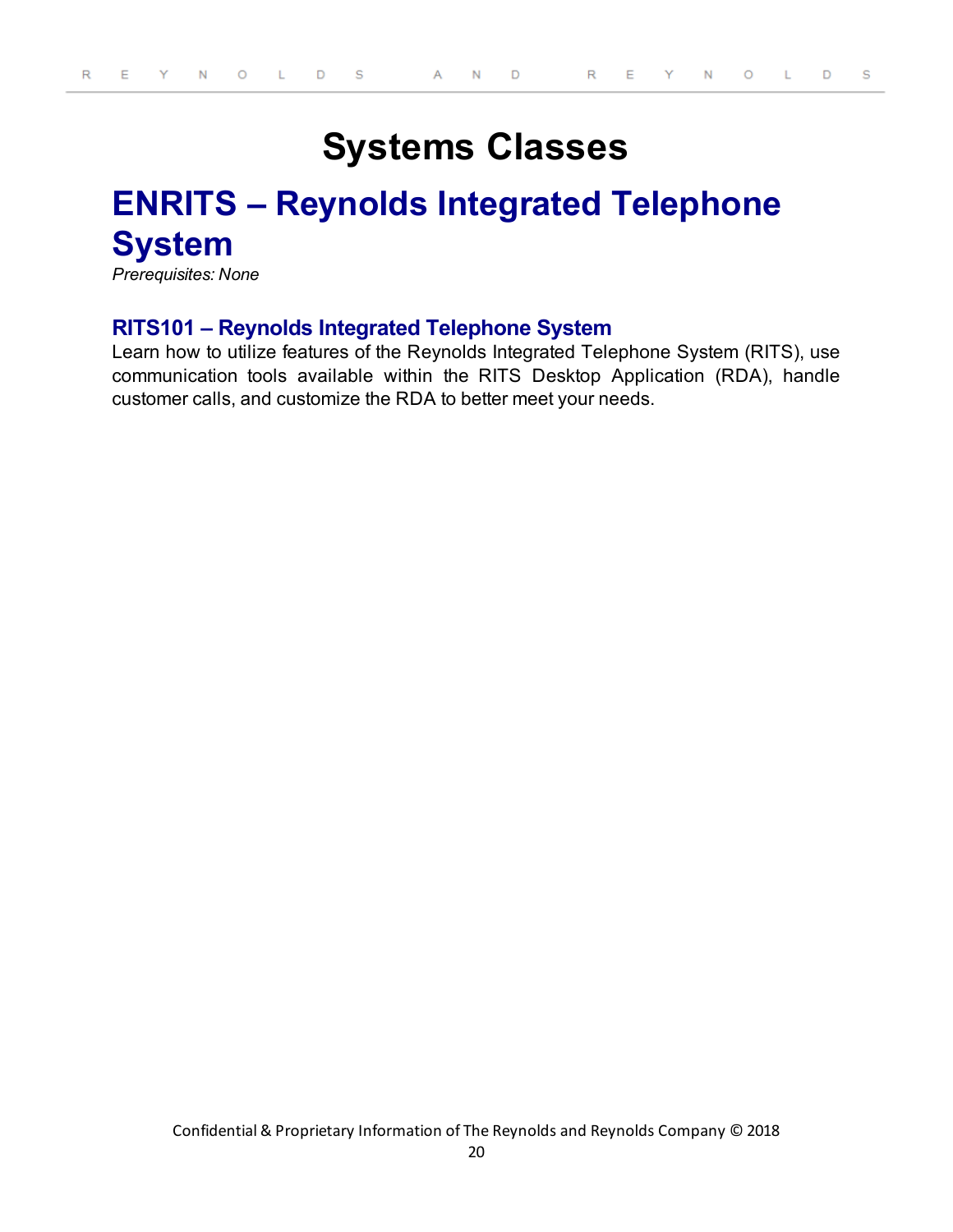# Systems Classes

## ENRITS – Reynolds Integrated Telephone System

*Prerequisites: None*

### RITS101 – Reynolds Integrated Telephone System

Learn how to utilize features of the Reynolds Integrated Telephone System (RITS), use communication tools available within the RITS Desktop Application (RDA), handle customer calls, and customize the RDA to better meet your needs.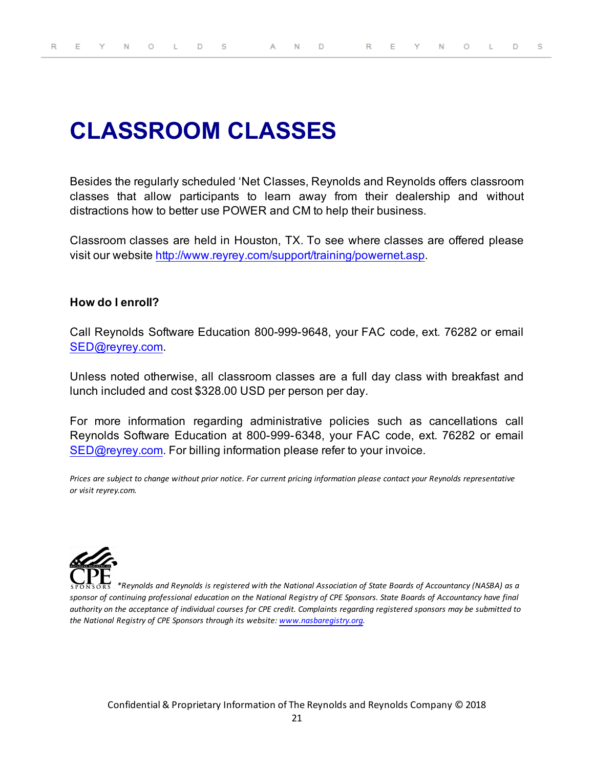# CLASSROOM CLASSES

Besides the regularly scheduled 'Net Classes, Reynolds and Reynolds offers classroom classes that allow participants to learn away from their dealership and without distractions how to better use POWER and CM to help their business.

Classroom classes are held in Houston, TX. To see where classes are offered please visit our website http://www.reyrey.com/support/training/powernet.asp.

**How do I enroll?**

Call Reynolds Software Education 800-999-9648, your FAC code, ext. 76282 or email SED@reyrey.com.

Unless noted otherwise, all classroom classes are a full day class with breakfast and lunch included and cost $328.00 USD per person per day.

For more information regarding administrative policies such as cancellations call Reynolds Software Education at 800-999-6348, your FAC code, ext. 76282 or email SED@reyrey.com. For billing information please refer to your invoice.

*Prices are subject to change without prior notice. For current pricing information please contact your Reynolds representative or visit reyrey.com.*

*\*Reynolds and Reynolds is registered with the National Association of State Boards of Accountancy (NASBA) as a sponsor of continuing professional education on the National Registry of CPE Sponsors. State Boards of Accountancy have final authority on the acceptance of individual courses for CPE credit. Complaints regarding registered sponsors may be submitted to the National Registry of CPE Sponsors through its website: www.nasbaregistry.org.*

Confidential & Proprietary Information of The Reynolds and Reynolds Company © 2018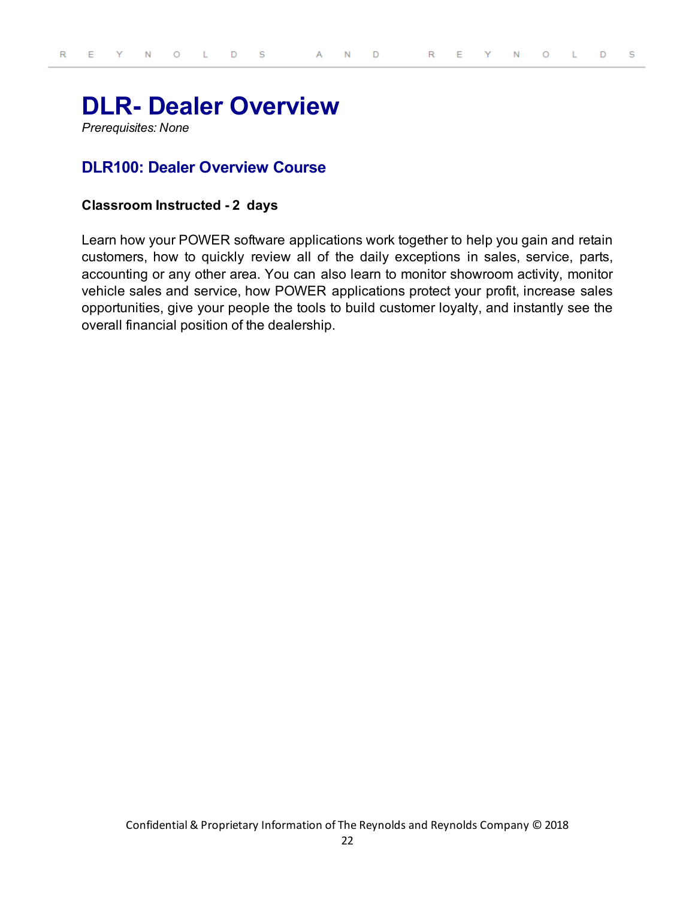# DLR- Dealer Overview

*Prerequisites: None*

## DLR100: Dealer Overview Course

**Classroom Instructed - 2 days**

Learn how your POWER software applications work together to help you gain and retain customers, how to quickly review all of the daily exceptions in sales, service, parts, accounting or any other area. You can also learn to monitor showroom activity, monitor vehicle sales and service, how POWER applications protect your profit, increase sales opportunities, give your people the tools to build customer loyalty, and instantly see the overall financial position of the dealership.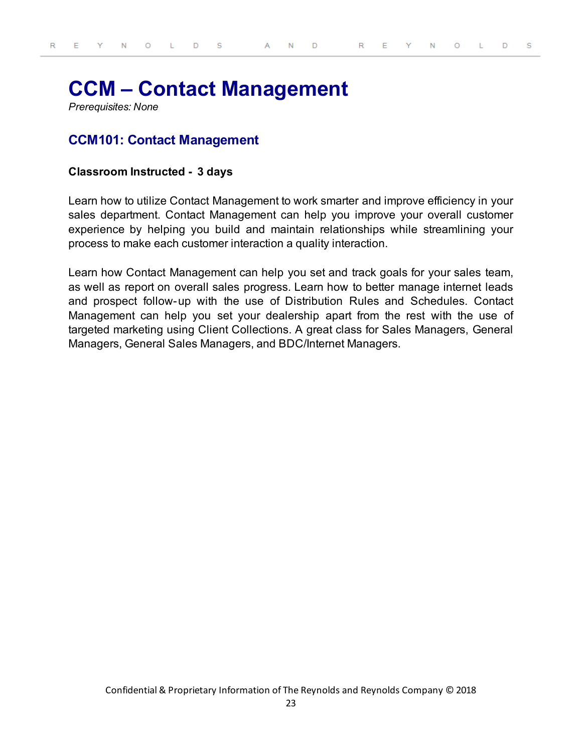# CCM – Contact Management

*Prerequisites: None*

## CCM101: Contact Management

**Classroom Instructed - 3 days**

Learn how to utilize Contact Management to work smarter and improve efficiency in your sales department. Contact Management can help you improve your overall customer experience by helping you build and maintain relationships while streamlining your process to make each customer interaction a quality interaction.

Learn how Contact Management can help you set and track goals for your sales team, as well as report on overall sales progress. Learn how to better manage internet leads and prospect follow-up with the use of Distribution Rules and Schedules. Contact Management can help you set your dealership apart from the rest with the use of targeted marketing using Client Collections. A great class for Sales Managers, General Managers, General Sales Managers, and BDC/Internet Managers.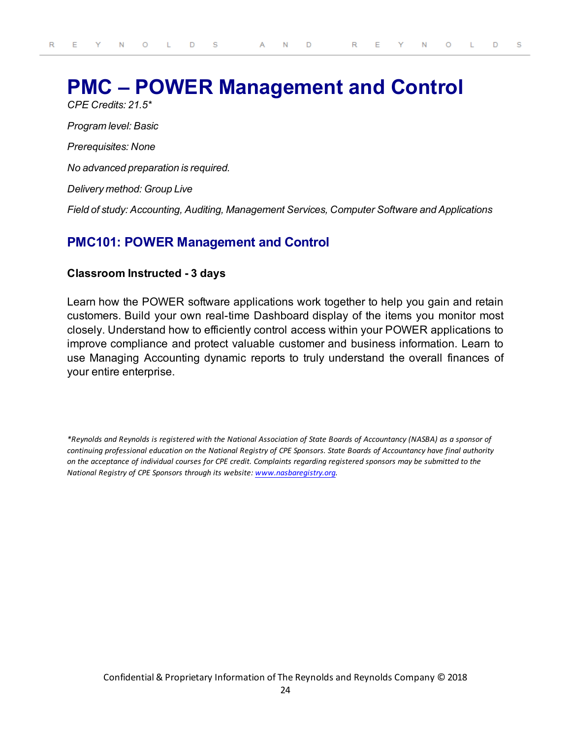# PMC – POWER Management and Control

*CPE Credits: 21.5**

*Program level: Basic*

*Prerequisites: None*

*No advanced preparation is required.*

*Delivery method: Group Live*

*Field of study: Accounting, Auditing, Management Services, Computer Software and Applications*

## PMC101: POWER Management and Control

**Classroom Instructed - 3 days**

Learn how the POWER software applications work together to help you gain and retain customers. Build your own real-time Dashboard display of the items you monitor most closely. Understand how to efficiently control access within your POWER applications to improve compliance and protect valuable customer and business information. Learn to use Managing Accounting dynamic reports to truly understand the overall finances of your entire enterprise.

*\*Reynolds and Reynolds is registered with the National Association of State Boards of Accountancy (NASBA) as a sponsor of continuing professional education on the National Registry of CPE Sponsors. State Boards of Accountancy have final authority on the acceptance of individual courses for CPE credit. Complaints regarding registered sponsors may be submitted to the National Registry of CPE Sponsors through its website: [www.nasbaregistry.org](http://www.nasbaregistry.org).*

Confidential & Proprietary Information of The Reynolds and Reynolds Company © 2018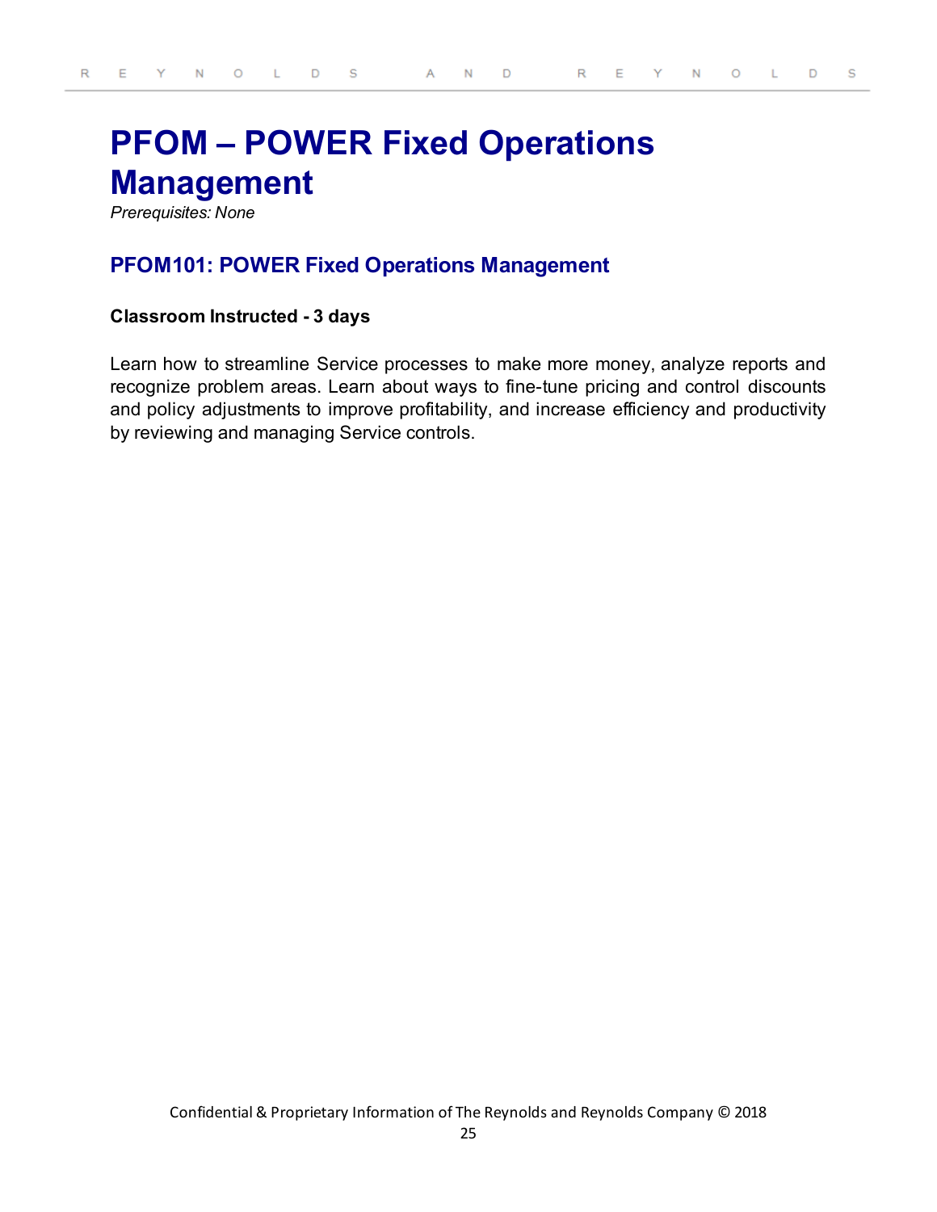# PFOM – POWER Fixed Operations Management

*Prerequisites: None*

## PFOM101: POWER Fixed Operations Management

**Classroom Instructed - 3 days**

Learn how to streamline Service processes to make more money, analyze reports and recognize problem areas. Learn about ways to fine-tune pricing and control discounts and policy adjustments to improve profitability, and increase efficiency and productivity by reviewing and managing Service controls.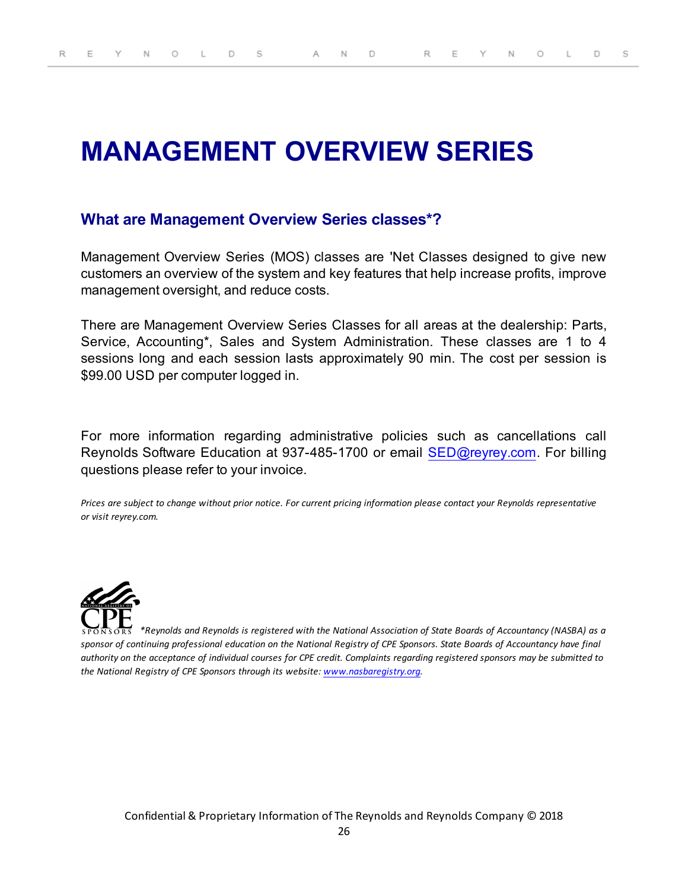# MANAGEMENT OVERVIEW SERIES

## What are Management Overview Series classes*?

Management Overview Series (MOS) classes are 'Net Classes designed to give new customers an overview of the system and key features that help increase profits, improve management oversight, and reduce costs.

There are Management Overview Series Classes for all areas at the dealership: Parts, Service, Accounting*, Sales and System Administration. These classes are 1 to 4 sessions long and each session lasts approximately 90 min. The cost per session is $99.00 USD per computer logged in.

For more information regarding administrative policies such as cancellations call Reynolds Software Education at 937-485-1700 or email SED@reyrey.com. For billing questions please refer to your invoice.

*Prices are subject to change without prior notice. For current pricing information please contact your Reynolds representative or visit reyrey.com.*

*\*Reynolds and Reynolds is registered with the National Association of State Boards of Accountancy (NASBA) as a sponsor of continuing professional education on the National Registry of CPE Sponsors. State Boards of Accountancy have final authority on the acceptance of individual courses for CPE credit. Complaints regarding registered sponsors may be submitted to the National Registry of CPE Sponsors through its website: www.nasbaregistry.org.*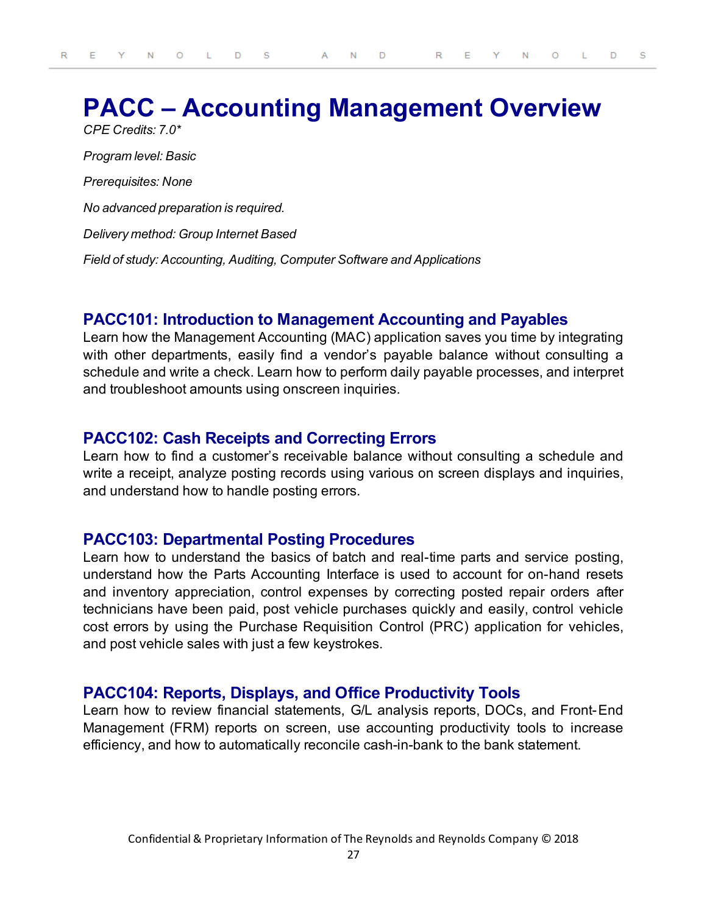# PACC – Accounting Management Overview

*CPE Credits: 7.0**

*Program level: Basic*

*Prerequisites: None*

*No advanced preparation is required.*

*Delivery method: Group Internet Based*

*Field of study: Accounting, Auditing, Computer Software and Applications*

## PACC101: Introduction to Management Accounting and Payables

Learn how the Management Accounting (MAC) application saves you time by integrating with other departments, easily find a vendor's payable balance without consulting a schedule and write a check. Learn how to perform daily payable processes, and interpret and troubleshoot amounts using onscreen inquiries.

## PACC102: Cash Receipts and Correcting Errors

Learn how to find a customer's receivable balance without consulting a schedule and write a receipt, analyze posting records using various on screen displays and inquiries, and understand how to handle posting errors.

## PACC103: Departmental Posting Procedures

Learn how to understand the basics of batch and real-time parts and service posting, understand how the Parts Accounting Interface is used to account for on-hand resets and inventory appreciation, control expenses by correcting posted repair orders after technicians have been paid, post vehicle purchases quickly and easily, control vehicle cost errors by using the Purchase Requisition Control (PRC) application for vehicles, and post vehicle sales with just a few keystrokes.

## PACC104: Reports, Displays, and Office Productivity Tools

Learn how to review financial statements, G/L analysis reports, DOCs, and Front-End Management (FRM) reports on screen, use accounting productivity tools to increase efficiency, and how to automatically reconcile cash-in-bank to the bank statement.

Confidential & Proprietary Information of The Reynolds and Reynolds Company © 2018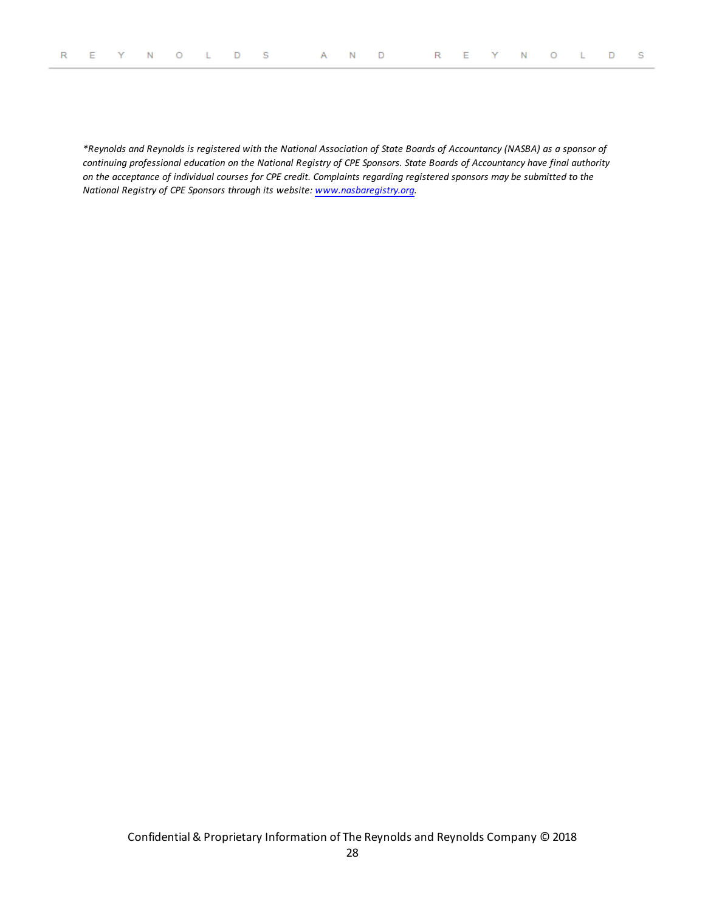*\*Reynolds and Reynolds is registered with the National Association of State Boards of Accountancy (NASBA) as a sponsor of continuing professional education on the National Registry of CPE Sponsors. State Boards of Accountancy have final authority on the acceptance of individual courses for CPE credit. Complaints regarding registered sponsors may be submitted to the National Registry of CPE Sponsors through its website: [www.nasbaregistry.org](http://www.nasbaregistry.org).*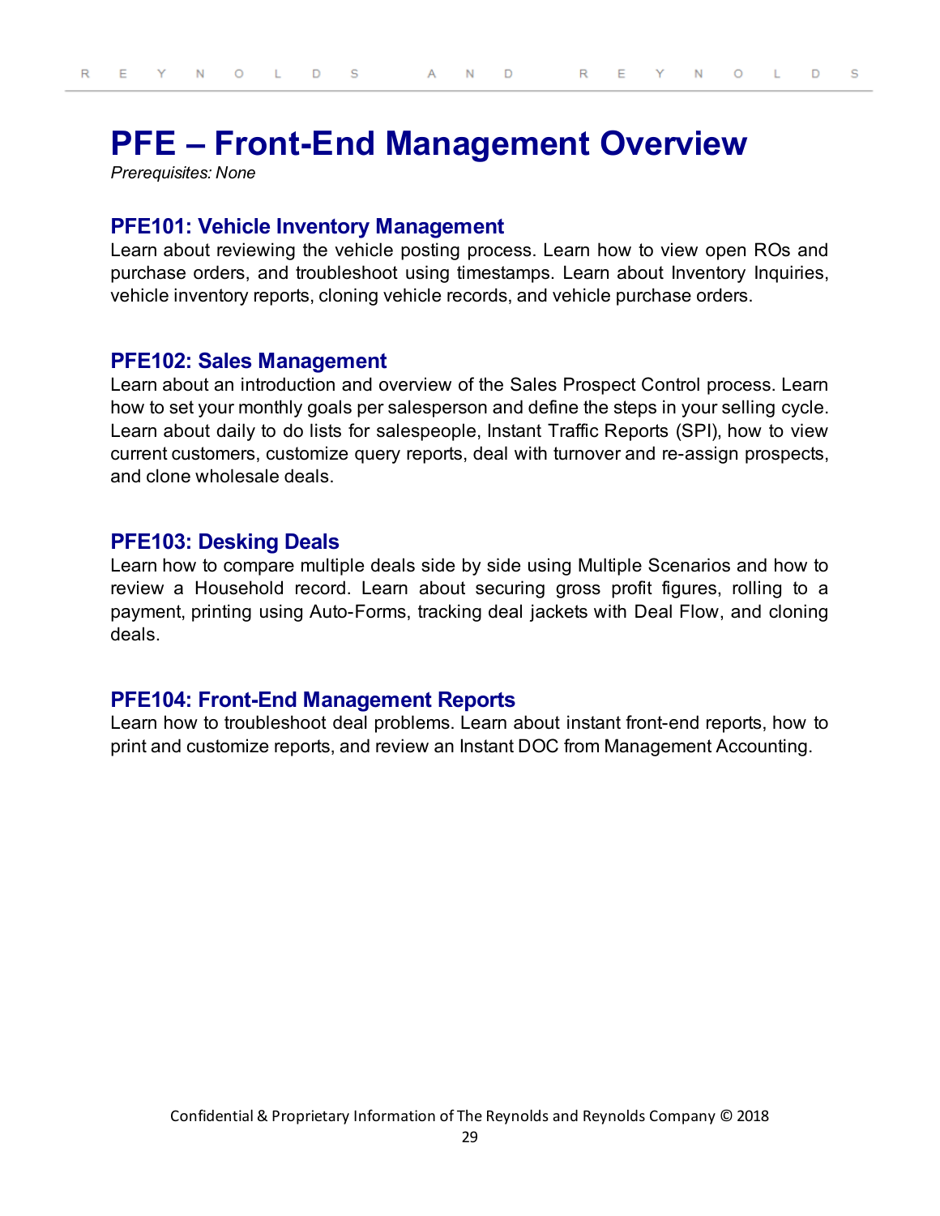# PFE – Front-End Management Overview

*Prerequisites: None*

## PFE101: Vehicle Inventory Management

Learn about reviewing the vehicle posting process. Learn how to view open ROs and purchase orders, and troubleshoot using timestamps. Learn about Inventory Inquiries, vehicle inventory reports, cloning vehicle records, and vehicle purchase orders.

## PFE102: Sales Management

Learn about an introduction and overview of the Sales Prospect Control process. Learn how to set your monthly goals per salesperson and define the steps in your selling cycle. Learn about daily to do lists for salespeople, Instant Traffic Reports (SPI), how to view current customers, customize query reports, deal with turnover and re-assign prospects, and clone wholesale deals.

## PFE103: Desking Deals

Learn how to compare multiple deals side by side using Multiple Scenarios and how to review a Household record. Learn about securing gross profit figures, rolling to a payment, printing using Auto-Forms, tracking deal jackets with Deal Flow, and cloning deals.

## PFE104: Front-End Management Reports

Learn how to troubleshoot deal problems. Learn about instant front-end reports, how to print and customize reports, and review an Instant DOC from Management Accounting.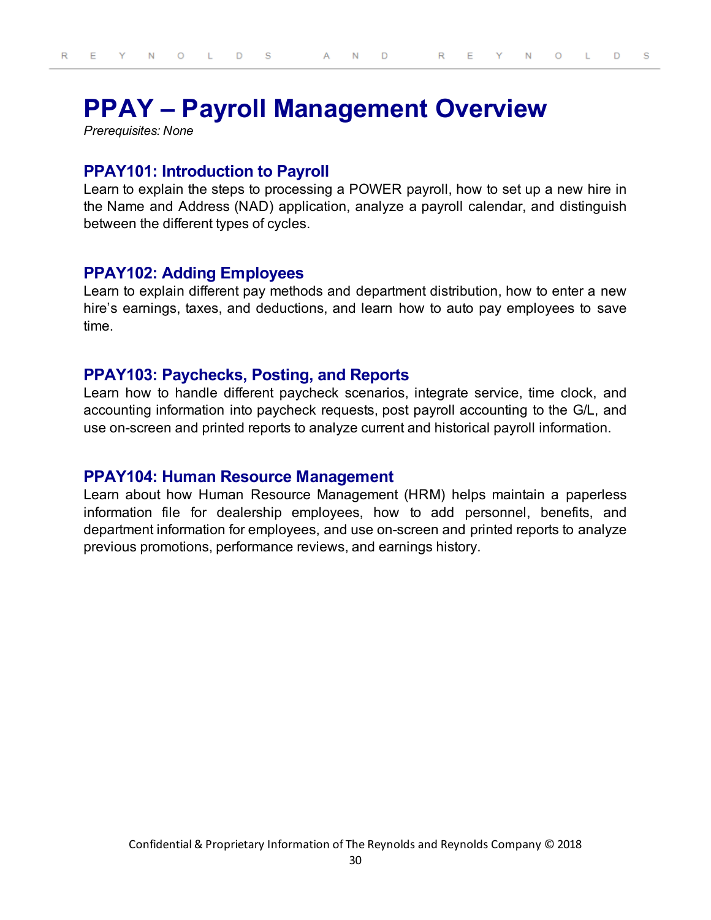# PPAY – Payroll Management Overview

*Prerequisites: None*

## PPAY101: Introduction to Payroll

Learn to explain the steps to processing a POWER payroll, how to set up a new hire in the Name and Address (NAD) application, analyze a payroll calendar, and distinguish between the different types of cycles.

## PPAY102: Adding Employees

Learn to explain different pay methods and department distribution, how to enter a new hire's earnings, taxes, and deductions, and learn how to auto pay employees to save time.

## PPAY103: Paychecks, Posting, and Reports

Learn how to handle different paycheck scenarios, integrate service, time clock, and accounting information into paycheck requests, post payroll accounting to the G/L, and use on-screen and printed reports to analyze current and historical payroll information.

## PPAY104: Human Resource Management

Learn about how Human Resource Management (HRM) helps maintain a paperless information file for dealership employees, how to add personnel, benefits, and department information for employees, and use on-screen and printed reports to analyze previous promotions, performance reviews, and earnings history.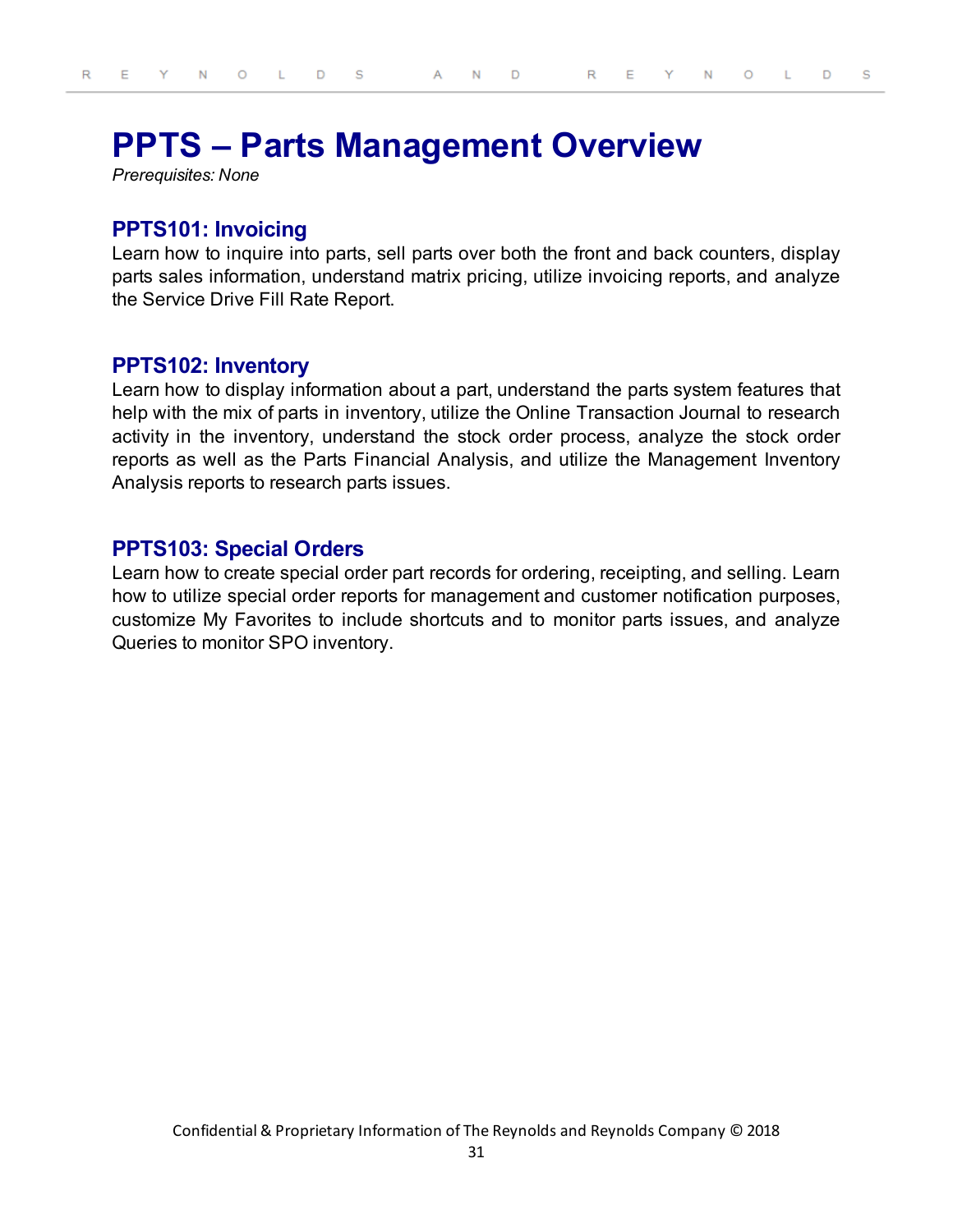# PPTS – Parts Management Overview

*Prerequisites: None*

## PPTS101: Invoicing

Learn how to inquire into parts, sell parts over both the front and back counters, display parts sales information, understand matrix pricing, utilize invoicing reports, and analyze the Service Drive Fill Rate Report.

## PPTS102: Inventory

Learn how to display information about a part, understand the parts system features that help with the mix of parts in inventory, utilize the Online Transaction Journal to research activity in the inventory, understand the stock order process, analyze the stock order reports as well as the Parts Financial Analysis, and utilize the Management Inventory Analysis reports to research parts issues.

## PPTS103: Special Orders

Learn how to create special order part records for ordering, receipting, and selling. Learn how to utilize special order reports for management and customer notification purposes, customize My Favorites to include shortcuts and to monitor parts issues, and analyze Queries to monitor SPO inventory.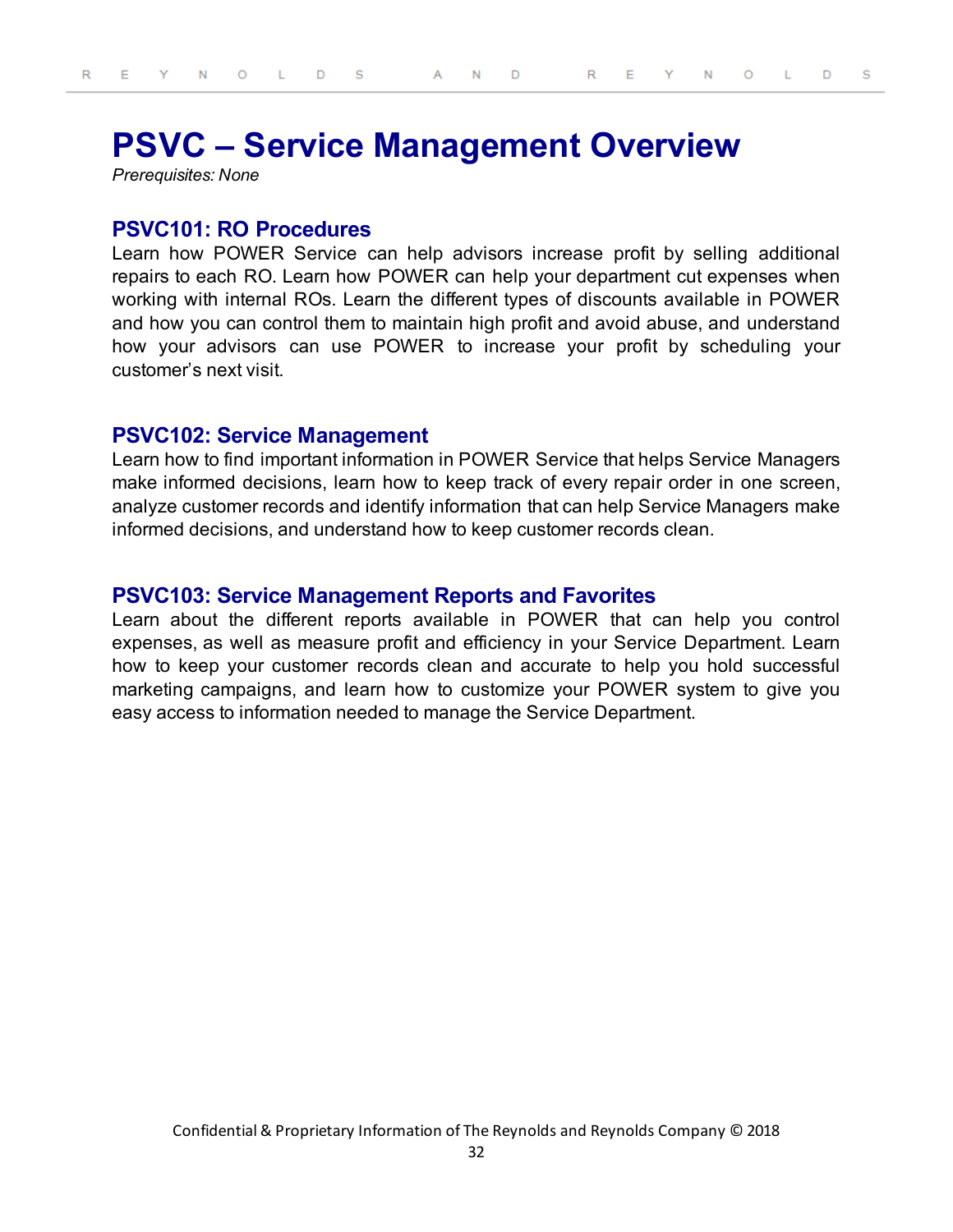# PSVC – Service Management Overview

*Prerequisites: None*

## PSVC101: RO Procedures

Learn how POWER Service can help advisors increase profit by selling additional repairs to each RO. Learn how POWER can help your department cut expenses when working with internal ROs. Learn the different types of discounts available in POWER and how you can control them to maintain high profit and avoid abuse, and understand how your advisors can use POWER to increase your profit by scheduling your customer's next visit.

## PSVC102: Service Management

Learn how to find important information in POWER Service that helps Service Managers make informed decisions, learn how to keep track of every repair order in one screen, analyze customer records and identify information that can help Service Managers make informed decisions, and understand how to keep customer records clean.

## PSVC103: Service Management Reports and Favorites

Learn about the different reports available in POWER that can help you control expenses, as well as measure profit and efficiency in your Service Department. Learn how to keep your customer records clean and accurate to help you hold successful marketing campaigns, and learn how to customize your POWER system to give you easy access to information needed to manage the Service Department.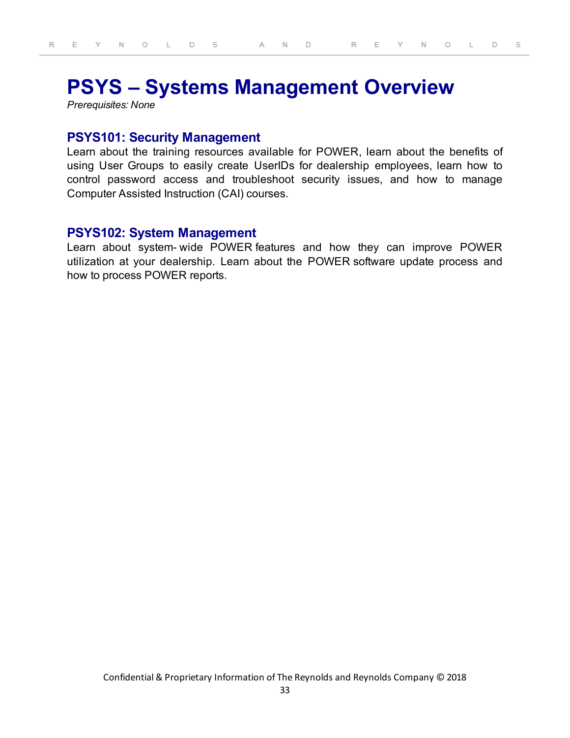# PSYS – Systems Management Overview

*Prerequisites: None*

### PSYS101: Security Management

Learn about the training resources available for POWER, learn about the benefits of using User Groups to easily create UserIDs for dealership employees, learn how to control password access and troubleshoot security issues, and how to manage Computer Assisted Instruction (CAI) courses.

### PSYS102: System Management

Learn about system- wide POWER features and how they can improve POWER utilization at your dealership. Learn about the POWER software update process and how to process POWER reports.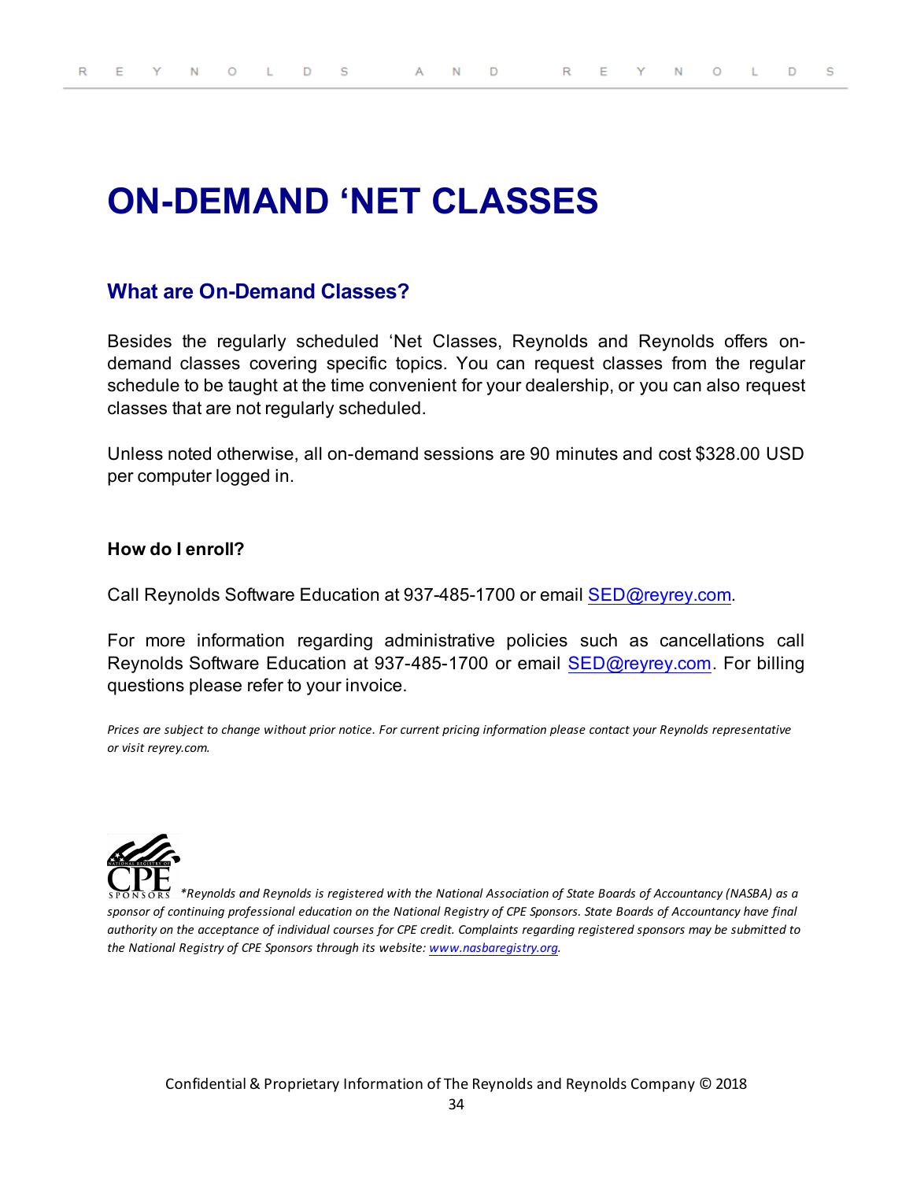# ON-DEMAND 'NET CLASSES

## What are On-Demand Classes?

Besides the regularly scheduled 'Net Classes, Reynolds and Reynolds offers on-demand classes covering specific topics. You can request classes from the regular schedule to be taught at the time convenient for your dealership, or you can also request classes that are not regularly scheduled.

Unless noted otherwise, all on-demand sessions are 90 minutes and cost $328.00 USD per computer logged in.

### How do I enroll?

Call Reynolds Software Education at 937-485-1700 or email SED@reyrey.com.

For more information regarding administrative policies such as cancellations call Reynolds Software Education at 937-485-1700 or email SED@reyrey.com. For billing questions please refer to your invoice.

*Prices are subject to change without prior notice. For current pricing information please contact your Reynolds representative or visit reyrey.com.*

*\*Reynolds and Reynolds is registered with the National Association of State Boards of Accountancy (NASBA) as a sponsor of continuing professional education on the National Registry of CPE Sponsors. State Boards of Accountancy have final authority on the acceptance of individual courses for CPE credit. Complaints regarding registered sponsors may be submitted to the National Registry of CPE Sponsors through its website: www.nasbaregistry.org.*

Confidential & Proprietary Information of The Reynolds and Reynolds Company © 2018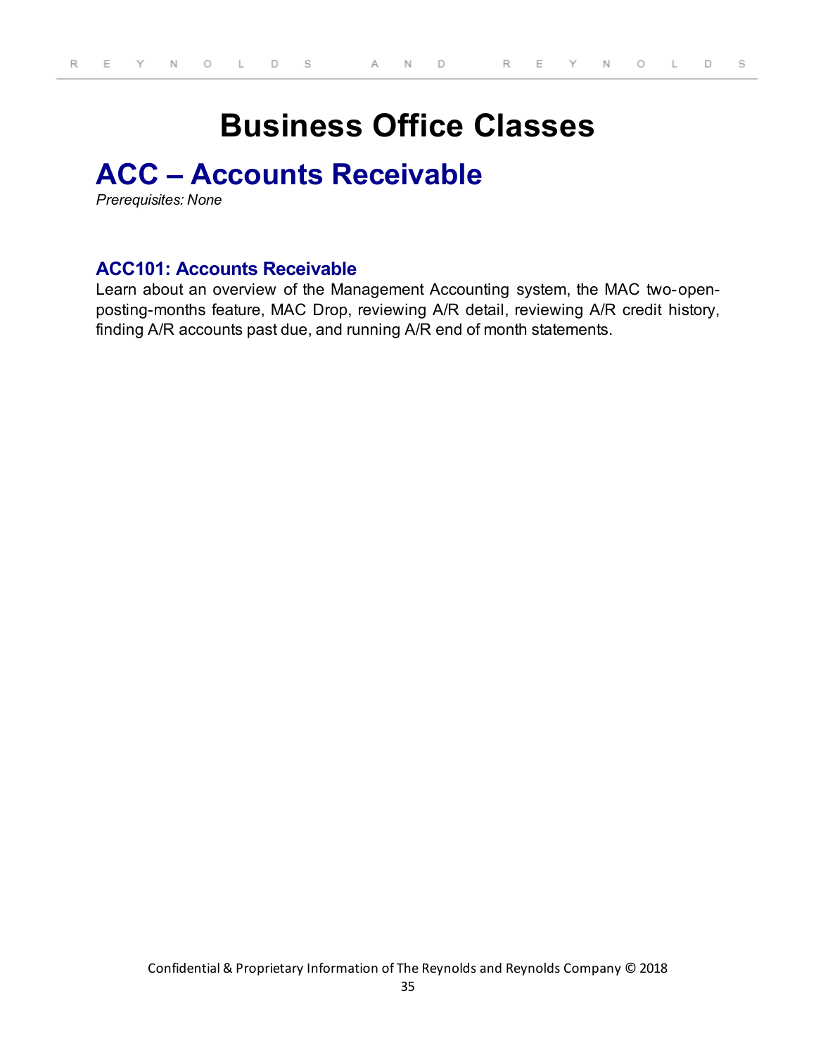# Business Office Classes

## ACC – Accounts Receivable

*Prerequisites: None*

### ACC101: Accounts Receivable

Learn about an overview of the Management Accounting system, the MAC two-open-posting-months feature, MAC Drop, reviewing A/R detail, reviewing A/R credit history, finding A/R accounts past due, and running A/R end of month statements.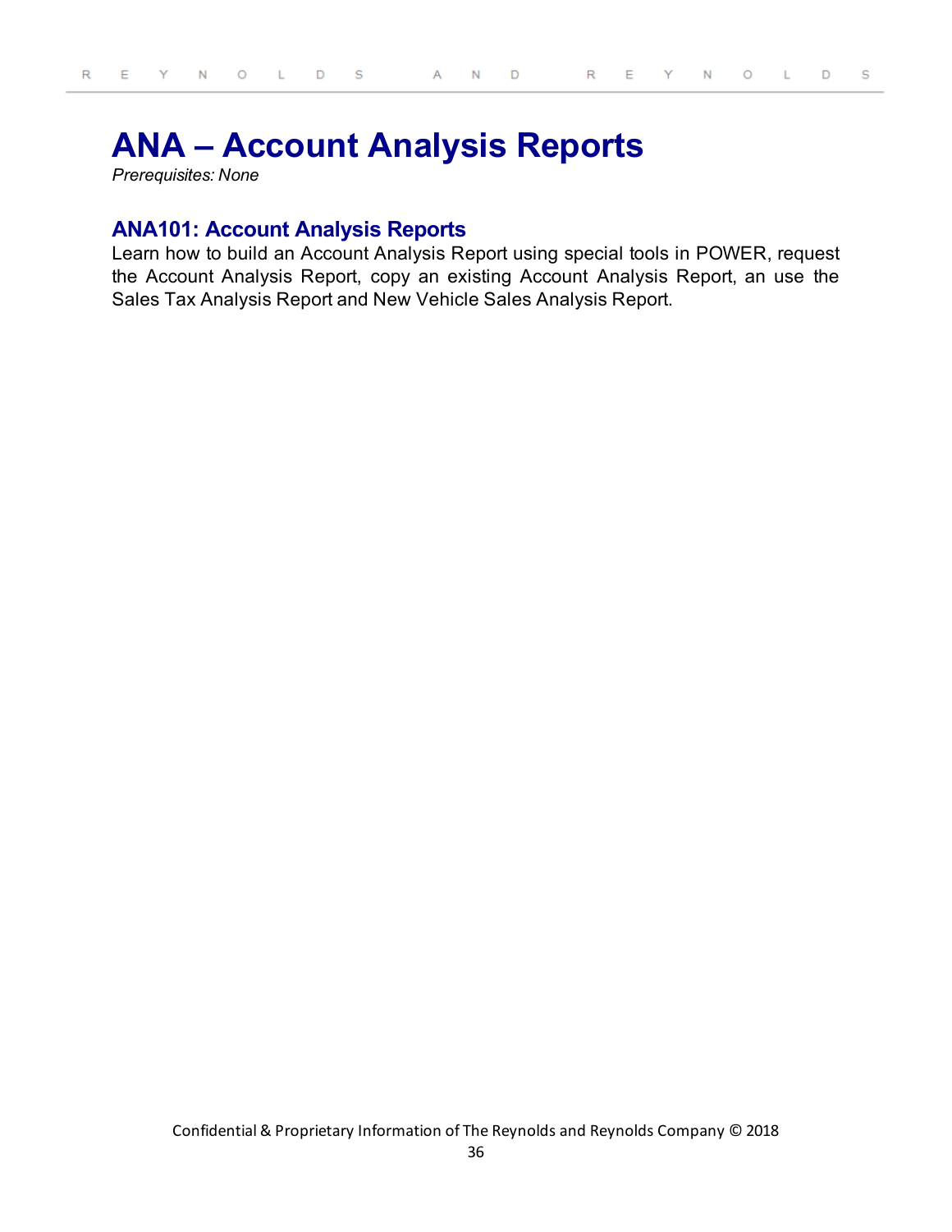# ANA – Account Analysis Reports

*Prerequisites: None*

## ANA101: Account Analysis Reports

Learn how to build an Account Analysis Report using special tools in POWER, request the Account Analysis Report, copy an existing Account Analysis Report, an use the Sales Tax Analysis Report and New Vehicle Sales Analysis Report.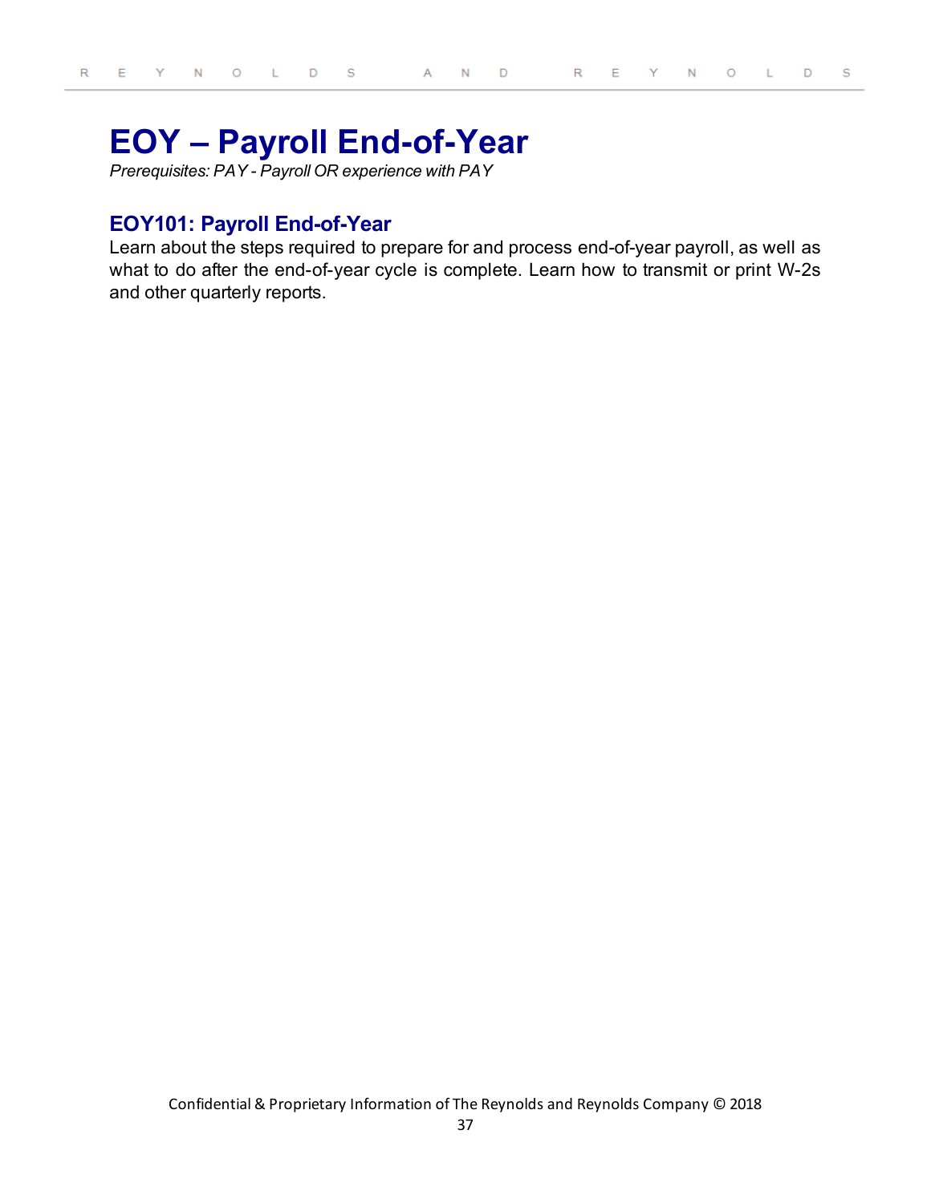# EOY – Payroll End-of-Year

*Prerequisites: PAY - Payroll OR experience with PAY*

## EOY101: Payroll End-of-Year

Learn about the steps required to prepare for and process end-of-year payroll, as well as what to do after the end-of-year cycle is complete. Learn how to transmit or print W-2s and other quarterly reports.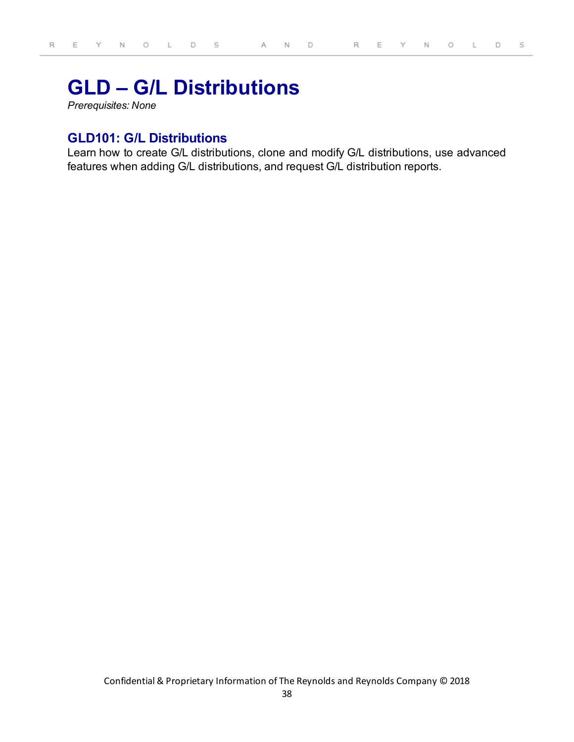# GLD – G/L Distributions

*Prerequisites: None*

## GLD101: G/L Distributions

Learn how to create G/L distributions, clone and modify G/L distributions, use advanced features when adding G/L distributions, and request G/L distribution reports.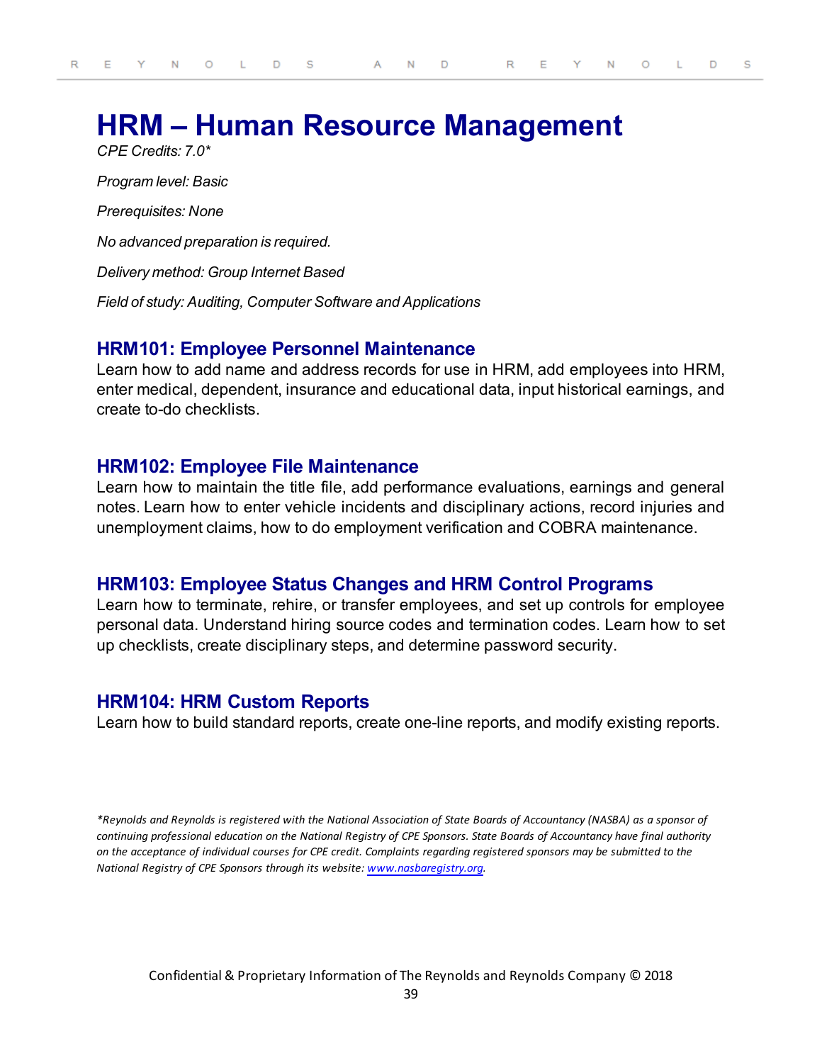# HRM – Human Resource Management

*CPE Credits: 7.0**

*Program level: Basic*

*Prerequisites: None*

*No advanced preparation is required.*

*Delivery method: Group Internet Based*

*Field of study: Auditing, Computer Software and Applications*

## HRM101: Employee Personnel Maintenance

Learn how to add name and address records for use in HRM, add employees into HRM, enter medical, dependent, insurance and educational data, input historical earnings, and create to-do checklists.

## HRM102: Employee File Maintenance

Learn how to maintain the title file, add performance evaluations, earnings and general notes. Learn how to enter vehicle incidents and disciplinary actions, record injuries and unemployment claims, how to do employment verification and COBRA maintenance.

## HRM103: Employee Status Changes and HRM Control Programs

Learn how to terminate, rehire, or transfer employees, and set up controls for employee personal data. Understand hiring source codes and termination codes. Learn how to set up checklists, create disciplinary steps, and determine password security.

## HRM104: HRM Custom Reports

Learn how to build standard reports, create one-line reports, and modify existing reports.

*\*Reynolds and Reynolds is registered with the National Association of State Boards of Accountancy (NASBA) as a sponsor of continuing professional education on the National Registry of CPE Sponsors. State Boards of Accountancy have final authority on the acceptance of individual courses for CPE credit. Complaints regarding registered sponsors may be submitted to the National Registry of CPE Sponsors through its website: [www.nasbaregistry.org](http://www.nasbaregistry.org).*

Confidential & Proprietary Information of The Reynolds and Reynolds Company © 2018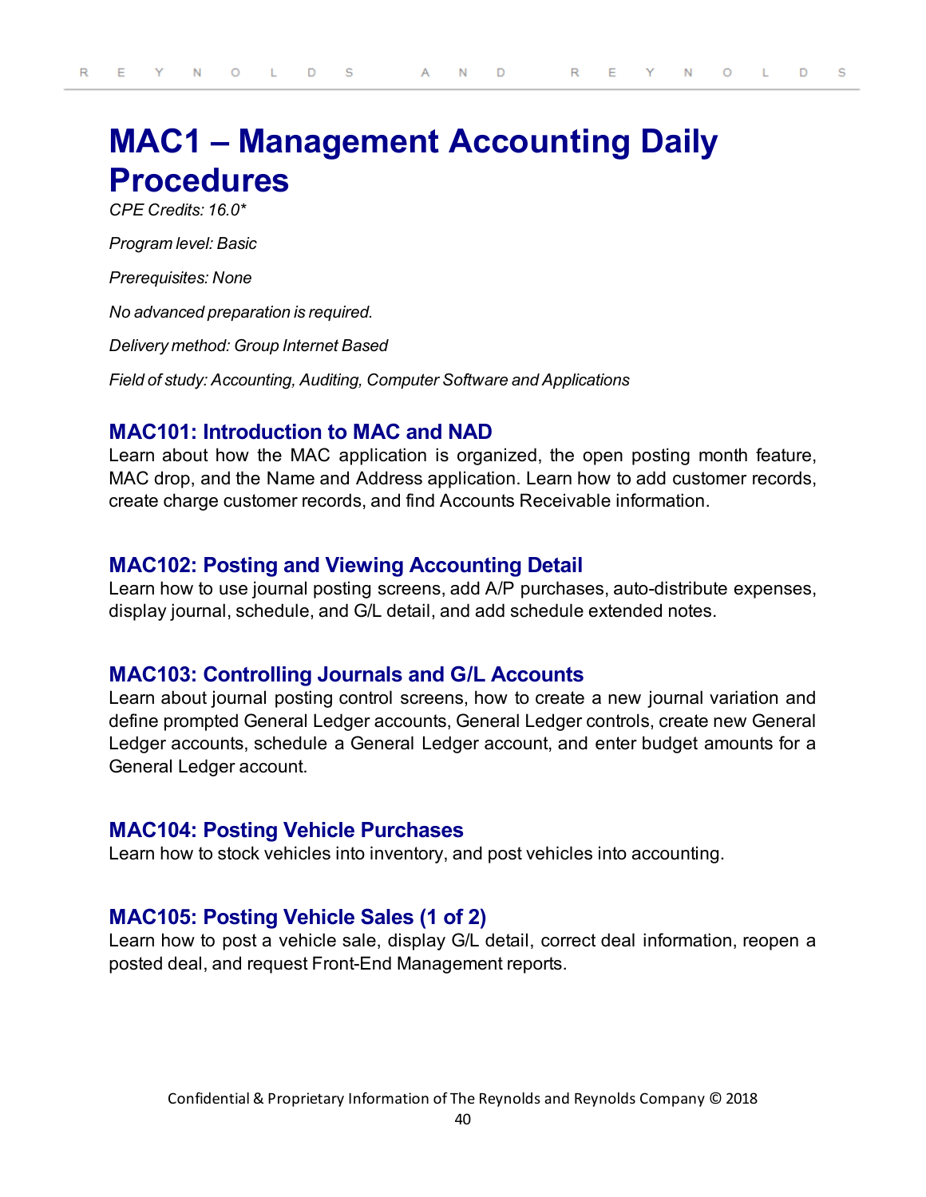# MAC1 – Management Accounting Daily Procedures

*CPE Credits: 16.0**

*Program level: Basic*

*Prerequisites: None*

*No advanced preparation is required.*

*Delivery method: Group Internet Based*

*Field of study: Accounting, Auditing, Computer Software and Applications*

### MAC101: Introduction to MAC and NAD

Learn about how the MAC application is organized, the open posting month feature, MAC drop, and the Name and Address application. Learn how to add customer records, create charge customer records, and find Accounts Receivable information.

### MAC102: Posting and Viewing Accounting Detail

Learn how to use journal posting screens, add A/P purchases, auto-distribute expenses, display journal, schedule, and G/L detail, and add schedule extended notes.

### MAC103: Controlling Journals and G/L Accounts

Learn about journal posting control screens, how to create a new journal variation and define prompted General Ledger accounts, General Ledger controls, create new General Ledger accounts, schedule a General Ledger account, and enter budget amounts for a General Ledger account.

### MAC104: Posting Vehicle Purchases

Learn how to stock vehicles into inventory, and post vehicles into accounting.

### MAC105: Posting Vehicle Sales (1 of 2)

Learn how to post a vehicle sale, display G/L detail, correct deal information, reopen a posted deal, and request Front-End Management reports.

Confidential & Proprietary Information of The Reynolds and Reynolds Company © 2018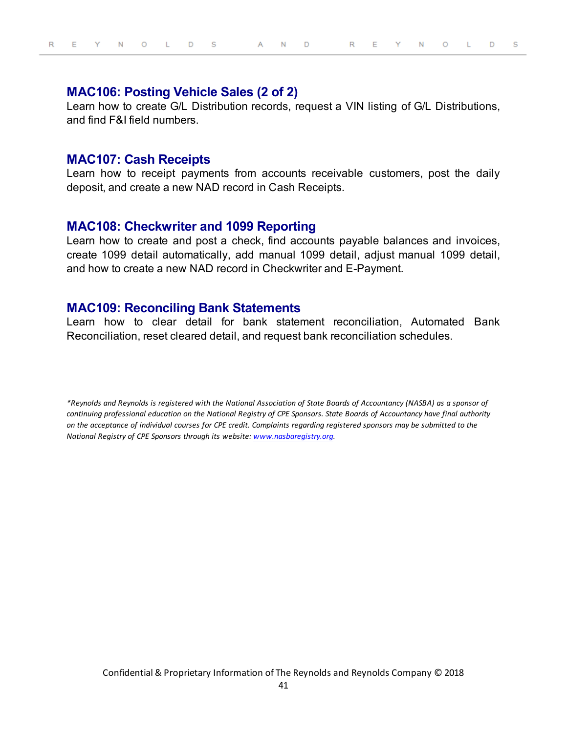## MAC106: Posting Vehicle Sales (2 of 2)

Learn how to create G/L Distribution records, request a VIN listing of G/L Distributions, and find F&I field numbers.

## MAC107: Cash Receipts

Learn how to receipt payments from accounts receivable customers, post the daily deposit, and create a new NAD record in Cash Receipts.

## MAC108: Checkwriter and 1099 Reporting

Learn how to create and post a check, find accounts payable balances and invoices, create 1099 detail automatically, add manual 1099 detail, adjust manual 1099 detail, and how to create a new NAD record in Checkwriter and E-Payment.

## MAC109: Reconciling Bank Statements

Learn how to clear detail for bank statement reconciliation, Automated Bank Reconciliation, reset cleared detail, and request bank reconciliation schedules.

*\*Reynolds and Reynolds is registered with the National Association of State Boards of Accountancy (NASBA) as a sponsor of continuing professional education on the National Registry of CPE Sponsors. State Boards of Accountancy have final authority on the acceptance of individual courses for CPE credit. Complaints regarding registered sponsors may be submitted to the National Registry of CPE Sponsors through its website: [www.nasbaregistry.org](http://www.nasbaregistry.org).*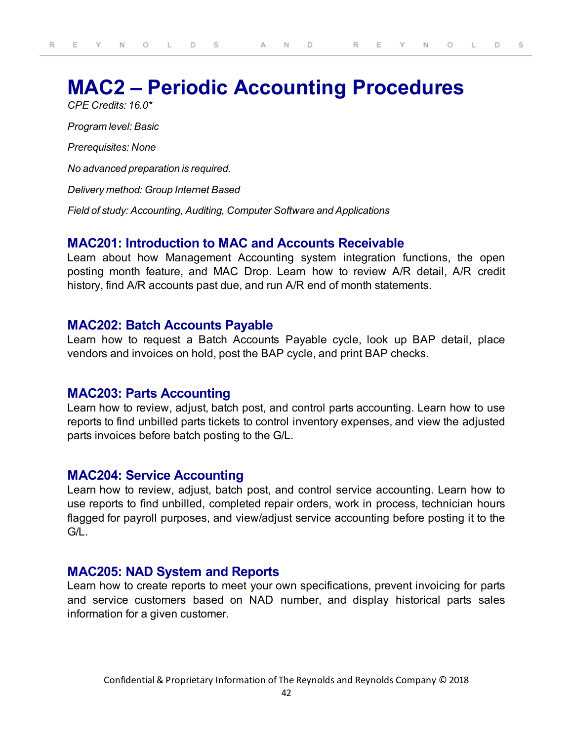# MAC2 – Periodic Accounting Procedures

*CPE Credits: 16.0**

*Program level: Basic*

*Prerequisites: None*

*No advanced preparation is required.*

*Delivery method: Group Internet Based*

*Field of study: Accounting, Auditing, Computer Software and Applications*

## MAC201: Introduction to MAC and Accounts Receivable

Learn about how Management Accounting system integration functions, the open posting month feature, and MAC Drop. Learn how to review A/R detail, A/R credit history, find A/R accounts past due, and run A/R end of month statements.

## MAC202: Batch Accounts Payable

Learn how to request a Batch Accounts Payable cycle, look up BAP detail, place vendors and invoices on hold, post the BAP cycle, and print BAP checks.

## MAC203: Parts Accounting

Learn how to review, adjust, batch post, and control parts accounting. Learn how to use reports to find unbilled parts tickets to control inventory expenses, and view the adjusted parts invoices before batch posting to the G/L.

## MAC204: Service Accounting

Learn how to review, adjust, batch post, and control service accounting. Learn how to use reports to find unbilled, completed repair orders, work in process, technician hours flagged for payroll purposes, and view/adjust service accounting before posting it to the G/L.

## MAC205: NAD System and Reports

Learn how to create reports to meet your own specifications, prevent invoicing for parts and service customers based on NAD number, and display historical parts sales information for a given customer.

Confidential & Proprietary Information of The Reynolds and Reynolds Company © 2018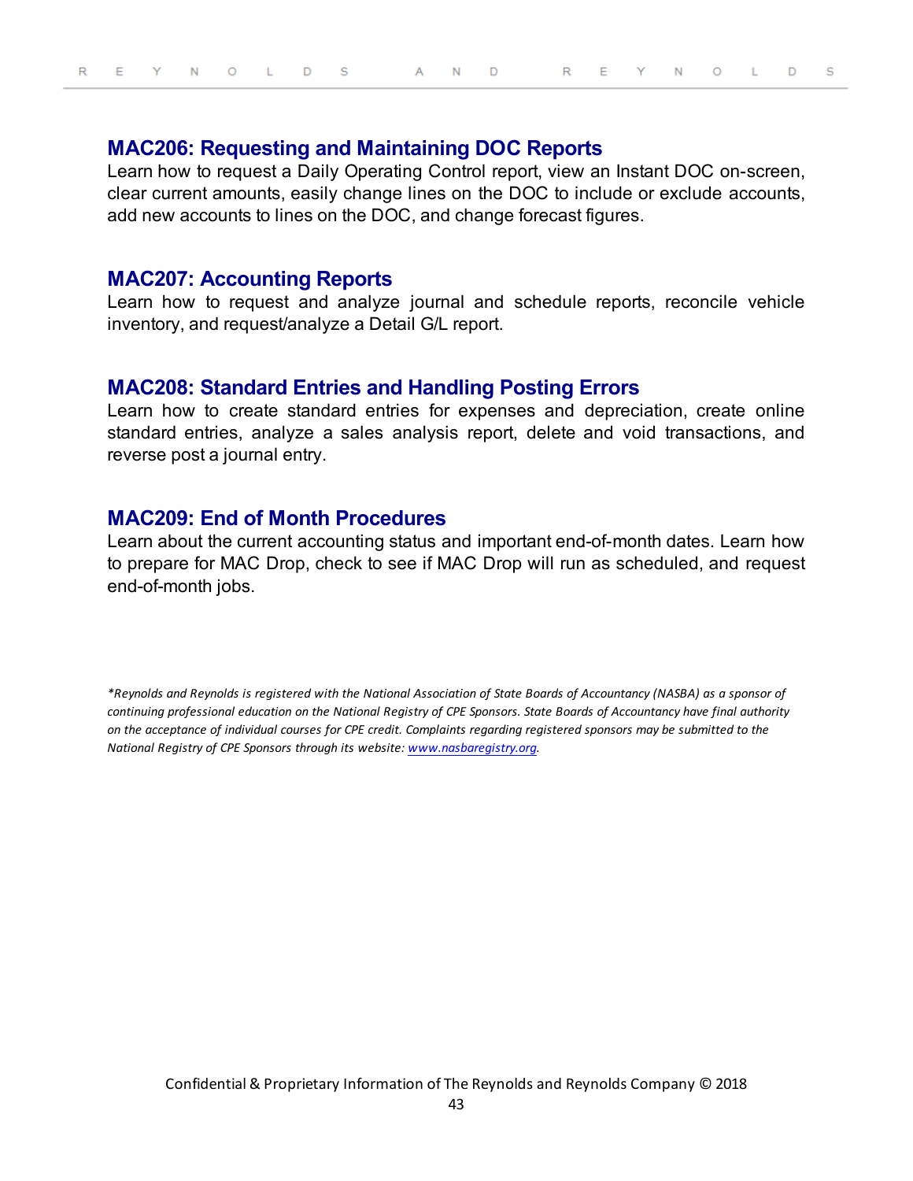## MAC206: Requesting and Maintaining DOC Reports

Learn how to request a Daily Operating Control report, view an Instant DOC on-screen, clear current amounts, easily change lines on the DOC to include or exclude accounts, add new accounts to lines on the DOC, and change forecast figures.

## MAC207: Accounting Reports

Learn how to request and analyze journal and schedule reports, reconcile vehicle inventory, and request/analyze a Detail G/L report.

## MAC208: Standard Entries and Handling Posting Errors

Learn how to create standard entries for expenses and depreciation, create online standard entries, analyze a sales analysis report, delete and void transactions, and reverse post a journal entry.

## MAC209: End of Month Procedures

Learn about the current accounting status and important end-of-month dates. Learn how to prepare for MAC Drop, check to see if MAC Drop will run as scheduled, and request end-of-month jobs.

*\*Reynolds and Reynolds is registered with the National Association of State Boards of Accountancy (NASBA) as a sponsor of continuing professional education on the National Registry of CPE Sponsors. State Boards of Accountancy have final authority on the acceptance of individual courses for CPE credit. Complaints regarding registered sponsors may be submitted to the National Registry of CPE Sponsors through its website: [www.nasbaregistry.org](http://www.nasbaregistry.org).*

Confidential & Proprietary Information of The Reynolds and Reynolds Company © 2018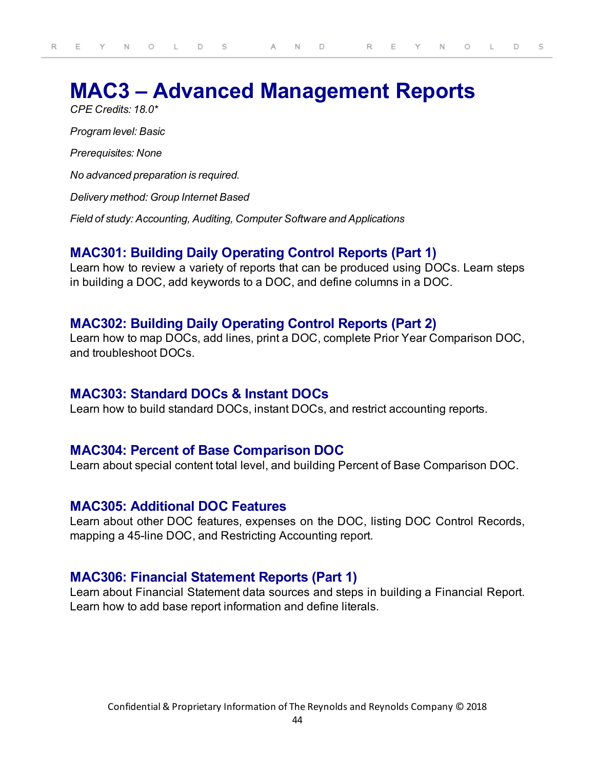# MAC3 – Advanced Management Reports

*CPE Credits: 18.0**

*Program level: Basic*

*Prerequisites: None*

*No advanced preparation is required.*

*Delivery method: Group Internet Based*

*Field of study: Accounting, Auditing, Computer Software and Applications*

## MAC301: Building Daily Operating Control Reports (Part 1)

Learn how to review a variety of reports that can be produced using DOCs. Learn steps in building a DOC, add keywords to a DOC, and define columns in a DOC.

## MAC302: Building Daily Operating Control Reports (Part 2)

Learn how to map DOCs, add lines, print a DOC, complete Prior Year Comparison DOC, and troubleshoot DOCs.

## MAC303: Standard DOCs & Instant DOCs

Learn how to build standard DOCs, instant DOCs, and restrict accounting reports.

## MAC304: Percent of Base Comparison DOC

Learn about special content total level, and building Percent of Base Comparison DOC.

## MAC305: Additional DOC Features

Learn about other DOC features, expenses on the DOC, listing DOC Control Records, mapping a 45-line DOC, and Restricting Accounting report.

## MAC306: Financial Statement Reports (Part 1)

Learn about Financial Statement data sources and steps in building a Financial Report. Learn how to add base report information and define literals.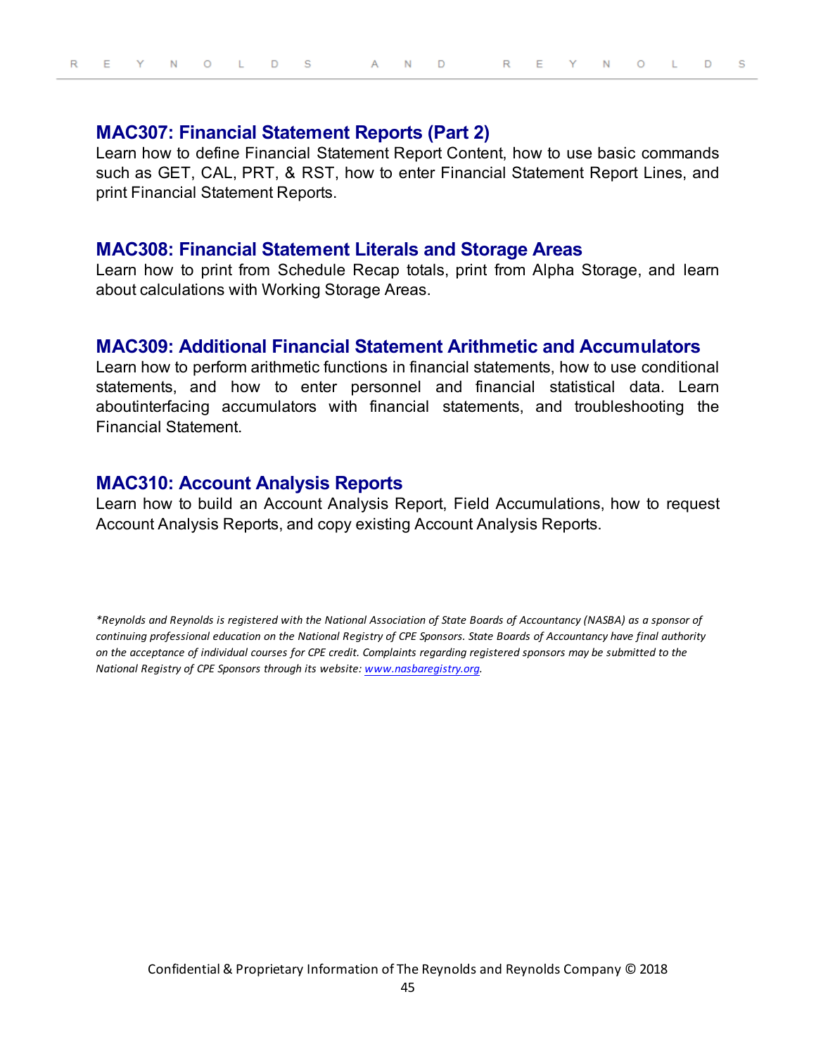## MAC307: Financial Statement Reports (Part 2)

Learn how to define Financial Statement Report Content, how to use basic commands such as GET, CAL, PRT, & RST, how to enter Financial Statement Report Lines, and print Financial Statement Reports.

## MAC308: Financial Statement Literals and Storage Areas

Learn how to print from Schedule Recap totals, print from Alpha Storage, and learn about calculations with Working Storage Areas.

## MAC309: Additional Financial Statement Arithmetic and Accumulators

Learn how to perform arithmetic functions in financial statements, how to use conditional statements, and how to enter personnel and financial statistical data. Learn aboutinterfacing accumulators with financial statements, and troubleshooting the Financial Statement.

## MAC310: Account Analysis Reports

Learn how to build an Account Analysis Report, Field Accumulations, how to request Account Analysis Reports, and copy existing Account Analysis Reports.

*\*Reynolds and Reynolds is registered with the National Association of State Boards of Accountancy (NASBA) as a sponsor of continuing professional education on the National Registry of CPE Sponsors. State Boards of Accountancy have final authority on the acceptance of individual courses for CPE credit. Complaints regarding registered sponsors may be submitted to the National Registry of CPE Sponsors through its website: [www.nasbaregistry.org](http://www.nasbaregistry.org).*

Confidential & Proprietary Information of The Reynolds and Reynolds Company © 2018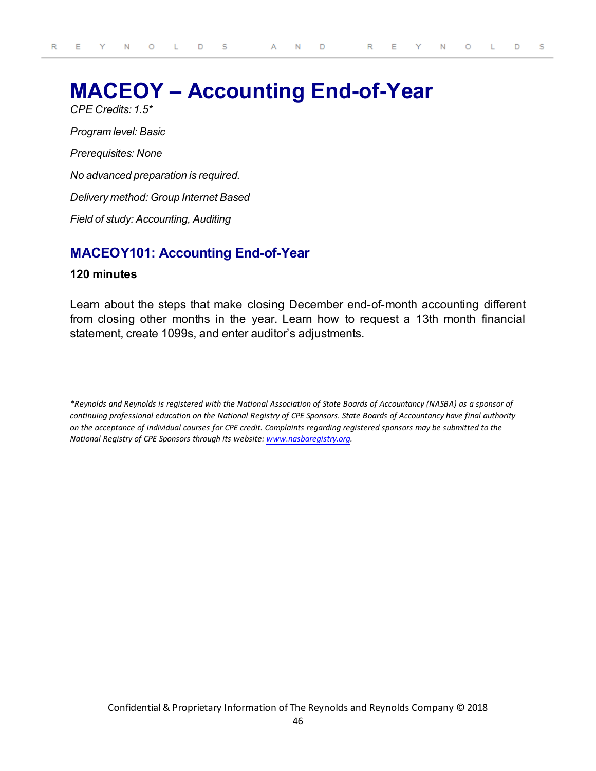# MACEOY – Accounting End-of-Year

*CPE Credits: 1.5**

*Program level: Basic*

*Prerequisites: None*

*No advanced preparation is required.*

*Delivery method: Group Internet Based*

*Field of study: Accounting, Auditing*

## MACEOY101: Accounting End-of-Year

**120 minutes**

Learn about the steps that make closing December end-of-month accounting different from closing other months in the year. Learn how to request a 13th month financial statement, create 1099s, and enter auditor's adjustments.

*\*Reynolds and Reynolds is registered with the National Association of State Boards of Accountancy (NASBA) as a sponsor of continuing professional education on the National Registry of CPE Sponsors. State Boards of Accountancy have final authority on the acceptance of individual courses for CPE credit. Complaints regarding registered sponsors may be submitted to the National Registry of CPE Sponsors through its website: [www.nasbaregistry.org](http://www.nasbaregistry.org).*

Confidential & Proprietary Information of The Reynolds and Reynolds Company © 2018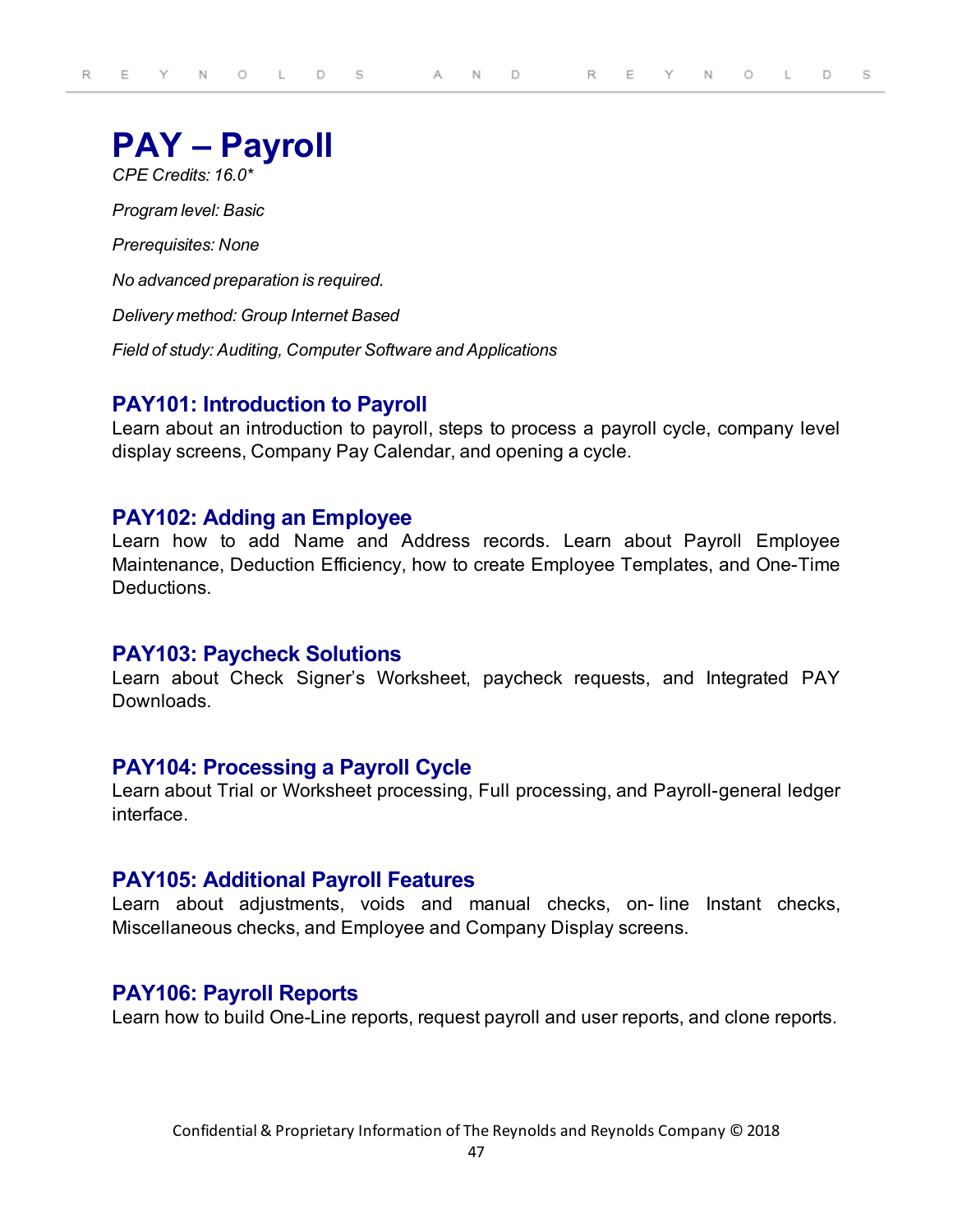# PAY – Payroll

*CPE Credits: 16.0**

*Program level: Basic*

*Prerequisites: None*

*No advanced preparation is required.*

*Delivery method: Group Internet Based*

*Field of study: Auditing, Computer Software and Applications*

## PAY101: Introduction to Payroll

Learn about an introduction to payroll, steps to process a payroll cycle, company level display screens, Company Pay Calendar, and opening a cycle.

## PAY102: Adding an Employee

Learn how to add Name and Address records. Learn about Payroll Employee Maintenance, Deduction Efficiency, how to create Employee Templates, and One-Time Deductions.

## PAY103: Paycheck Solutions

Learn about Check Signer's Worksheet, paycheck requests, and Integrated PAY Downloads.

## PAY104: Processing a Payroll Cycle

Learn about Trial or Worksheet processing, Full processing, and Payroll-general ledger interface.

## PAY105: Additional Payroll Features

Learn about adjustments, voids and manual checks, on- line Instant checks, Miscellaneous checks, and Employee and Company Display screens.

## PAY106: Payroll Reports

Learn how to build One-Line reports, request payroll and user reports, and clone reports.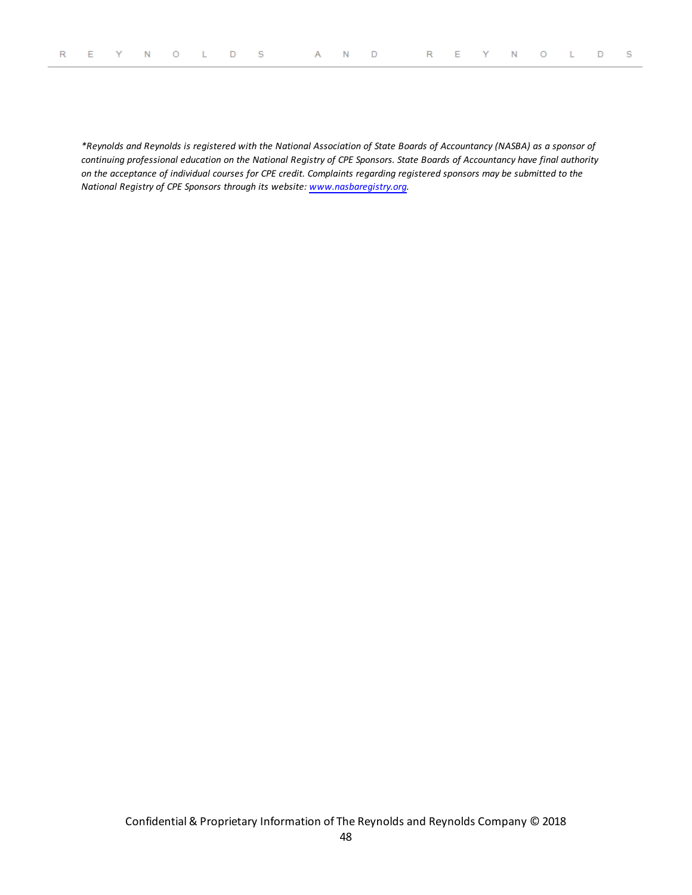*\*Reynolds and Reynolds is registered with the National Association of State Boards of Accountancy (NASBA) as a sponsor of continuing professional education on the National Registry of CPE Sponsors. State Boards of Accountancy have final authority on the acceptance of individual courses for CPE credit. Complaints regarding registered sponsors may be submitted to the National Registry of CPE Sponsors through its website: [www.nasbaregistry.org](http://www.nasbaregistry.org).*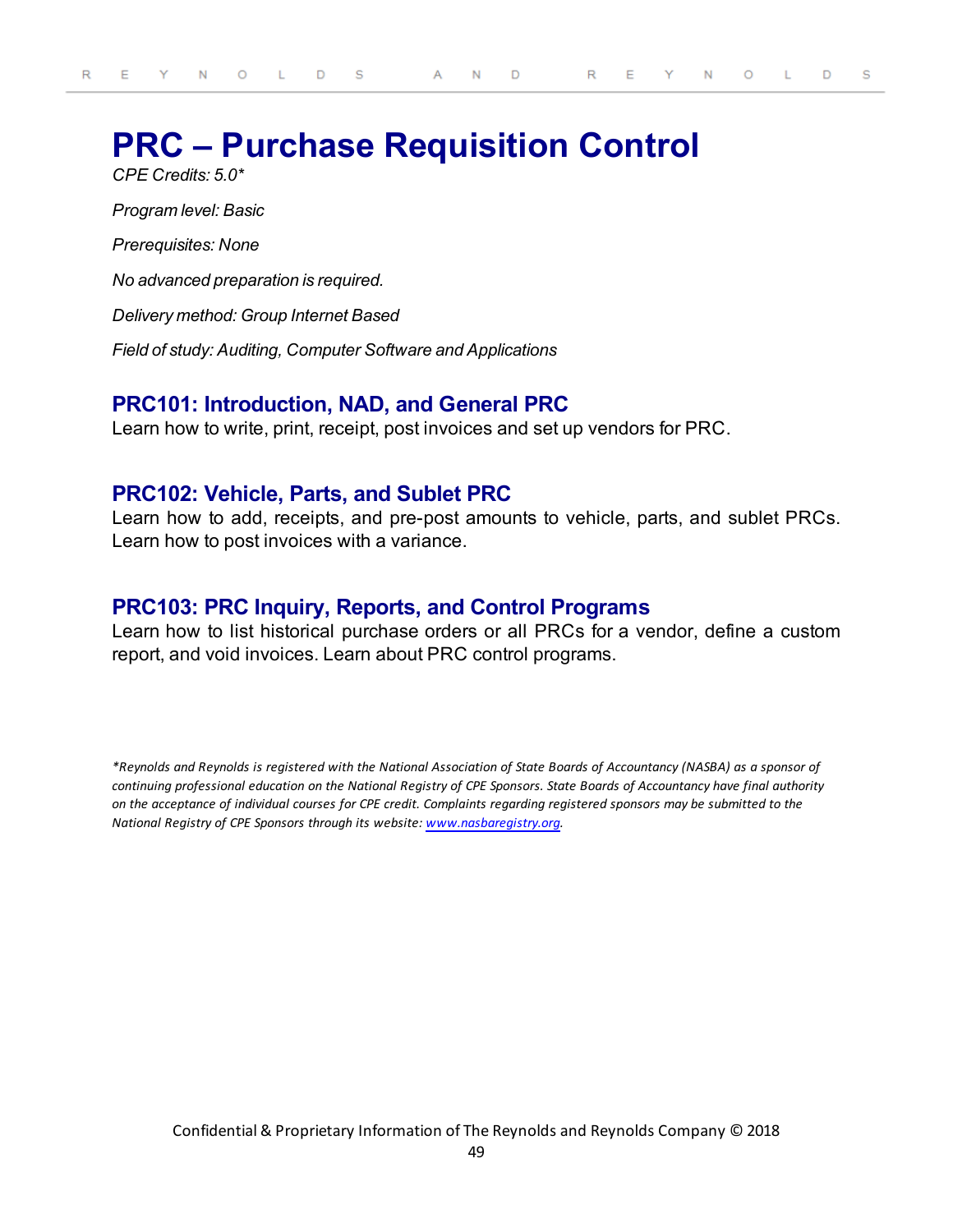# PRC – Purchase Requisition Control

*CPE Credits: 5.0**

*Program level: Basic*

*Prerequisites: None*

*No advanced preparation is required.*

*Delivery method: Group Internet Based*

*Field of study: Auditing, Computer Software and Applications*

## PRC101: Introduction, NAD, and General PRC

Learn how to write, print, receipt, post invoices and set up vendors for PRC.

## PRC102: Vehicle, Parts, and Sublet PRC

Learn how to add, receipts, and pre-post amounts to vehicle, parts, and sublet PRCs. Learn how to post invoices with a variance.

## PRC103: PRC Inquiry, Reports, and Control Programs

Learn how to list historical purchase orders or all PRCs for a vendor, define a custom report, and void invoices. Learn about PRC control programs.

*\*Reynolds and Reynolds is registered with the National Association of State Boards of Accountancy (NASBA) as a sponsor of continuing professional education on the National Registry of CPE Sponsors. State Boards of Accountancy have final authority on the acceptance of individual courses for CPE credit. Complaints regarding registered sponsors may be submitted to the National Registry of CPE Sponsors through its website: [www.nasbaregistry.org](http://www.nasbaregistry.org).*

Confidential & Proprietary Information of The Reynolds and Reynolds Company © 2018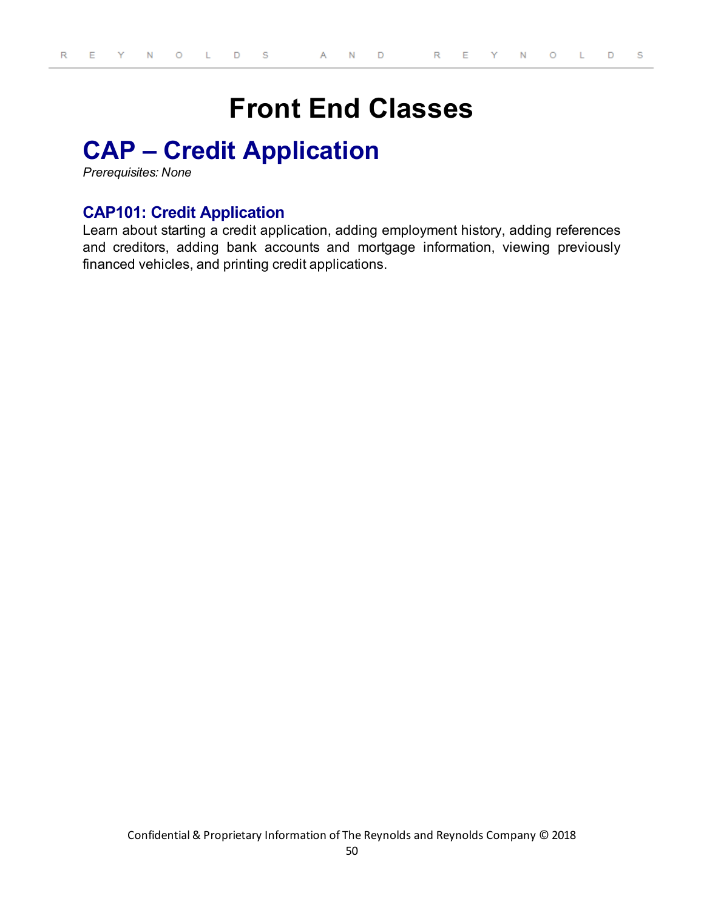# Front End Classes

## CAP – Credit Application

*Prerequisites: None*

### CAP101: Credit Application

Learn about starting a credit application, adding employment history, adding references and creditors, adding bank accounts and mortgage information, viewing previously financed vehicles, and printing credit applications.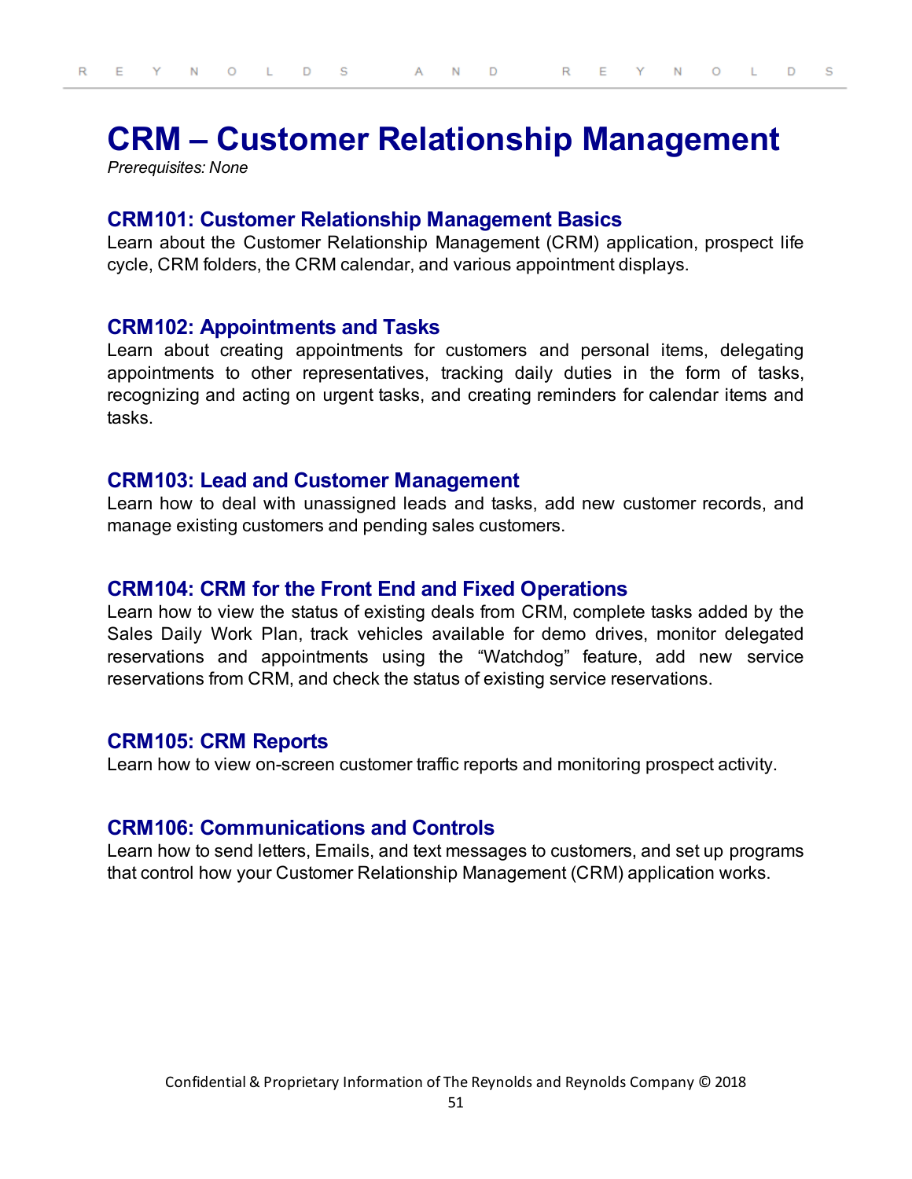# CRM – Customer Relationship Management

*Prerequisites: None*

## CRM101: Customer Relationship Management Basics

Learn about the Customer Relationship Management (CRM) application, prospect life cycle, CRM folders, the CRM calendar, and various appointment displays.

## CRM102: Appointments and Tasks

Learn about creating appointments for customers and personal items, delegating appointments to other representatives, tracking daily duties in the form of tasks, recognizing and acting on urgent tasks, and creating reminders for calendar items and tasks.

## CRM103: Lead and Customer Management

Learn how to deal with unassigned leads and tasks, add new customer records, and manage existing customers and pending sales customers.

## CRM104: CRM for the Front End and Fixed Operations

Learn how to view the status of existing deals from CRM, complete tasks added by the Sales Daily Work Plan, track vehicles available for demo drives, monitor delegated reservations and appointments using the "Watchdog" feature, add new service reservations from CRM, and check the status of existing service reservations.

## CRM105: CRM Reports

Learn how to view on-screen customer traffic reports and monitoring prospect activity.

## CRM106: Communications and Controls

Learn how to send letters, Emails, and text messages to customers, and set up programs that control how your Customer Relationship Management (CRM) application works.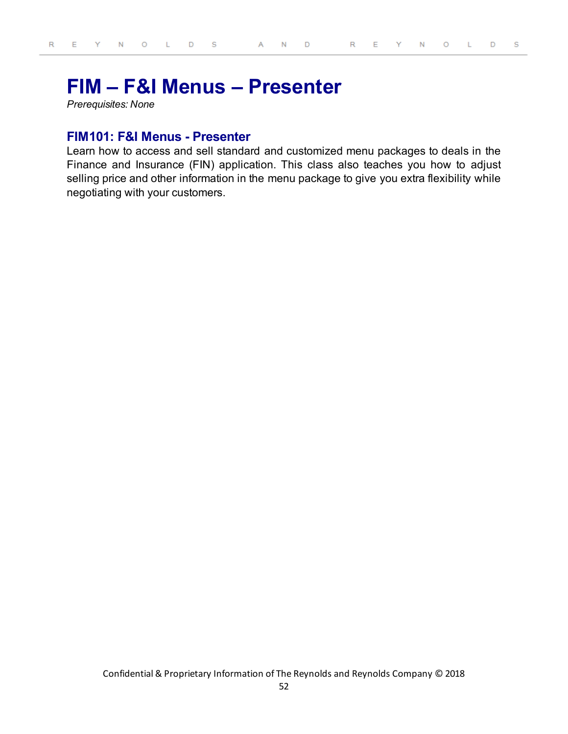# FIM – F&I Menus – Presenter

*Prerequisites: None*

## FIM101: F&I Menus - Presenter

Learn how to access and sell standard and customized menu packages to deals in the Finance and Insurance (FIN) application. This class also teaches you how to adjust selling price and other information in the menu package to give you extra flexibility while negotiating with your customers.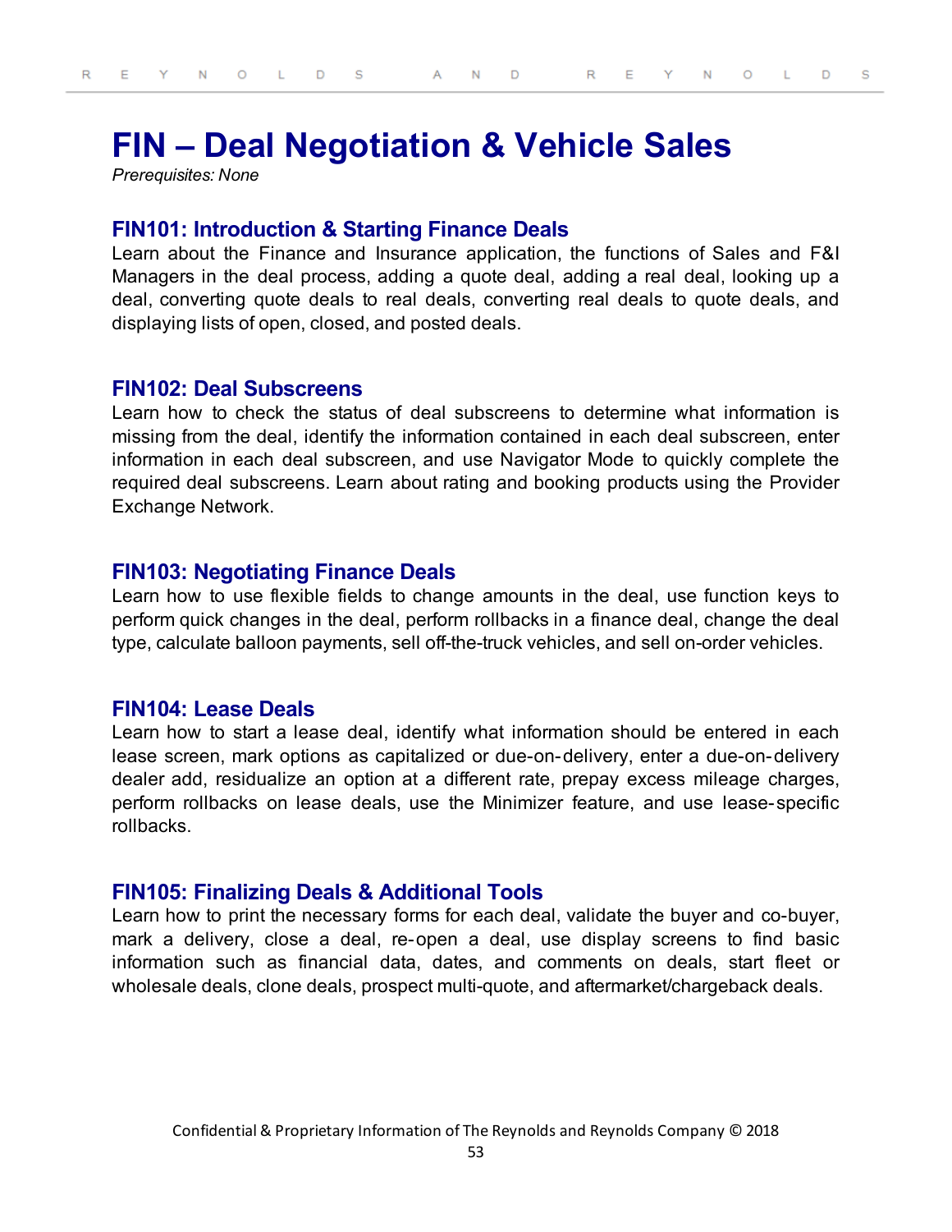# FIN – Deal Negotiation & Vehicle Sales

*Prerequisites: None*

### FIN101: Introduction & Starting Finance Deals

Learn about the Finance and Insurance application, the functions of Sales and F&I Managers in the deal process, adding a quote deal, adding a real deal, looking up a deal, converting quote deals to real deals, converting real deals to quote deals, and displaying lists of open, closed, and posted deals.

### FIN102: Deal Subscreens

Learn how to check the status of deal subscreens to determine what information is missing from the deal, identify the information contained in each deal subscreen, enter information in each deal subscreen, and use Navigator Mode to quickly complete the required deal subscreens. Learn about rating and booking products using the Provider Exchange Network.

### FIN103: Negotiating Finance Deals

Learn how to use flexible fields to change amounts in the deal, use function keys to perform quick changes in the deal, perform rollbacks in a finance deal, change the deal type, calculate balloon payments, sell off-the-truck vehicles, and sell on-order vehicles.

### FIN104: Lease Deals

Learn how to start a lease deal, identify what information should be entered in each lease screen, mark options as capitalized or due-on-delivery, enter a due-on-delivery dealer add, residualize an option at a different rate, prepay excess mileage charges, perform rollbacks on lease deals, use the Minimizer feature, and use lease-specific rollbacks.

### FIN105: Finalizing Deals & Additional Tools

Learn how to print the necessary forms for each deal, validate the buyer and co-buyer, mark a delivery, close a deal, re-open a deal, use display screens to find basic information such as financial data, dates, and comments on deals, start fleet or wholesale deals, clone deals, prospect multi-quote, and aftermarket/chargeback deals.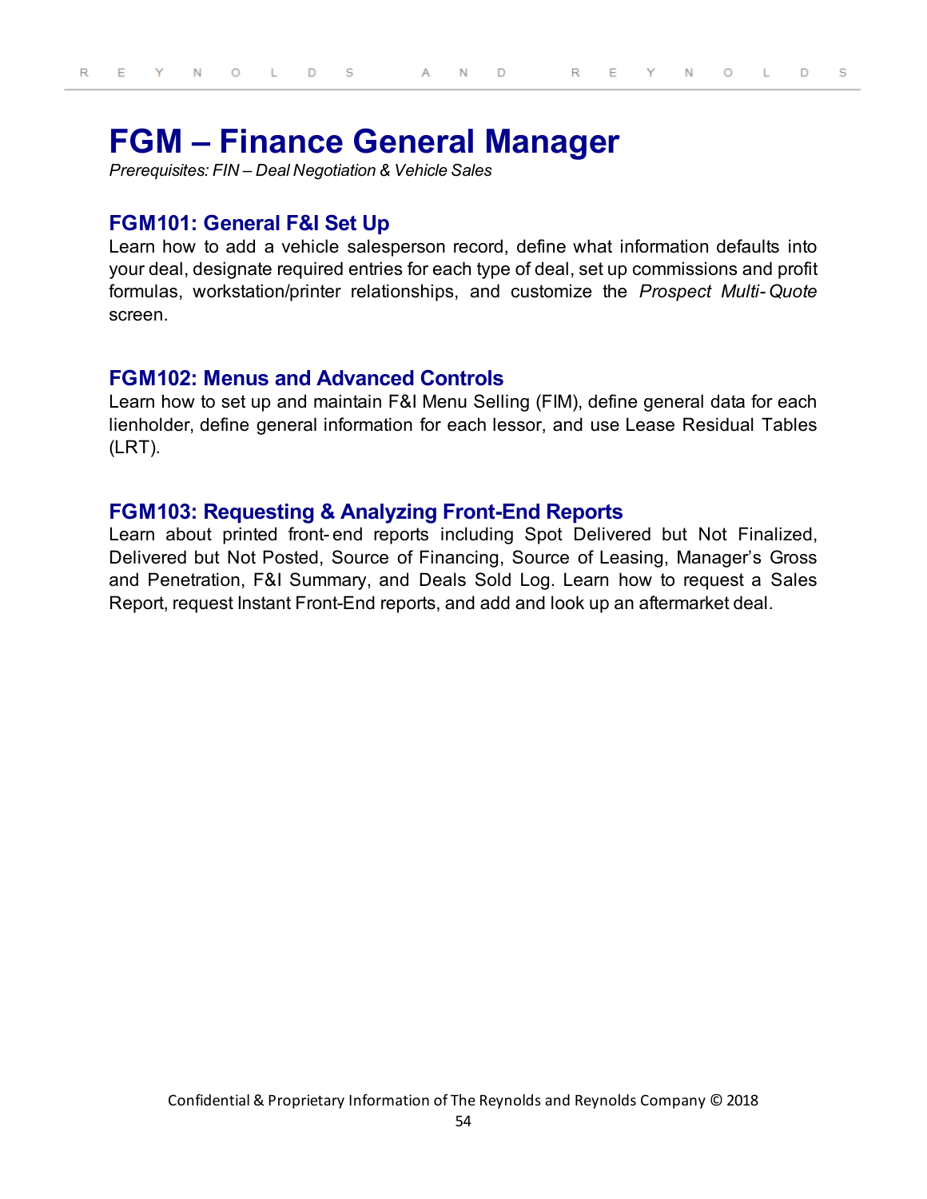# FGM – Finance General Manager

*Prerequisites: FIN – Deal Negotiation & Vehicle Sales*

## FGM101: General F&I Set Up

Learn how to add a vehicle salesperson record, define what information defaults into your deal, designate required entries for each type of deal, set up commissions and profit formulas, workstation/printer relationships, and customize the *Prospect Multi-Quote* screen.

## FGM102: Menus and Advanced Controls

Learn how to set up and maintain F&I Menu Selling (FIM), define general data for each lienholder, define general information for each lessor, and use Lease Residual Tables (LRT).

## FGM103: Requesting & Analyzing Front-End Reports

Learn about printed front-end reports including Spot Delivered but Not Finalized, Delivered but Not Posted, Source of Financing, Source of Leasing, Manager's Gross and Penetration, F&I Summary, and Deals Sold Log. Learn how to request a Sales Report, request Instant Front-End reports, and add and look up an aftermarket deal.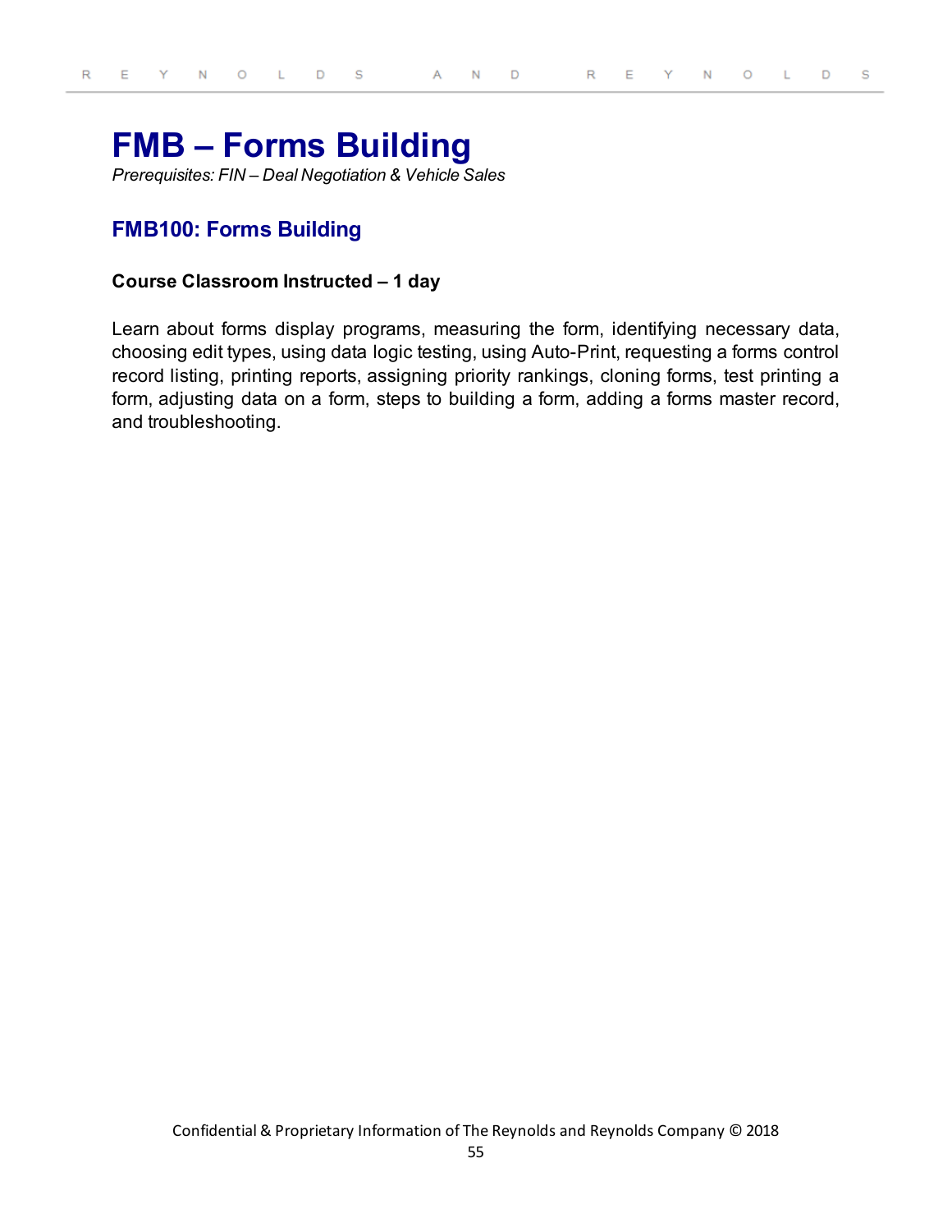# FMB – Forms Building

*Prerequisites: FIN – Deal Negotiation & Vehicle Sales*

## FMB100: Forms Building

**Course Classroom Instructed – 1 day**

Learn about forms display programs, measuring the form, identifying necessary data, choosing edit types, using data logic testing, using Auto-Print, requesting a forms control record listing, printing reports, assigning priority rankings, cloning forms, test printing a form, adjusting data on a form, steps to building a form, adding a forms master record, and troubleshooting.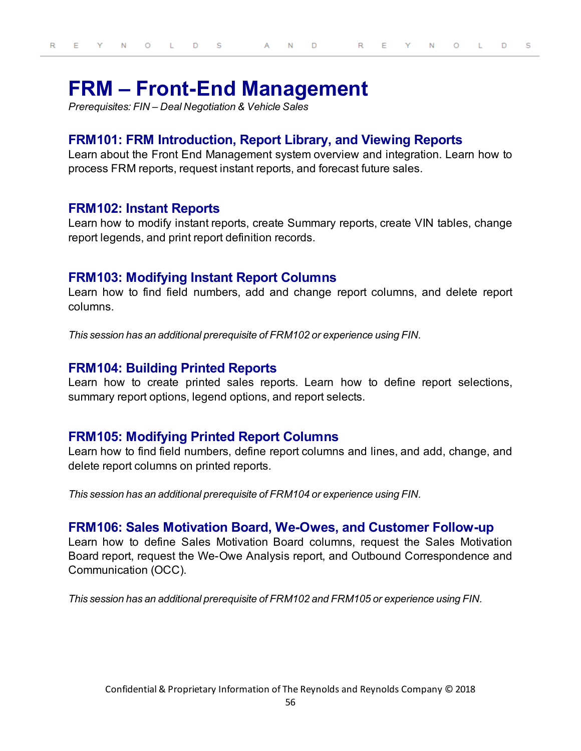# FRM – Front-End Management

*Prerequisites: FIN – Deal Negotiation & Vehicle Sales*

## FRM101: FRM Introduction, Report Library, and Viewing Reports

Learn about the Front End Management system overview and integration. Learn how to process FRM reports, request instant reports, and forecast future sales.

## FRM102: Instant Reports

Learn how to modify instant reports, create Summary reports, create VIN tables, change report legends, and print report definition records.

## FRM103: Modifying Instant Report Columns

Learn how to find field numbers, add and change report columns, and delete report columns.

*This session has an additional prerequisite of FRM102 or experience using FIN.*

## FRM104: Building Printed Reports

Learn how to create printed sales reports. Learn how to define report selections, summary report options, legend options, and report selects.

## FRM105: Modifying Printed Report Columns

Learn how to find field numbers, define report columns and lines, and add, change, and delete report columns on printed reports.

*This session has an additional prerequisite of FRM104 or experience using FIN.*

## FRM106: Sales Motivation Board, We-Owes, and Customer Follow-up

Learn how to define Sales Motivation Board columns, request the Sales Motivation Board report, request the We-Owe Analysis report, and Outbound Correspondence and Communication (OCC).

*This session has an additional prerequisite of FRM102 and FRM105 or experience using FIN.*

Confidential & Proprietary Information of The Reynolds and Reynolds Company © 2018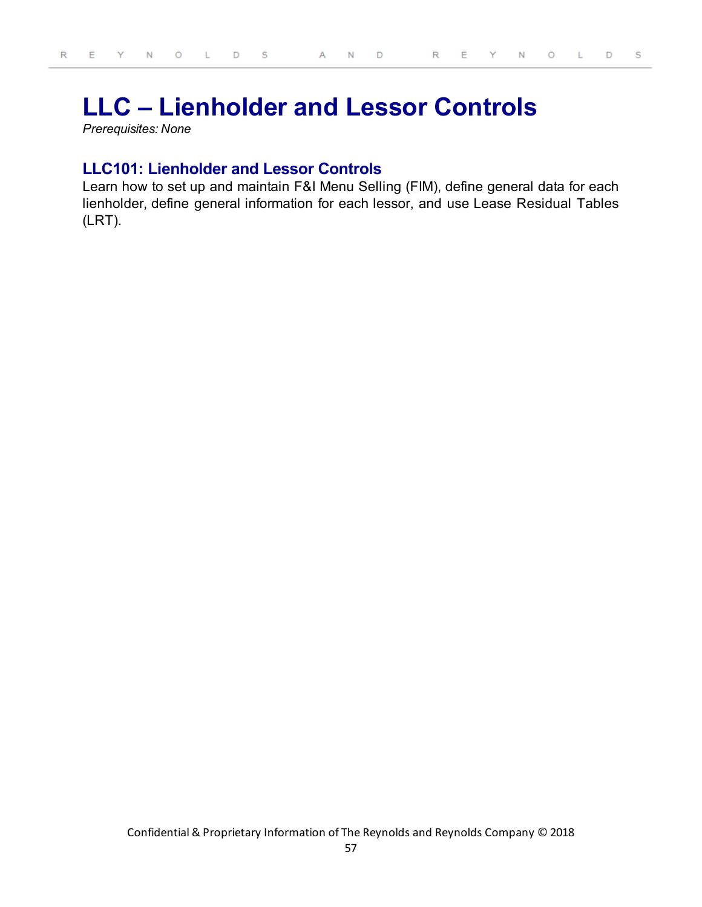# LLC – Lienholder and Lessor Controls

*Prerequisites: None*

## LLC101: Lienholder and Lessor Controls

Learn how to set up and maintain F&I Menu Selling (FIM), define general data for each lienholder, define general information for each lessor, and use Lease Residual Tables (LRT).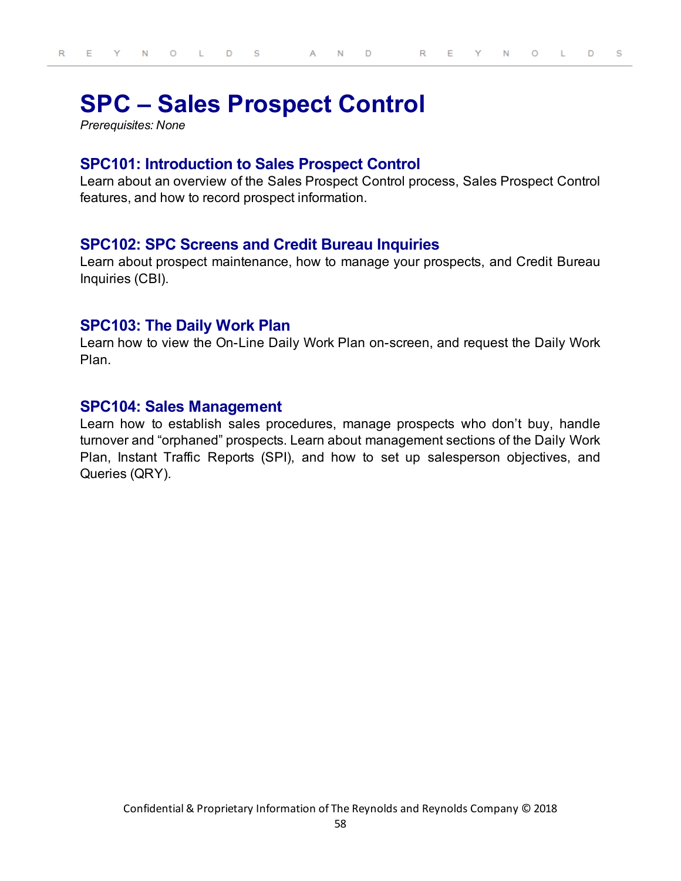# SPC – Sales Prospect Control

*Prerequisites: None*

## SPC101: Introduction to Sales Prospect Control

Learn about an overview of the Sales Prospect Control process, Sales Prospect Control features, and how to record prospect information.

## SPC102: SPC Screens and Credit Bureau Inquiries

Learn about prospect maintenance, how to manage your prospects, and Credit Bureau Inquiries (CBI).

## SPC103: The Daily Work Plan

Learn how to view the On-Line Daily Work Plan on-screen, and request the Daily Work Plan.

## SPC104: Sales Management

Learn how to establish sales procedures, manage prospects who don't buy, handle turnover and "orphaned" prospects. Learn about management sections of the Daily Work Plan, Instant Traffic Reports (SPI), and how to set up salesperson objectives, and Queries (QRY).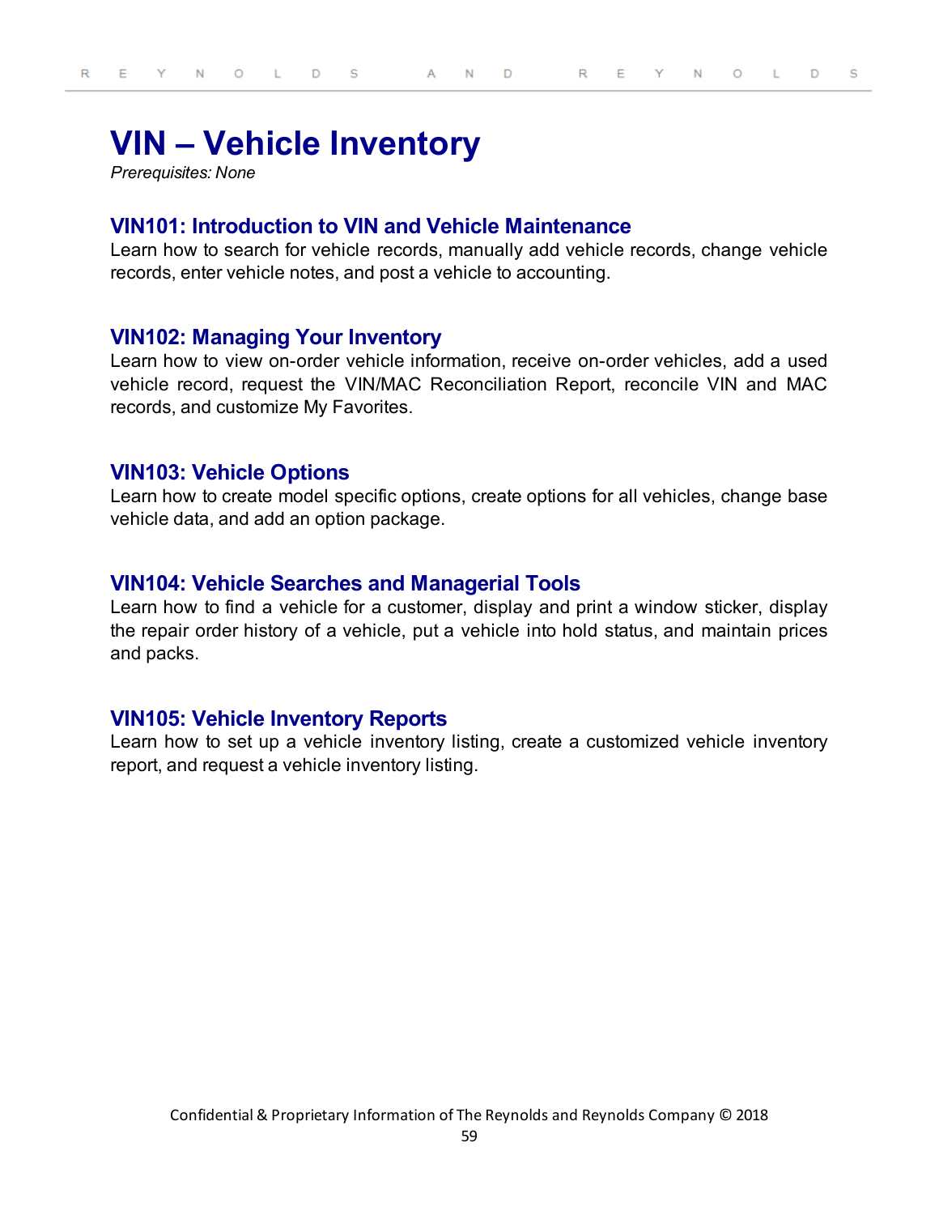# VIN – Vehicle Inventory

*Prerequisites: None*

## VIN101: Introduction to VIN and Vehicle Maintenance

Learn how to search for vehicle records, manually add vehicle records, change vehicle records, enter vehicle notes, and post a vehicle to accounting.

## VIN102: Managing Your Inventory

Learn how to view on-order vehicle information, receive on-order vehicles, add a used vehicle record, request the VIN/MAC Reconciliation Report, reconcile VIN and MAC records, and customize My Favorites.

## VIN103: Vehicle Options

Learn how to create model specific options, create options for all vehicles, change base vehicle data, and add an option package.

## VIN104: Vehicle Searches and Managerial Tools

Learn how to find a vehicle for a customer, display and print a window sticker, display the repair order history of a vehicle, put a vehicle into hold status, and maintain prices and packs.

## VIN105: Vehicle Inventory Reports

Learn how to set up a vehicle inventory listing, create a customized vehicle inventory report, and request a vehicle inventory listing.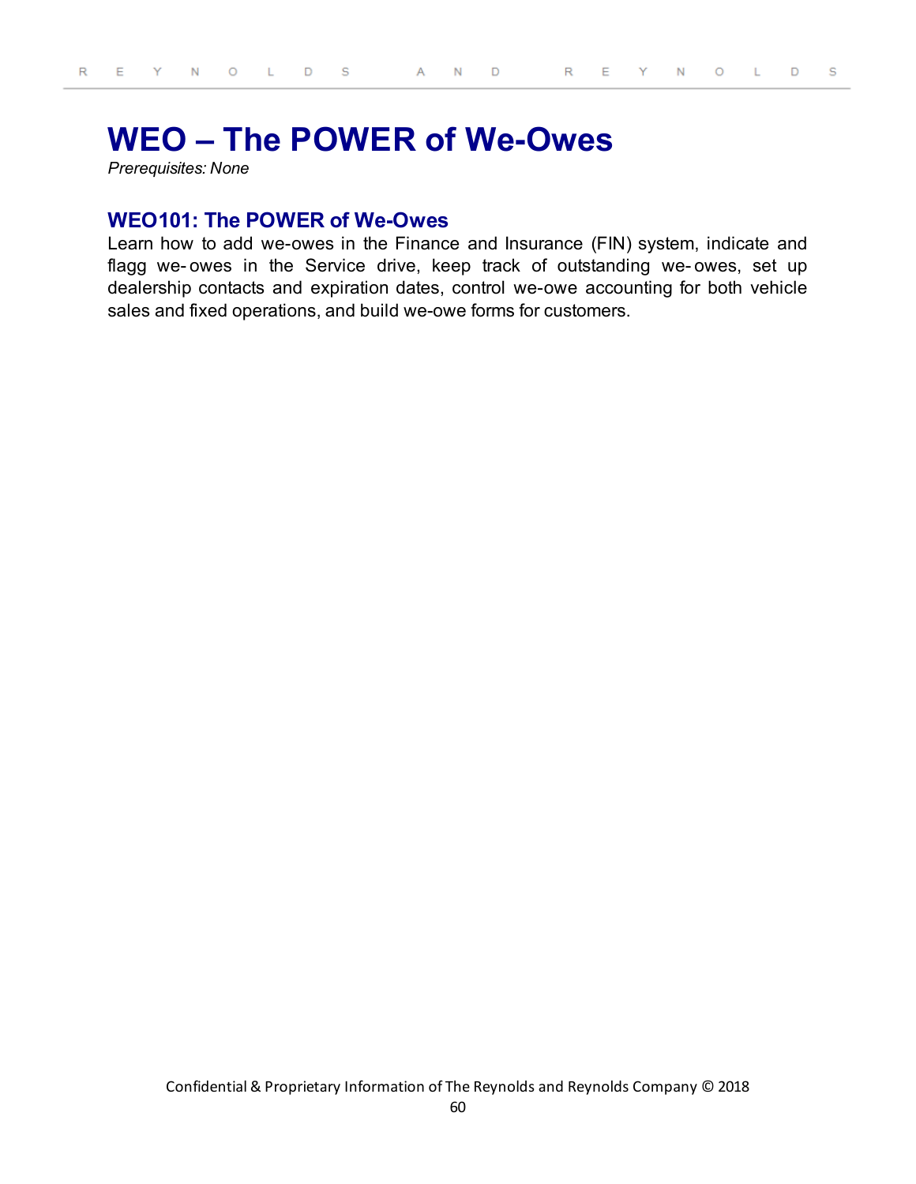# WEO – The POWER of We-Owes

*Prerequisites: None*

## WEO101: The POWER of We-Owes

Learn how to add we-owes in the Finance and Insurance (FIN) system, indicate and flagg we-owes in the Service drive, keep track of outstanding we-owes, set up dealership contacts and expiration dates, control we-owe accounting for both vehicle sales and fixed operations, and build we-owe forms for customers.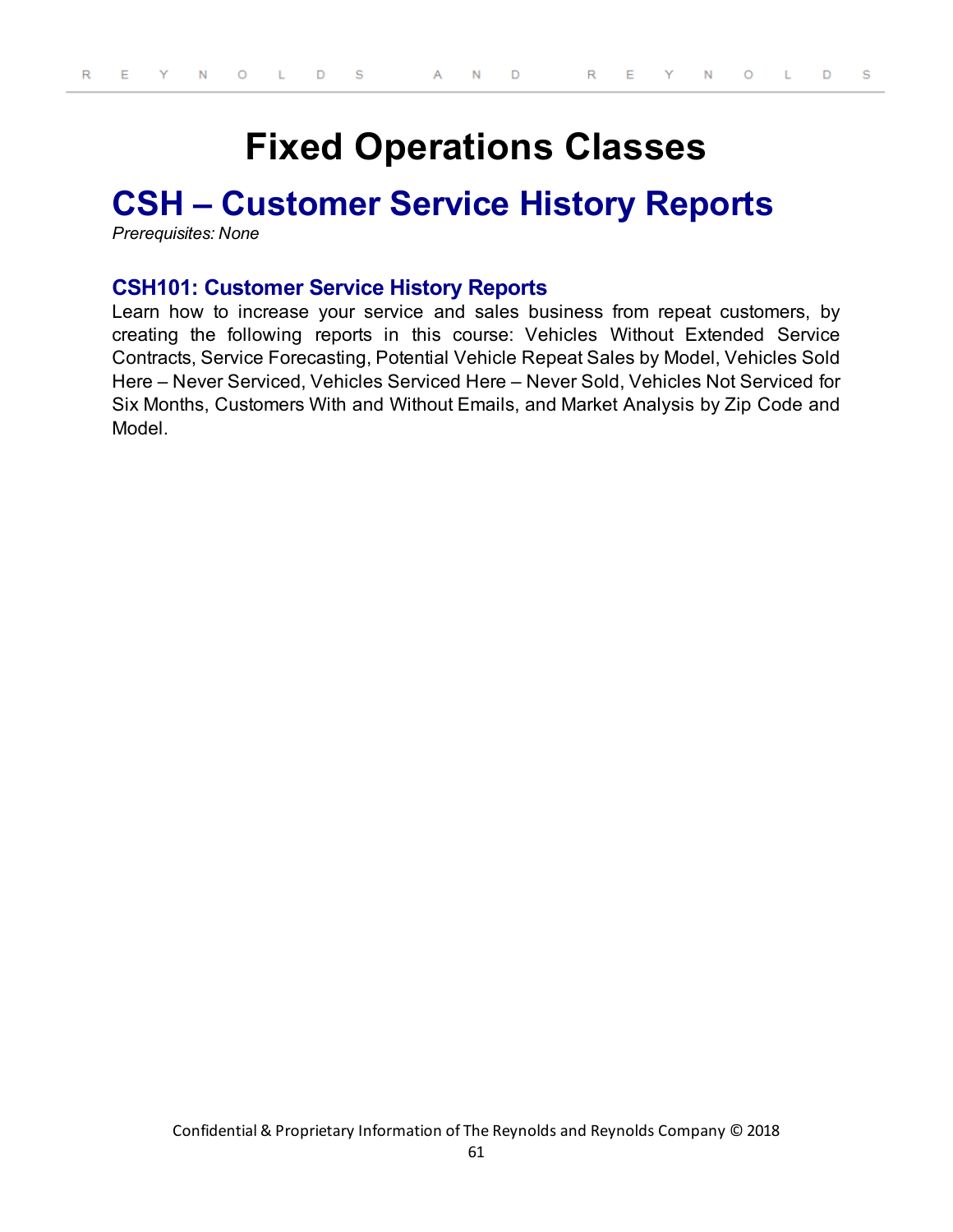# Fixed Operations Classes

## CSH – Customer Service History Reports

*Prerequisites: None*

### CSH101: Customer Service History Reports

Learn how to increase your service and sales business from repeat customers, by creating the following reports in this course: Vehicles Without Extended Service Contracts, Service Forecasting, Potential Vehicle Repeat Sales by Model, Vehicles Sold Here – Never Serviced, Vehicles Serviced Here – Never Sold, Vehicles Not Serviced for Six Months, Customers With and Without Emails, and Market Analysis by Zip Code and Model.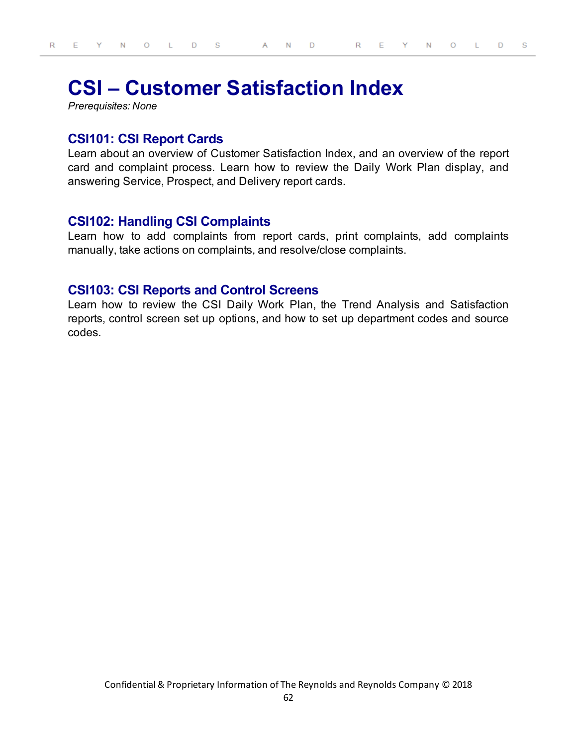# CSI – Customer Satisfaction Index

*Prerequisites: None*

## CSI101: CSI Report Cards

Learn about an overview of Customer Satisfaction Index, and an overview of the report card and complaint process. Learn how to review the Daily Work Plan display, and answering Service, Prospect, and Delivery report cards.

## CSI102: Handling CSI Complaints

Learn how to add complaints from report cards, print complaints, add complaints manually, take actions on complaints, and resolve/close complaints.

## CSI103: CSI Reports and Control Screens

Learn how to review the CSI Daily Work Plan, the Trend Analysis and Satisfaction reports, control screen set up options, and how to set up department codes and source codes.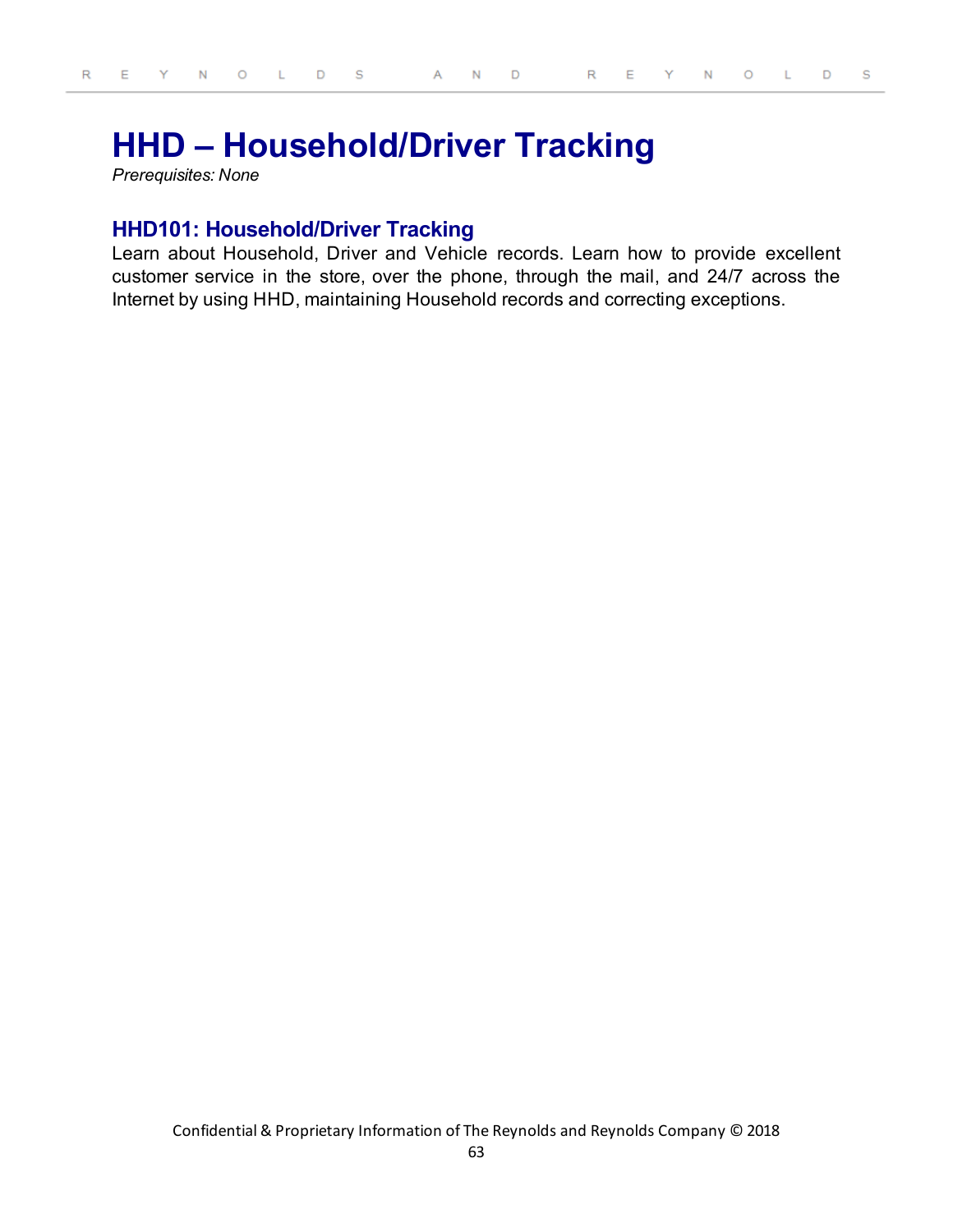# HHD – Household/Driver Tracking

*Prerequisites: None*

## HHD101: Household/Driver Tracking

Learn about Household, Driver and Vehicle records. Learn how to provide excellent customer service in the store, over the phone, through the mail, and 24/7 across the Internet by using HHD, maintaining Household records and correcting exceptions.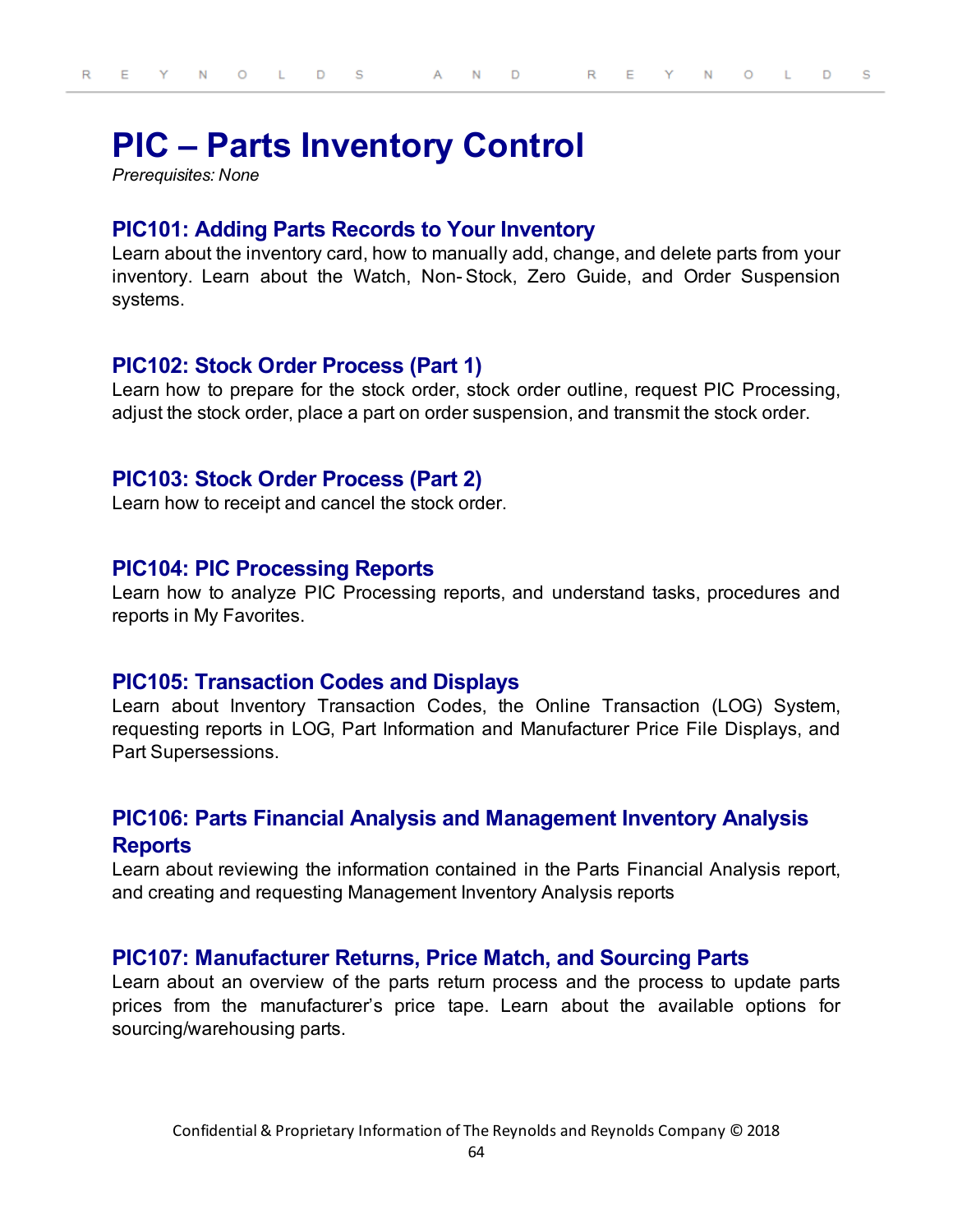# PIC – Parts Inventory Control

*Prerequisites: None*

## PIC101: Adding Parts Records to Your Inventory

Learn about the inventory card, how to manually add, change, and delete parts from your inventory. Learn about the Watch, Non-Stock, Zero Guide, and Order Suspension systems.

## PIC102: Stock Order Process (Part 1)

Learn how to prepare for the stock order, stock order outline, request PIC Processing, adjust the stock order, place a part on order suspension, and transmit the stock order.

## PIC103: Stock Order Process (Part 2)

Learn how to receipt and cancel the stock order.

## PIC104: PIC Processing Reports

Learn how to analyze PIC Processing reports, and understand tasks, procedures and reports in My Favorites.

## PIC105: Transaction Codes and Displays

Learn about Inventory Transaction Codes, the Online Transaction (LOG) System, requesting reports in LOG, Part Information and Manufacturer Price File Displays, and Part Supersessions.

## PIC106: Parts Financial Analysis and Management Inventory Analysis Reports

Learn about reviewing the information contained in the Parts Financial Analysis report, and creating and requesting Management Inventory Analysis reports

## PIC107: Manufacturer Returns, Price Match, and Sourcing Parts

Learn about an overview of the parts return process and the process to update parts prices from the manufacturer's price tape. Learn about the available options for sourcing/warehousing parts.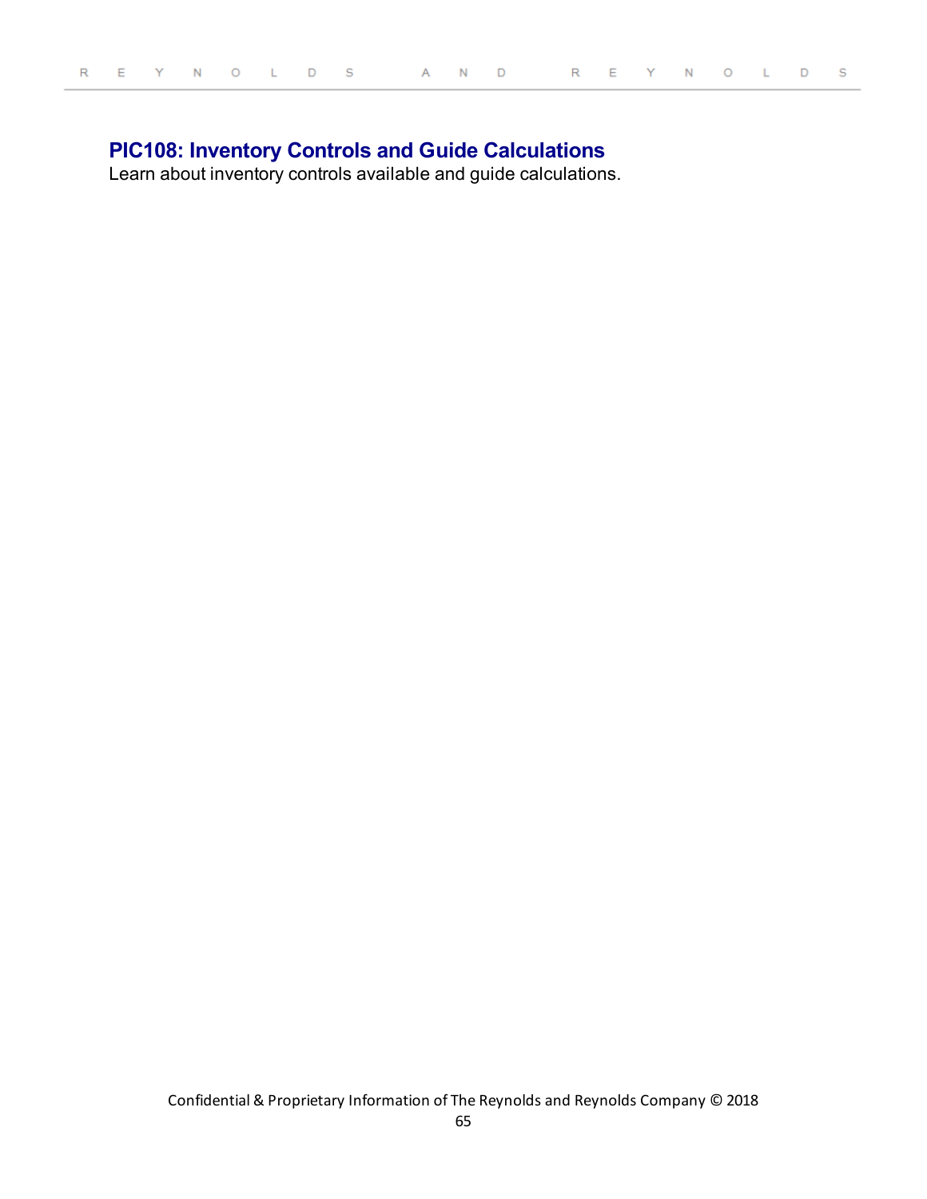## PIC108: Inventory Controls and Guide Calculations

Learn about inventory controls available and guide calculations.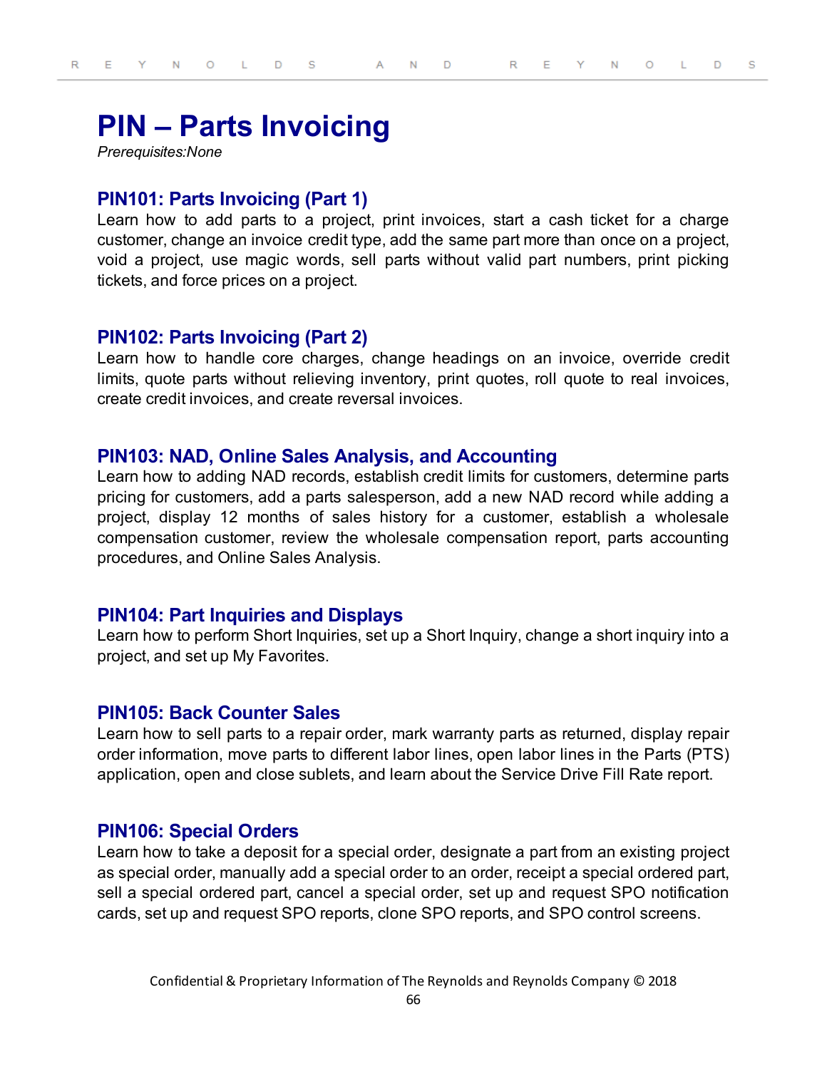# PIN – Parts Invoicing

*Prerequisites:None*

## PIN101: Parts Invoicing (Part 1)

Learn how to add parts to a project, print invoices, start a cash ticket for a charge customer, change an invoice credit type, add the same part more than once on a project, void a project, use magic words, sell parts without valid part numbers, print picking tickets, and force prices on a project.

## PIN102: Parts Invoicing (Part 2)

Learn how to handle core charges, change headings on an invoice, override credit limits, quote parts without relieving inventory, print quotes, roll quote to real invoices, create credit invoices, and create reversal invoices.

## PIN103: NAD, Online Sales Analysis, and Accounting

Learn how to adding NAD records, establish credit limits for customers, determine parts pricing for customers, add a parts salesperson, add a new NAD record while adding a project, display 12 months of sales history for a customer, establish a wholesale compensation customer, review the wholesale compensation report, parts accounting procedures, and Online Sales Analysis.

## PIN104: Part Inquiries and Displays

Learn how to perform Short Inquiries, set up a Short Inquiry, change a short inquiry into a project, and set up My Favorites.

## PIN105: Back Counter Sales

Learn how to sell parts to a repair order, mark warranty parts as returned, display repair order information, move parts to different labor lines, open labor lines in the Parts (PTS) application, open and close sublets, and learn about the Service Drive Fill Rate report.

## PIN106: Special Orders

Learn how to take a deposit for a special order, designate a part from an existing project as special order, manually add a special order to an order, receipt a special ordered part, sell a special ordered part, cancel a special order, set up and request SPO notification cards, set up and request SPO reports, clone SPO reports, and SPO control screens.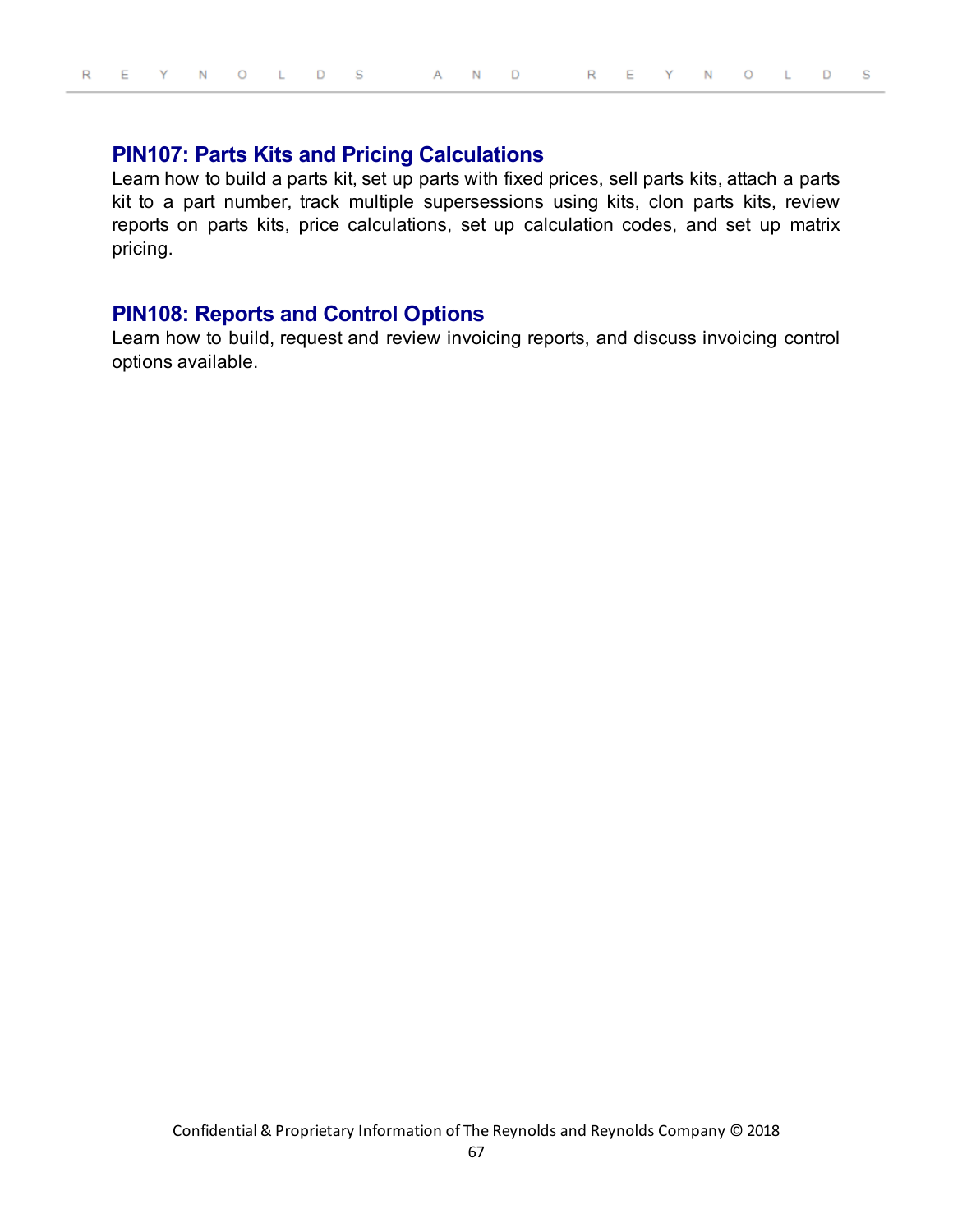## PIN107: Parts Kits and Pricing Calculations

Learn how to build a parts kit, set up parts with fixed prices, sell parts kits, attach a parts kit to a part number, track multiple supersessions using kits, clon parts kits, review reports on parts kits, price calculations, set up calculation codes, and set up matrix pricing.

## PIN108: Reports and Control Options

Learn how to build, request and review invoicing reports, and discuss invoicing control options available.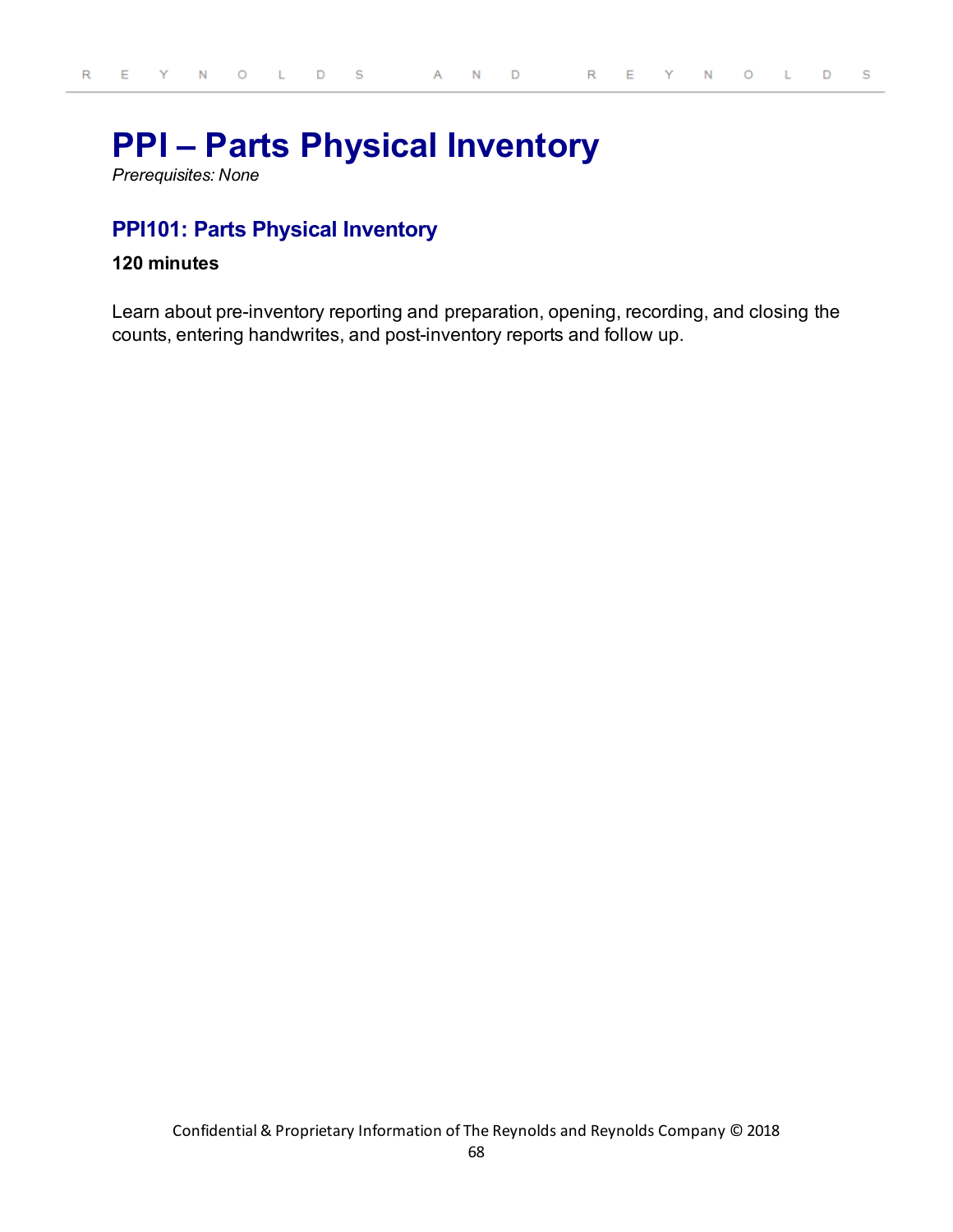# PPI – Parts Physical Inventory

*Prerequisites: None*

## PPI101: Parts Physical Inventory

**120 minutes**

Learn about pre-inventory reporting and preparation, opening, recording, and closing the counts, entering handwrites, and post-inventory reports and follow up.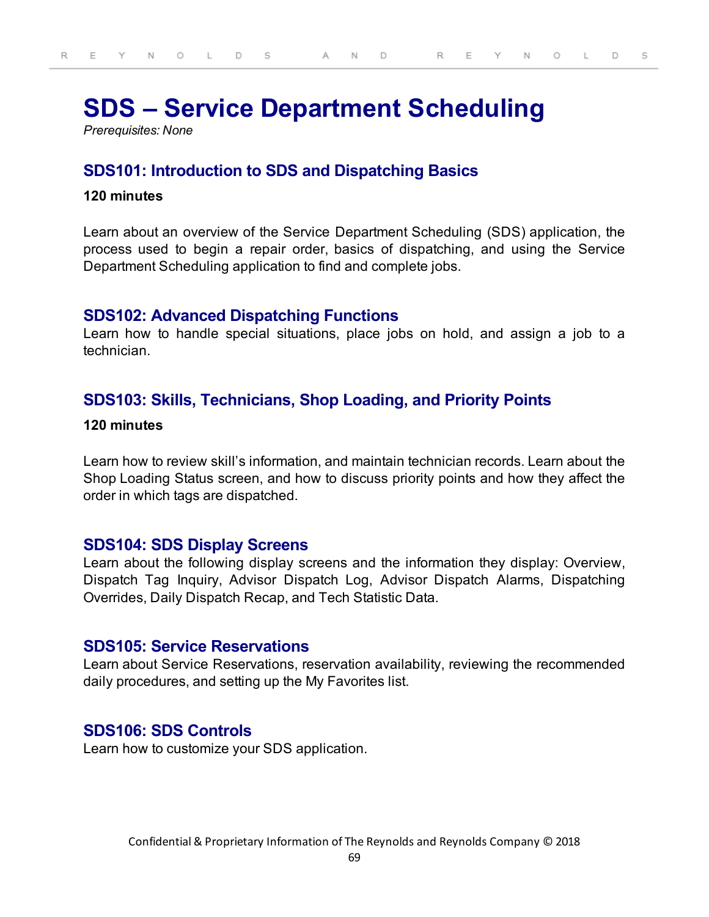# SDS – Service Department Scheduling

*Prerequisites: None*

## SDS101: Introduction to SDS and Dispatching Basics

**120 minutes**

Learn about an overview of the Service Department Scheduling (SDS) application, the process used to begin a repair order, basics of dispatching, and using the Service Department Scheduling application to find and complete jobs.

## SDS102: Advanced Dispatching Functions

Learn how to handle special situations, place jobs on hold, and assign a job to a technician.

## SDS103: Skills, Technicians, Shop Loading, and Priority Points

**120 minutes**

Learn how to review skill's information, and maintain technician records. Learn about the Shop Loading Status screen, and how to discuss priority points and how they affect the order in which tags are dispatched.

## SDS104: SDS Display Screens

Learn about the following display screens and the information they display: Overview, Dispatch Tag Inquiry, Advisor Dispatch Log, Advisor Dispatch Alarms, Dispatching Overrides, Daily Dispatch Recap, and Tech Statistic Data.

## SDS105: Service Reservations

Learn about Service Reservations, reservation availability, reviewing the recommended daily procedures, and setting up the My Favorites list.

## SDS106: SDS Controls

Learn how to customize your SDS application.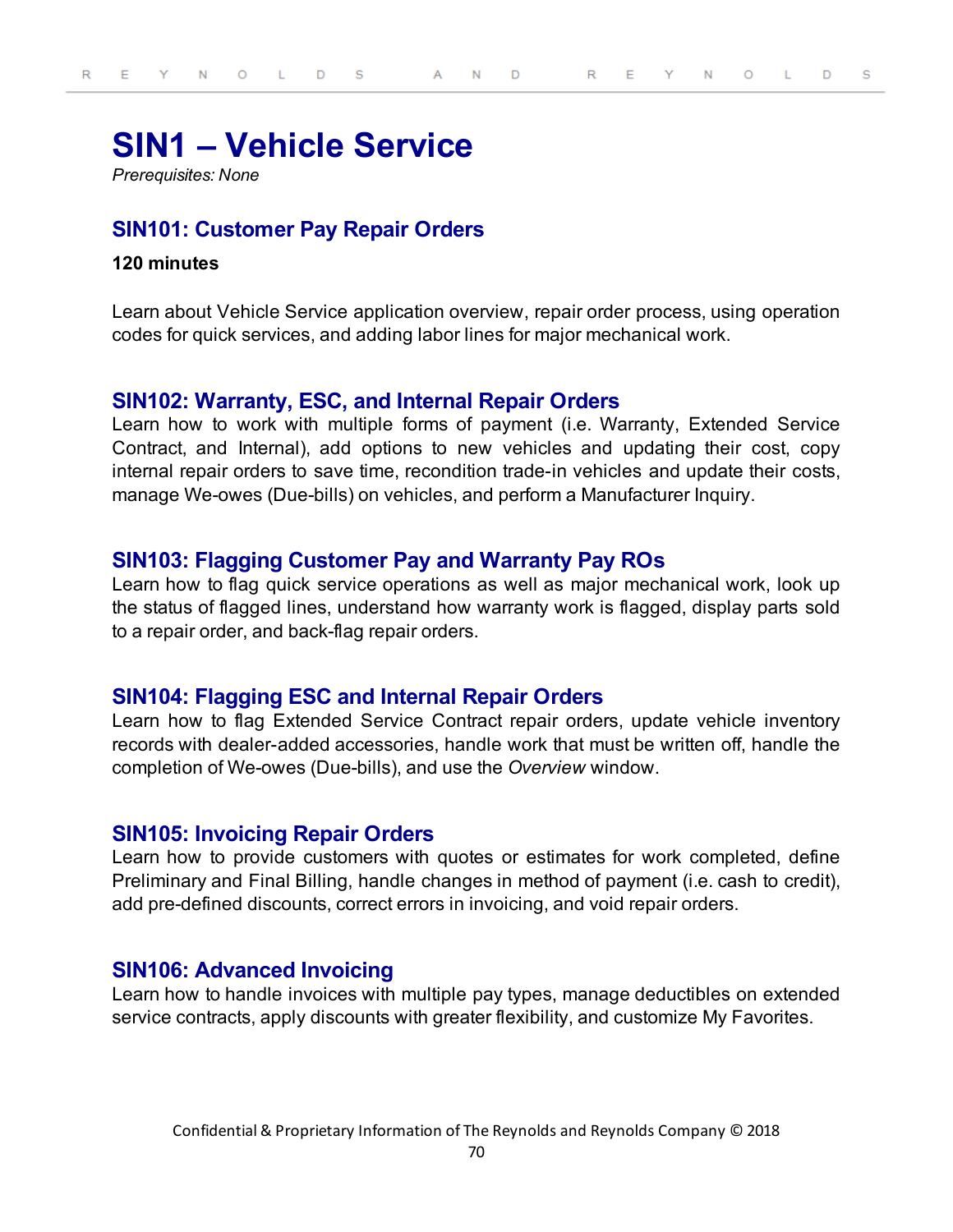# SIN1 – Vehicle Service

*Prerequisites: None*

## SIN101: Customer Pay Repair Orders

**120 minutes**

Learn about Vehicle Service application overview, repair order process, using operation codes for quick services, and adding labor lines for major mechanical work.

## SIN102: Warranty, ESC, and Internal Repair Orders

Learn how to work with multiple forms of payment (i.e. Warranty, Extended Service Contract, and Internal), add options to new vehicles and updating their cost, copy internal repair orders to save time, recondition trade-in vehicles and update their costs, manage We-owes (Due-bills) on vehicles, and perform a Manufacturer Inquiry.

## SIN103: Flagging Customer Pay and Warranty Pay ROs

Learn how to flag quick service operations as well as major mechanical work, look up the status of flagged lines, understand how warranty work is flagged, display parts sold to a repair order, and back-flag repair orders.

## SIN104: Flagging ESC and Internal Repair Orders

Learn how to flag Extended Service Contract repair orders, update vehicle inventory records with dealer-added accessories, handle work that must be written off, handle the completion of We-owes (Due-bills), and use the *Overview* window.

## SIN105: Invoicing Repair Orders

Learn how to provide customers with quotes or estimates for work completed, define Preliminary and Final Billing, handle changes in method of payment (i.e. cash to credit), add pre-defined discounts, correct errors in invoicing, and void repair orders.

## SIN106: Advanced Invoicing

Learn how to handle invoices with multiple pay types, manage deductibles on extended service contracts, apply discounts with greater flexibility, and customize My Favorites.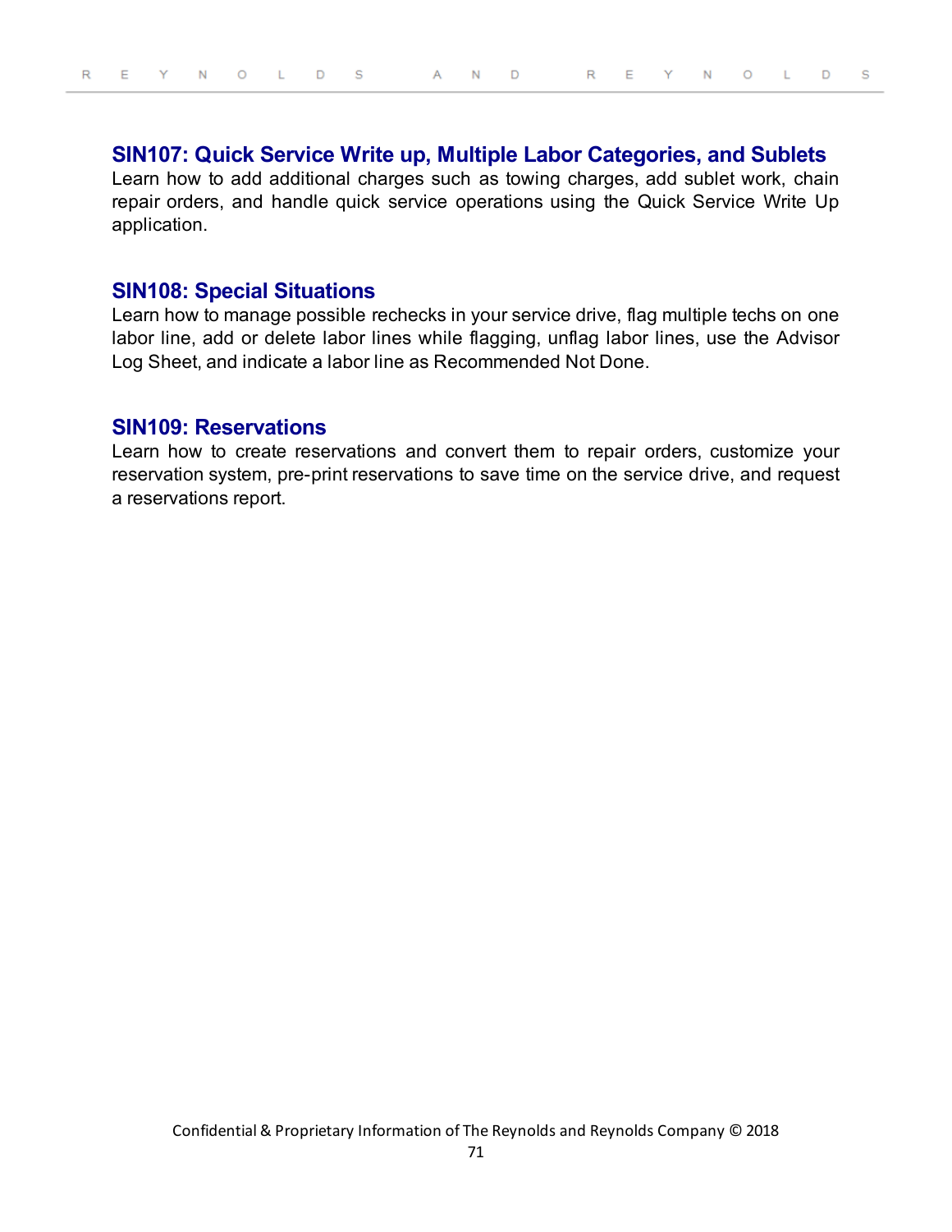## SIN107: Quick Service Write up, Multiple Labor Categories, and Sublets

Learn how to add additional charges such as towing charges, add sublet work, chain repair orders, and handle quick service operations using the Quick Service Write Up application.

## SIN108: Special Situations

Learn how to manage possible rechecks in your service drive, flag multiple techs on one labor line, add or delete labor lines while flagging, unflag labor lines, use the Advisor Log Sheet, and indicate a labor line as Recommended Not Done.

## SIN109: Reservations

Learn how to create reservations and convert them to repair orders, customize your reservation system, pre-print reservations to save time on the service drive, and request a reservations report.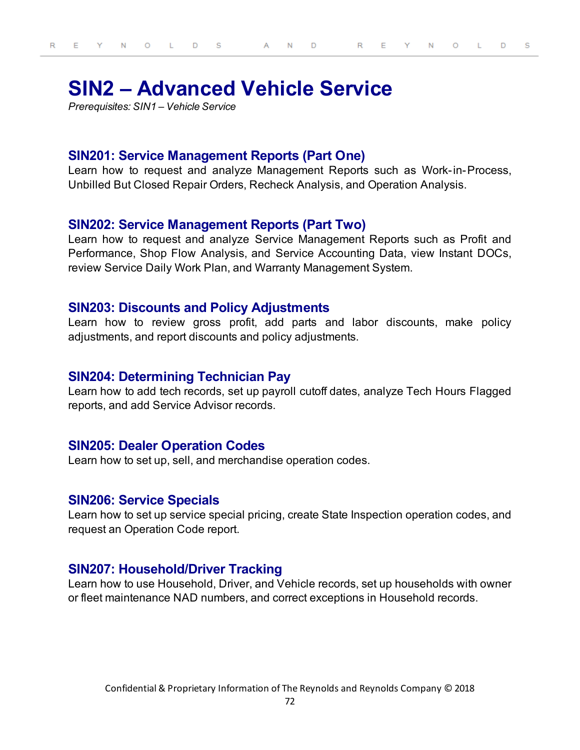# SIN2 – Advanced Vehicle Service

*Prerequisites: SIN1 – Vehicle Service*

### SIN201: Service Management Reports (Part One)

Learn how to request and analyze Management Reports such as Work-in-Process, Unbilled But Closed Repair Orders, Recheck Analysis, and Operation Analysis.

### SIN202: Service Management Reports (Part Two)

Learn how to request and analyze Service Management Reports such as Profit and Performance, Shop Flow Analysis, and Service Accounting Data, view Instant DOCs, review Service Daily Work Plan, and Warranty Management System.

### SIN203: Discounts and Policy Adjustments

Learn how to review gross profit, add parts and labor discounts, make policy adjustments, and report discounts and policy adjustments.

### SIN204: Determining Technician Pay

Learn how to add tech records, set up payroll cutoff dates, analyze Tech Hours Flagged reports, and add Service Advisor records.

### SIN205: Dealer Operation Codes

Learn how to set up, sell, and merchandise operation codes.

### SIN206: Service Specials

Learn how to set up service special pricing, create State Inspection operation codes, and request an Operation Code report.

### SIN207: Household/Driver Tracking

Learn how to use Household, Driver, and Vehicle records, set up households with owner or fleet maintenance NAD numbers, and correct exceptions in Household records.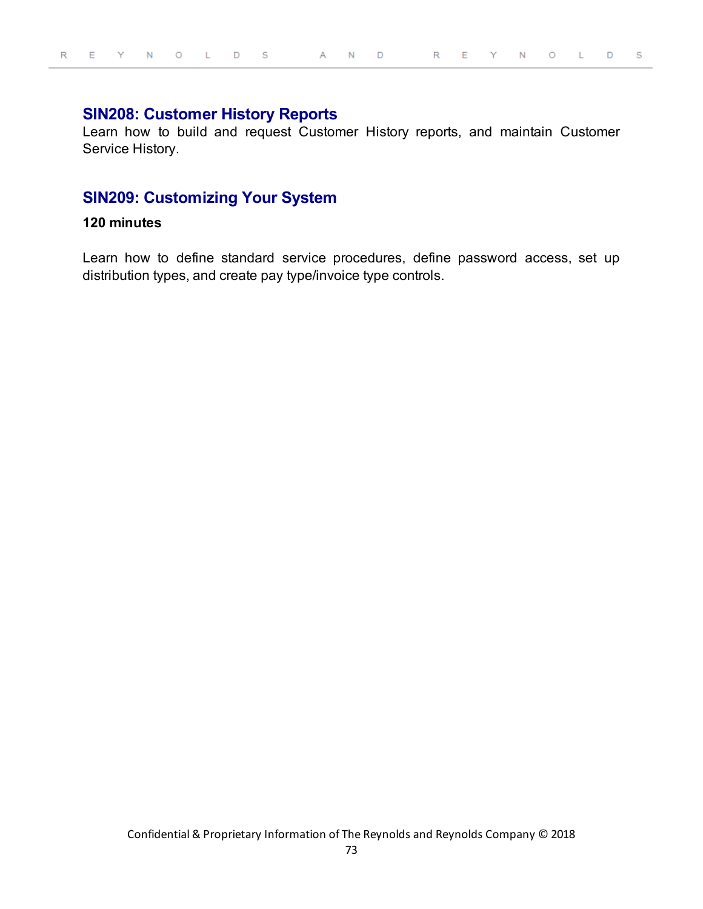### SIN208: Customer History Reports

Learn how to build and request Customer History reports, and maintain Customer Service History.

### SIN209: Customizing Your System

**120 minutes**

Learn how to define standard service procedures, define password access, set up distribution types, and create pay type/invoice type controls.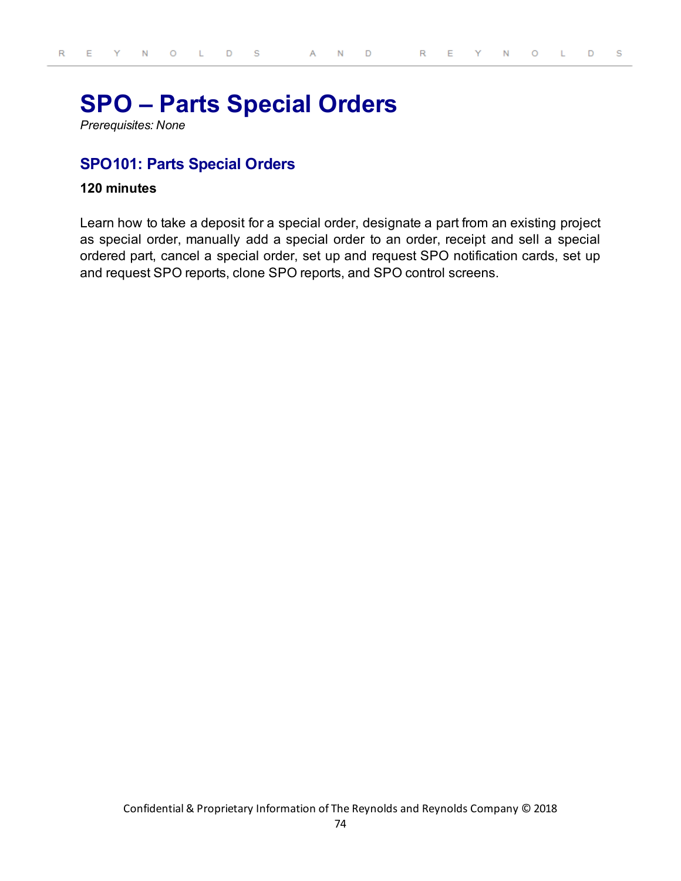# SPO – Parts Special Orders

*Prerequisites: None*

## SPO101: Parts Special Orders

**120 minutes**

Learn how to take a deposit for a special order, designate a part from an existing project as special order, manually add a special order to an order, receipt and sell a special ordered part, cancel a special order, set up and request SPO notification cards, set up and request SPO reports, clone SPO reports, and SPO control screens.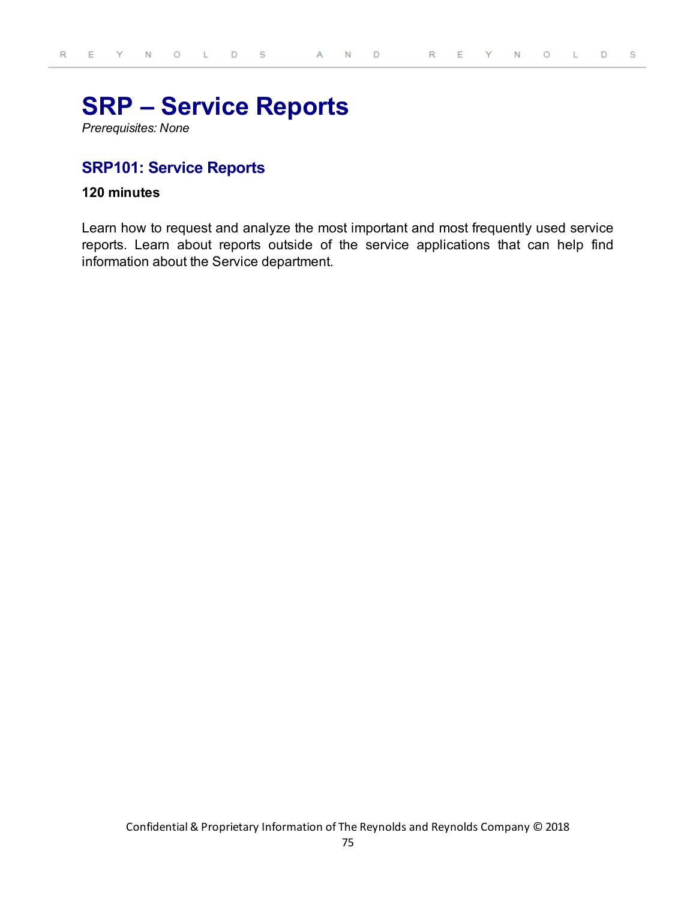# SRP – Service Reports

*Prerequisites: None*

## SRP101: Service Reports

**120 minutes**

Learn how to request and analyze the most important and most frequently used service reports. Learn about reports outside of the service applications that can help find information about the Service department.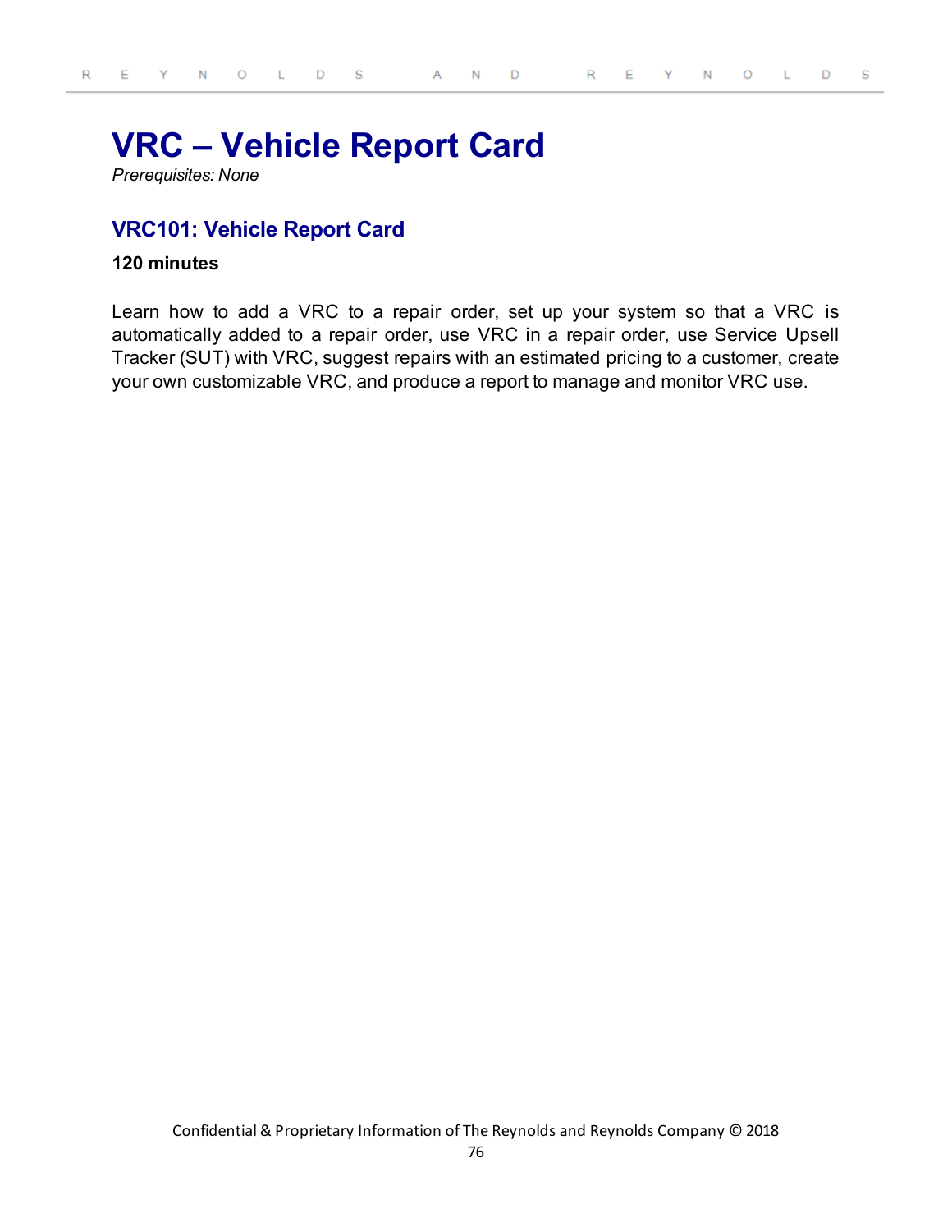# VRC – Vehicle Report Card

*Prerequisites: None*

## VRC101: Vehicle Report Card

**120 minutes**

Learn how to add a VRC to a repair order, set up your system so that a VRC is automatically added to a repair order, use VRC in a repair order, use Service Upsell Tracker (SUT) with VRC, suggest repairs with an estimated pricing to a customer, create your own customizable VRC, and produce a report to manage and monitor VRC use.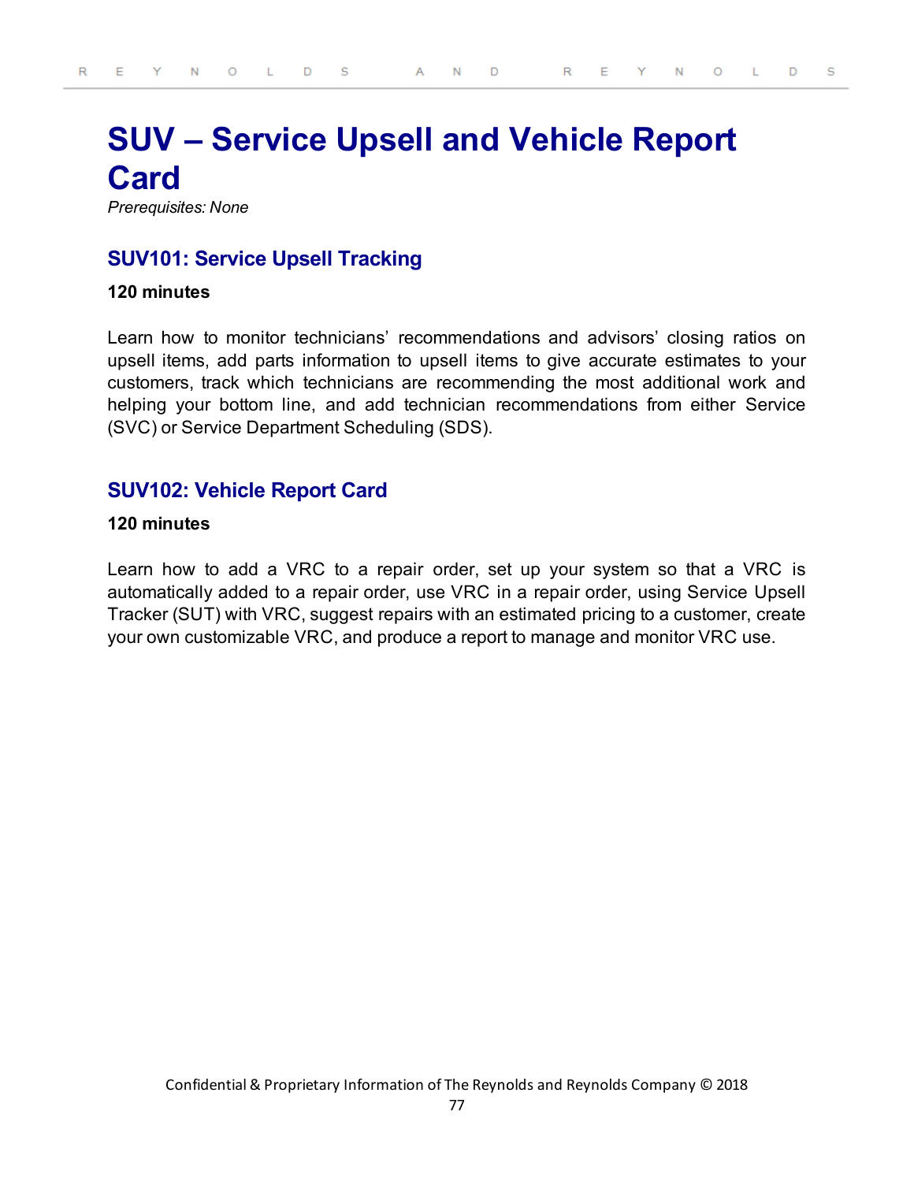# SUV – Service Upsell and Vehicle Report Card

*Prerequisites: None*

## SUV101: Service Upsell Tracking

**120 minutes**

Learn how to monitor technicians' recommendations and advisors' closing ratios on upsell items, add parts information to upsell items to give accurate estimates to your customers, track which technicians are recommending the most additional work and helping your bottom line, and add technician recommendations from either Service (SVC) or Service Department Scheduling (SDS).

## SUV102: Vehicle Report Card

**120 minutes**

Learn how to add a VRC to a repair order, set up your system so that a VRC is automatically added to a repair order, use VRC in a repair order, using Service Upsell Tracker (SUT) with VRC, suggest repairs with an estimated pricing to a customer, create your own customizable VRC, and produce a report to manage and monitor VRC use.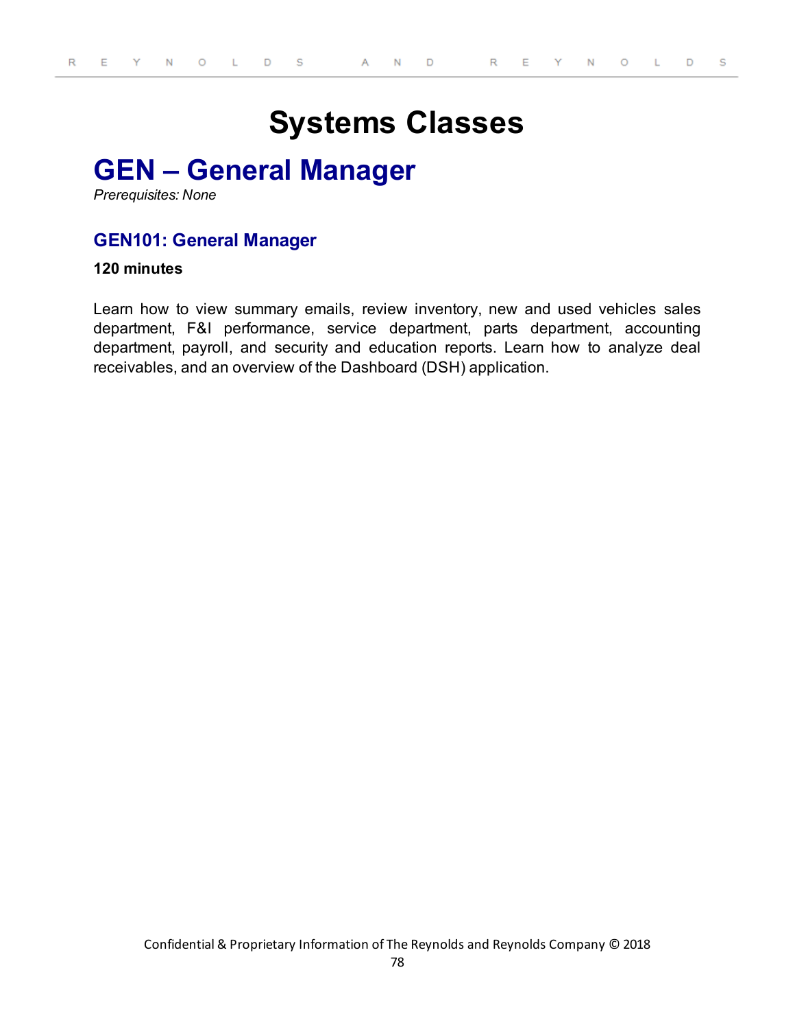# Systems Classes

## GEN – General Manager

*Prerequisites: None*

### GEN101: General Manager

**120 minutes**

Learn how to view summary emails, review inventory, new and used vehicles sales department, F&I performance, service department, parts department, accounting department, payroll, and security and education reports. Learn how to analyze deal receivables, and an overview of the Dashboard (DSH) application.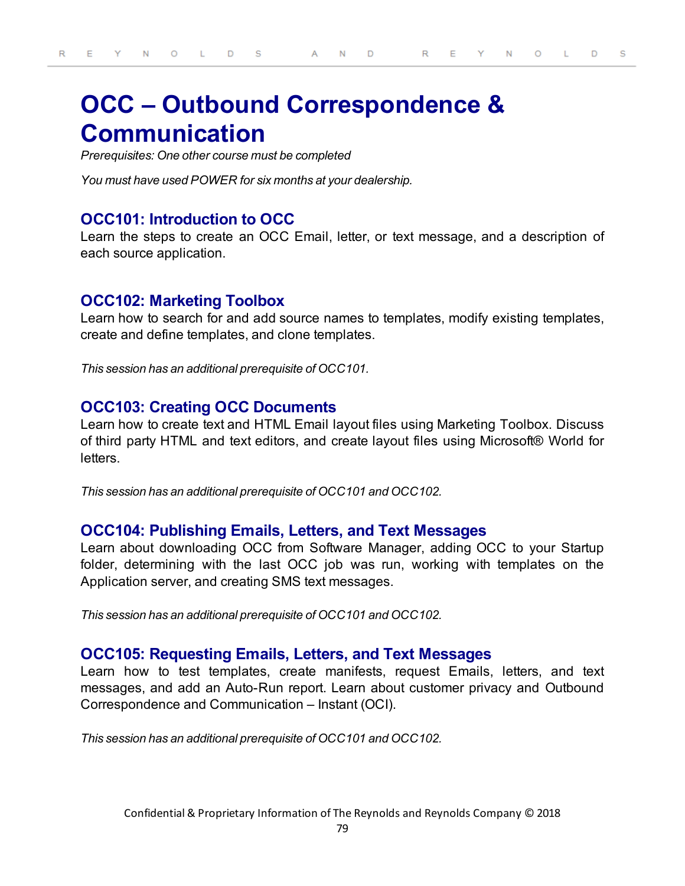# OCC – Outbound Correspondence & Communication

*Prerequisites: One other course must be completed*

*You must have used POWER for six months at your dealership.*

## OCC101: Introduction to OCC

Learn the steps to create an OCC Email, letter, or text message, and a description of each source application.

## OCC102: Marketing Toolbox

Learn how to search for and add source names to templates, modify existing templates, create and define templates, and clone templates.

*This session has an additional prerequisite of OCC101.*

## OCC103: Creating OCC Documents

Learn how to create text and HTML Email layout files using Marketing Toolbox. Discuss of third party HTML and text editors, and create layout files using Microsoft® World for letters.

*This session has an additional prerequisite of OCC101 and OCC102.*

## OCC104: Publishing Emails, Letters, and Text Messages

Learn about downloading OCC from Software Manager, adding OCC to your Startup folder, determining with the last OCC job was run, working with templates on the Application server, and creating SMS text messages.

*This session has an additional prerequisite of OCC101 and OCC102.*

## OCC105: Requesting Emails, Letters, and Text Messages

Learn how to test templates, create manifests, request Emails, letters, and text messages, and add an Auto-Run report. Learn about customer privacy and Outbound Correspondence and Communication – Instant (OCI).

*This session has an additional prerequisite of OCC101 and OCC102.*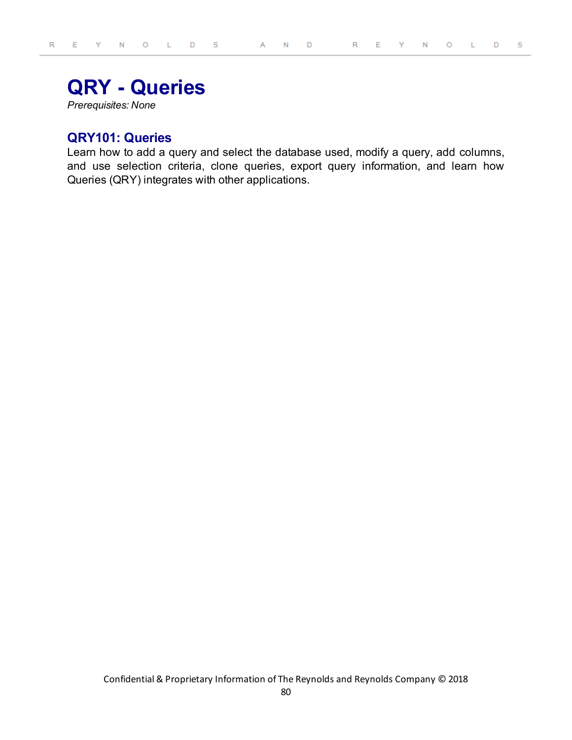# QRY - Queries

*Prerequisites: None*

## QRY101: Queries

Learn how to add a query and select the database used, modify a query, add columns, and use selection criteria, clone queries, export query information, and learn how Queries (QRY) integrates with other applications.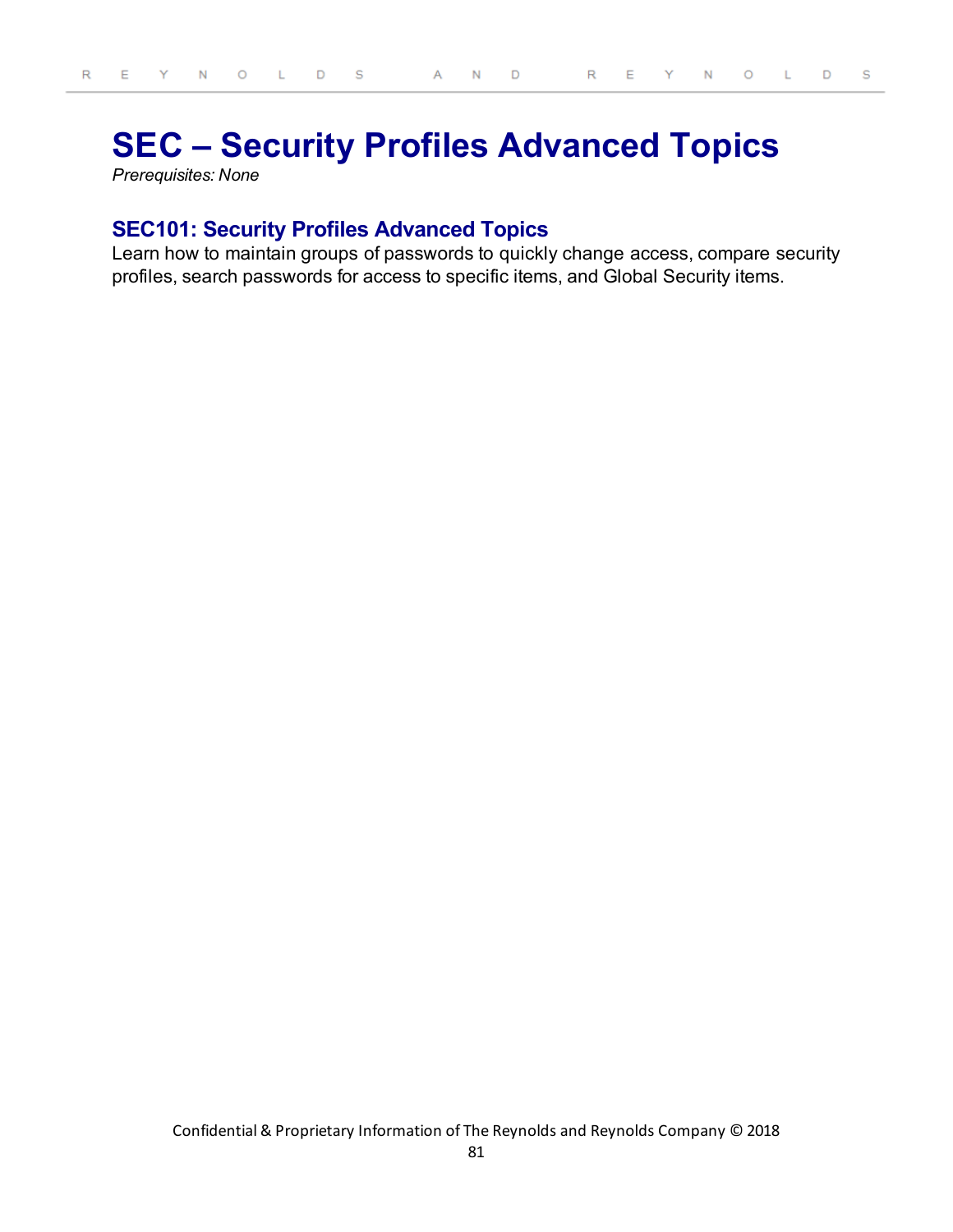# SEC – Security Profiles Advanced Topics

*Prerequisites: None*

## SEC101: Security Profiles Advanced Topics

Learn how to maintain groups of passwords to quickly change access, compare security profiles, search passwords for access to specific items, and Global Security items.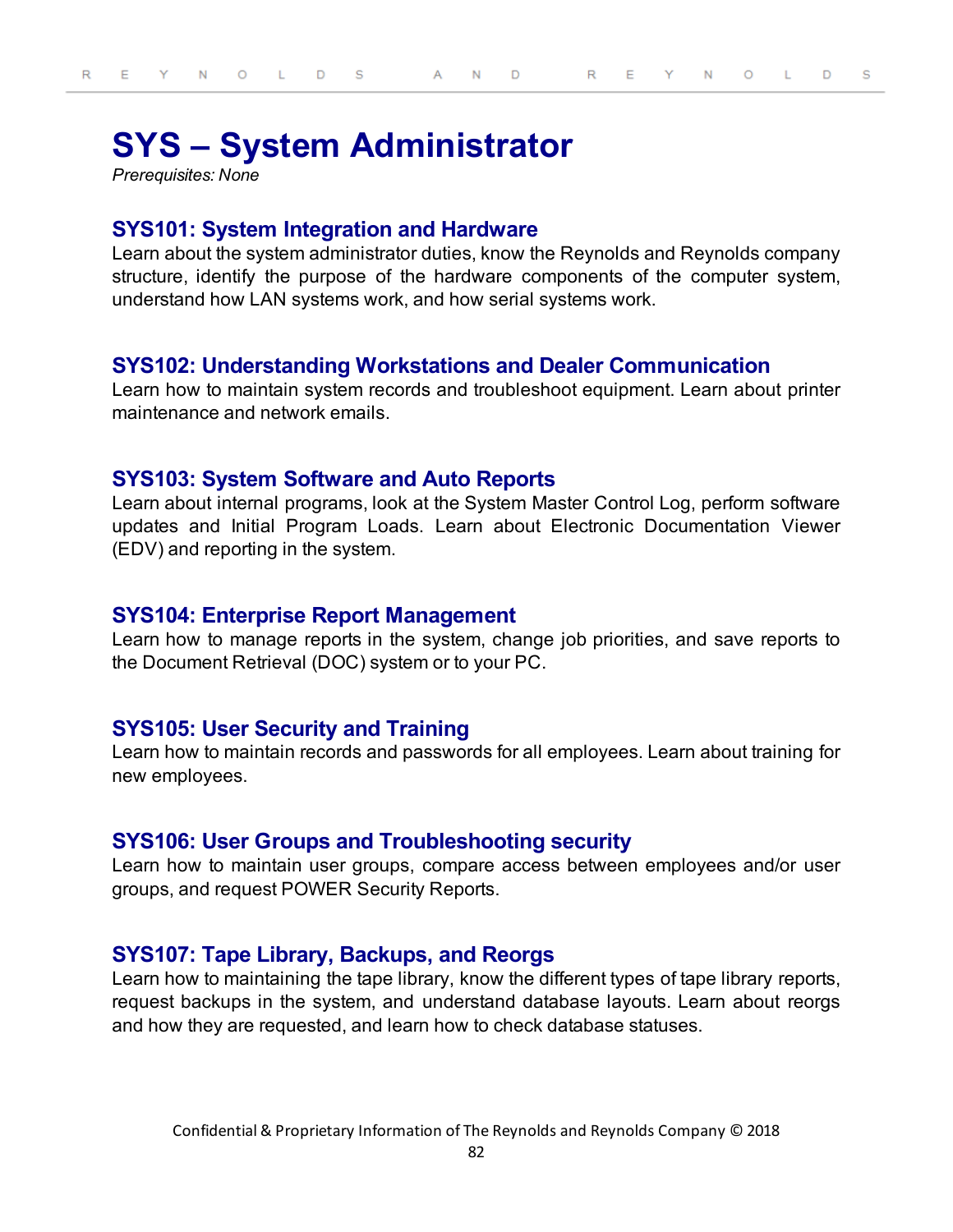# SYS – System Administrator

*Prerequisites: None*

## SYS101: System Integration and Hardware

Learn about the system administrator duties, know the Reynolds and Reynolds company structure, identify the purpose of the hardware components of the computer system, understand how LAN systems work, and how serial systems work.

## SYS102: Understanding Workstations and Dealer Communication

Learn how to maintain system records and troubleshoot equipment. Learn about printer maintenance and network emails.

## SYS103: System Software and Auto Reports

Learn about internal programs, look at the System Master Control Log, perform software updates and Initial Program Loads. Learn about Electronic Documentation Viewer (EDV) and reporting in the system.

## SYS104: Enterprise Report Management

Learn how to manage reports in the system, change job priorities, and save reports to the Document Retrieval (DOC) system or to your PC.

## SYS105: User Security and Training

Learn how to maintain records and passwords for all employees. Learn about training for new employees.

## SYS106: User Groups and Troubleshooting security

Learn how to maintain user groups, compare access between employees and/or user groups, and request POWER Security Reports.

## SYS107: Tape Library, Backups, and Reorgs

Learn how to maintaining the tape library, know the different types of tape library reports, request backups in the system, and understand database layouts. Learn about reorgs and how they are requested, and learn how to check database statuses.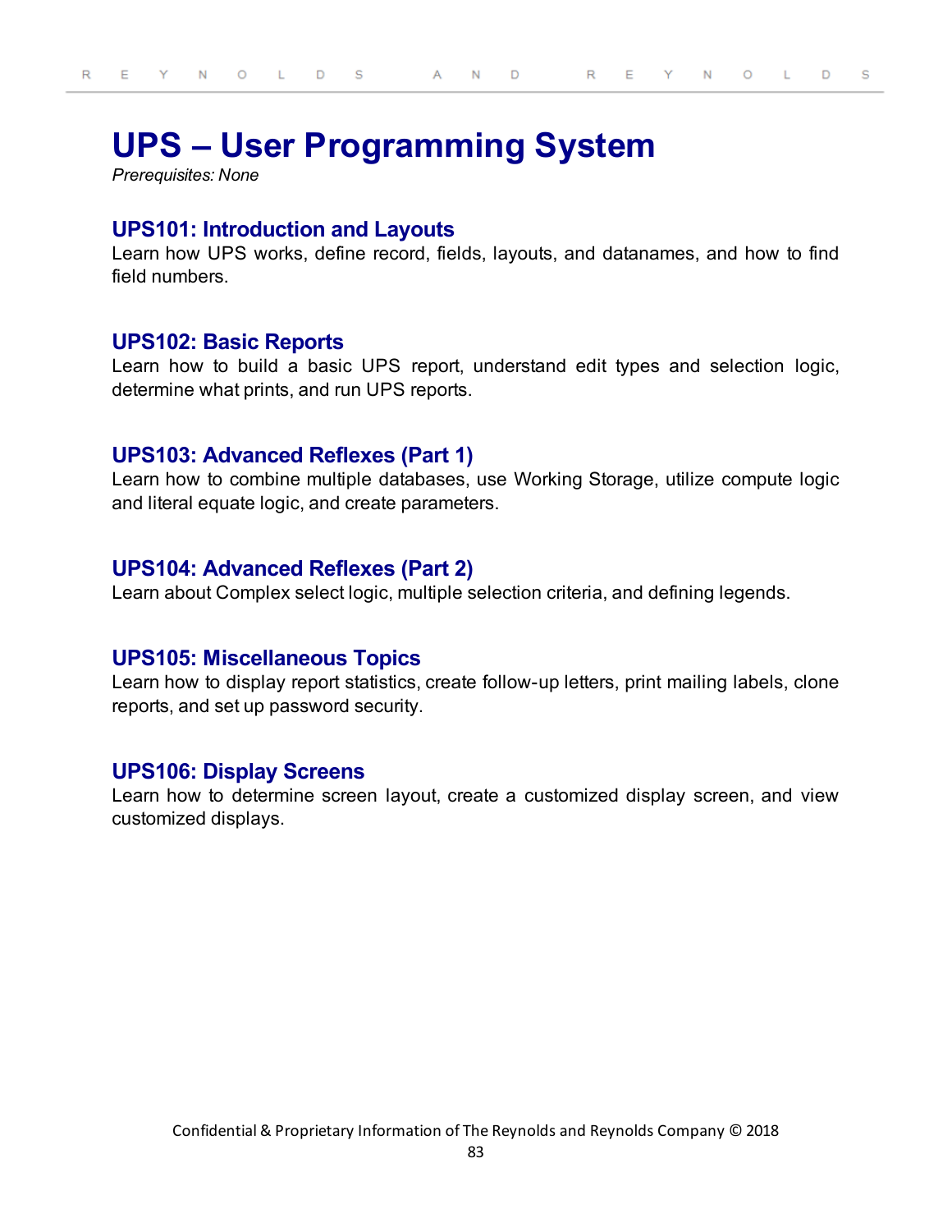# UPS – User Programming System

*Prerequisites: None*

## UPS101: Introduction and Layouts

Learn how UPS works, define record, fields, layouts, and datanames, and how to find field numbers.

## UPS102: Basic Reports

Learn how to build a basic UPS report, understand edit types and selection logic, determine what prints, and run UPS reports.

## UPS103: Advanced Reflexes (Part 1)

Learn how to combine multiple databases, use Working Storage, utilize compute logic and literal equate logic, and create parameters.

## UPS104: Advanced Reflexes (Part 2)

Learn about Complex select logic, multiple selection criteria, and defining legends.

## UPS105: Miscellaneous Topics

Learn how to display report statistics, create follow-up letters, print mailing labels, clone reports, and set up password security.

## UPS106: Display Screens

Learn how to determine screen layout, create a customized display screen, and view customized displays.